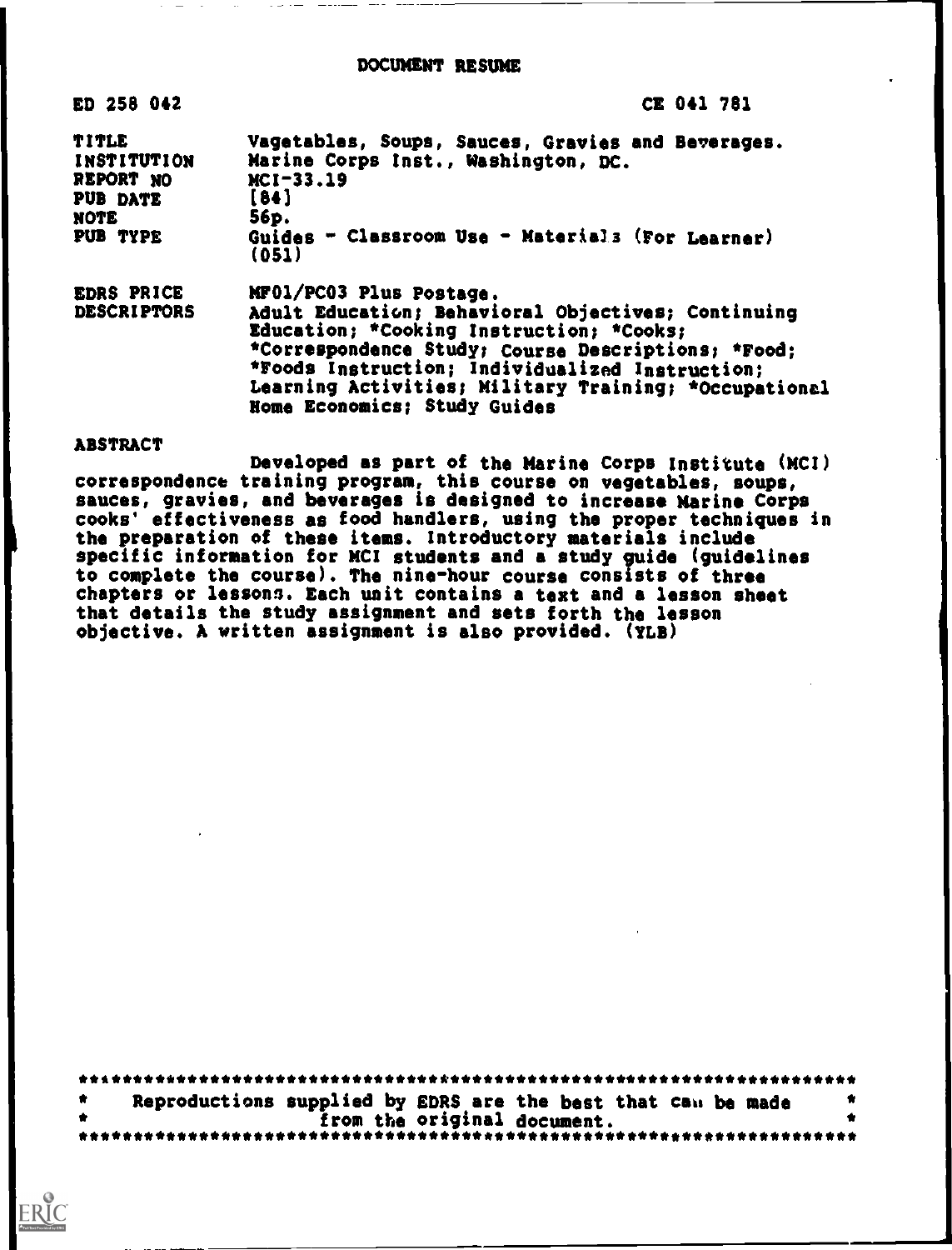# DOCUMENT RESUME

| | | |
|---|---|---|
| ED 258 042 | | CE 041 781 |

| | |
|---|---|
| TITLE | Vegetables, Soups, Sauces, Gravies and Beverages. |
| INSTITUTION | Marine Corps Inst., Washington, DC. |
| REPORT NO | MCI-33.19 |
| PUB DATE | [84] |
| NOTE | 56p. |
| PUB TYPE | Guides - Classroom Use - Materials (For Learner) (051) |
| EDRS PRICE | MF01/PC03 Plus Postage. |
| DESCRIPTORS | Adult Education; Behavioral Objectives; Continuing Education; *Cooking Instruction; *Cooks; *Correspondence Study; Course Descriptions; *Food; *Foods Instruction; Individualized Instruction; Learning Activities; Military Training; *Occupational Home Economics; Study Guides |

**ABSTRACT**

Developed as part of the Marine Corps Institute (MCI) correspondence training program, this course on vegetables, soups, sauces, gravies, and beverages is designed to increase Marine Corps cooks' effectiveness as food handlers, using the proper techniques in the preparation of these items. Introductory materials include specific information for MCI students and a study guide (guidelines to complete the course). The nine-hour course consists of three chapters or lessons. Each unit contains a text and a lesson sheet that details the study assignment and sets forth the lesson objective. A written assignment is also provided. (YLB)

***********************************************************************
* Reproductions supplied by EDRS are the best that can be made *
* from the original document. *
***********************************************************************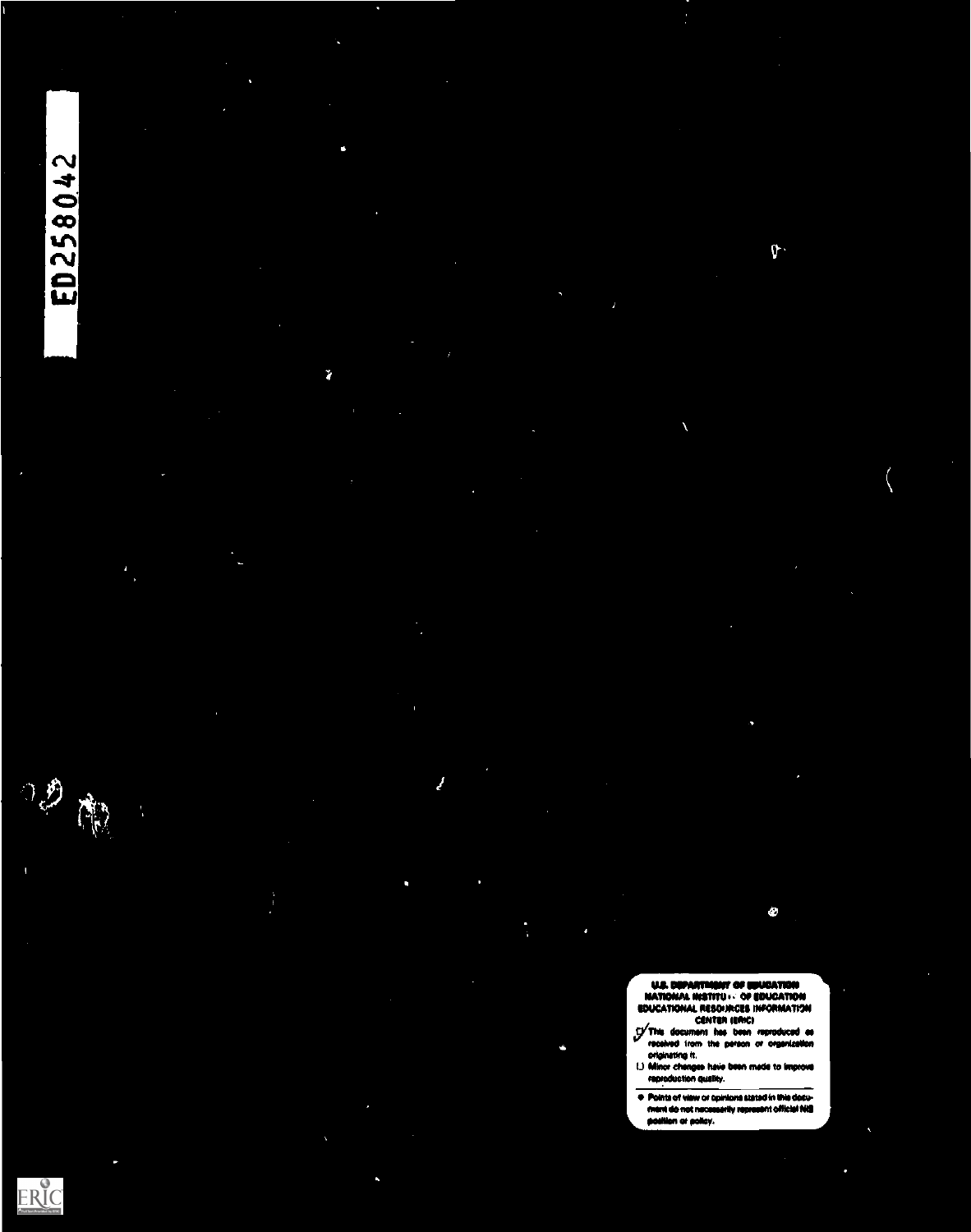ED258042

U.S. DEPARTMENT OF EDUCATION
NATIONAL INSTITUTE OF EDUCATION
EDUCATIONAL RESOURCES INFORMATION CENTER (ERIC)

- This document has been reproduced as received from the person or organization originating it.
- Minor changes have been made to improve reproduction quality.

- Points of view or opinions stated in this document do not necessarily represent official NIE position or policy.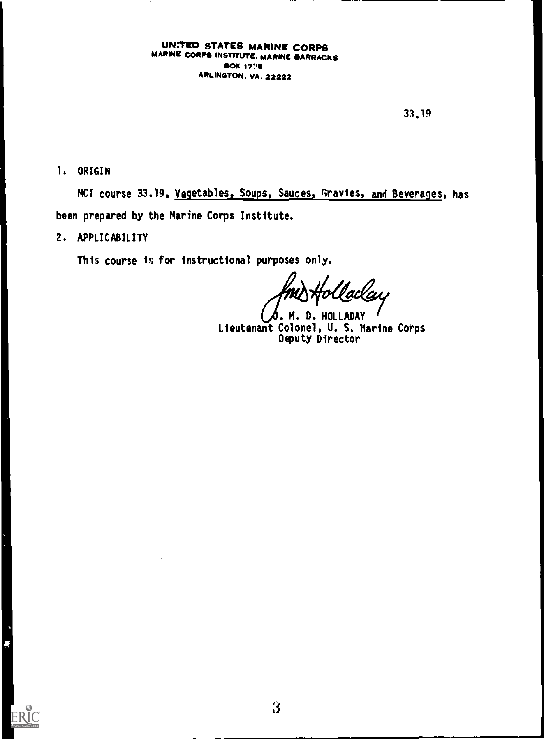UNITED STATES MARINE CORPS
MARINE CORPS INSTITUTE, MARINE BARRACKS
BOX 1775
ARLINGTON, VA. 22222

33.19

1. ORIGIN

MCI course 33.19, Vegetables, Soups, Sauces, Gravies, and Beverages, has been prepared by the Marine Corps Institute.

2. APPLICABILITY

This course is for instructional purposes only.

J. M. D. HOLLADAY
Lieutenant Colonel, U. S. Marine Corps
Deputy Director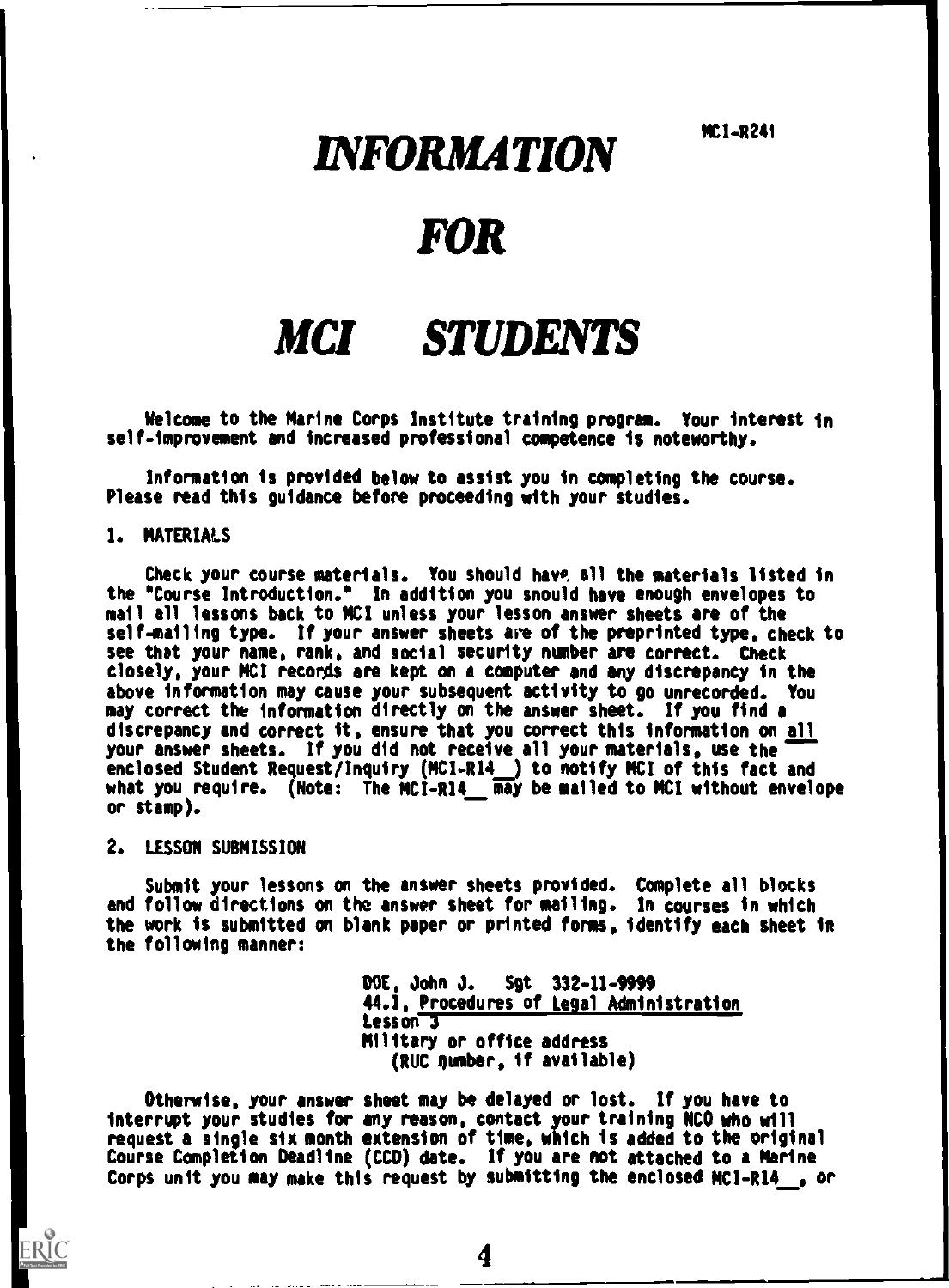MCI-R241

# *INFORMATION*

# *FOR*

# *MCI STUDENTS*

Welcome to the Marine Corps Institute training program. Your interest in self-improvement and increased professional competence is noteworthy.

Information is provided below to assist you in completing the course. Please read this guidance before proceeding with your studies.

## 1. MATERIALS

Check your course materials. You should have all the materials listed in the "Course Introduction." In addition you should have enough envelopes to mail all lessons back to MCI unless your lesson answer sheets are of the self-mailing type. If your answer sheets are of the preprinted type, check to see that your name, rank, and social security number are correct. Check closely, your MCI records are kept on a computer and any discrepancy in the above information may cause your subsequent activity to go unrecorded. You may correct the information directly on the answer sheet. If you find a discrepancy and correct it, ensure that you correct this information on <u>all</u> your answer sheets. If you did not receive all your materials, use the enclosed Student Request/Inquiry (MCI-R14__) to notify MCI of this fact and what you require. (Note: The MCI-R14__ may be mailed to MCI without envelope or stamp).

## 2. LESSON SUBMISSION

Submit your lessons on the answer sheets provided. Complete all blocks and follow directions on the answer sheet for mailing. In courses in which the work is submitted on blank paper or printed forms, identify each sheet in the following manner:

> DOE, John J. Sgt 332-11-9999
> <u>44.1, Procedures of Legal Administration</u>
> <u>Lesson 3</u>
> Military or office address
> (RUC number, if available)

Otherwise, your answer sheet may be delayed or lost. If you have to interrupt your studies for any reason, contact your training NCO who will request a single six month extension of time, which is added to the original Course Completion Deadline (CCD) date. If you are not attached to a Marine Corps unit you may make this request by submitting the enclosed MCI-R14__, or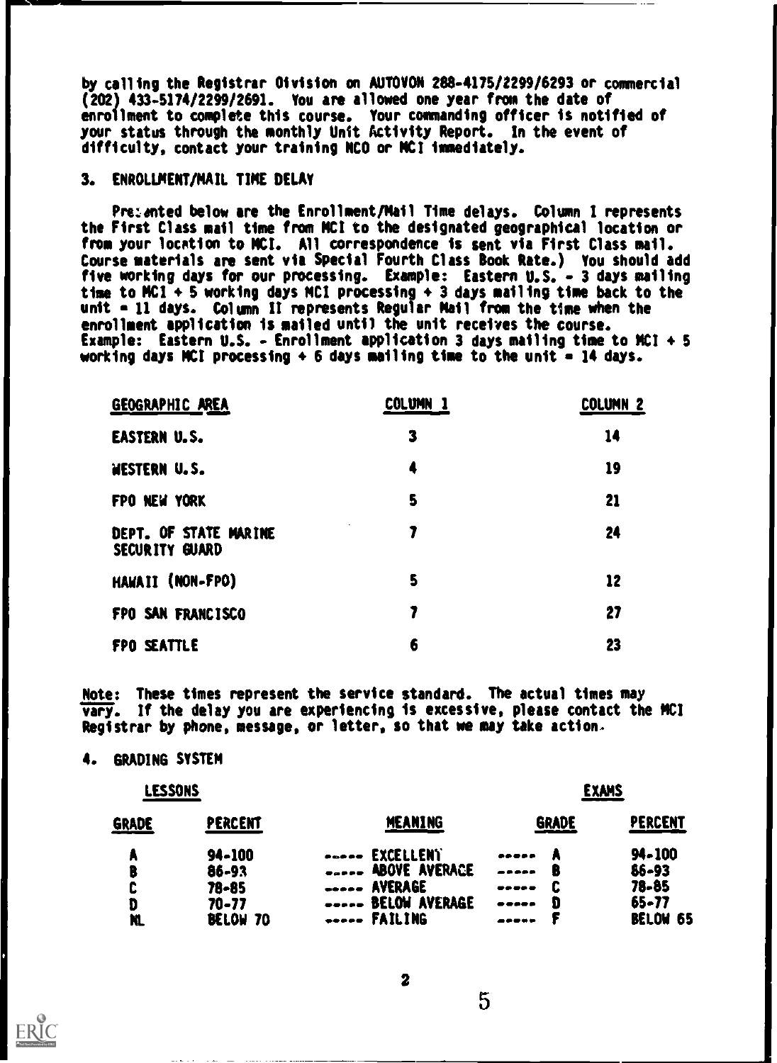by calling the Registrar Division on AUTOVON 288-4175/2299/6293 or commercial (202) 433-5174/2299/2691. You are allowed one year from the date of enrollment to complete this course. Your commanding officer is notified of your status through the monthly Unit Activity Report. In the event of difficulty, contact your training NCO or MCI immediately.

3. ENROLLMENT/MAIL TIME DELAY

Presented below are the Enrollment/Mail Time delays. Column I represents the First Class mail time from MCI to the designated geographical location or from your location to MCI. All correspondence is sent via First Class mail. Course materials are sent via Special Fourth Class Book Rate.) You should add five working days for our processing. Example: Eastern U.S. - 3 days mailing time to MCI + 5 working days MCI processing + 3 days mailing time back to the unit = 11 days. Column II represents Regular Mail from the time when the enrollment application is mailed until the unit receives the course. Example: Eastern U.S. - Enrollment application 3 days mailing time to MCI + 5 working days MCI processing + 6 days mailing time to the unit = 14 days.

| GEOGRAPHIC AREA | COLUMN 1 | COLUMN 2 |
|---|---|---|
| EASTERN U.S. | 3 | 14 |
| WESTERN U.S. | 4 | 19 |
| FPO NEW YORK | 5 | 21 |
| DEPT. OF STATE MARINE SECURITY GUARD | 7 | 24 |
| HAWAII (NON-FPO) | 5 | 12 |
| FPO SAN FRANCISCO | 7 | 27 |
| FPO SEATTLE | 6 | 23 |

Note: These times represent the service standard. The actual times may vary. If the delay you are experiencing is excessive, please contact the MCI Registrar by phone, message, or letter, so that we may take action.

4. GRADING SYSTEM

| LESSONS | | | EXAMS | |
|---|---|---|---|---|
| GRADE | PERCENT | MEANING | GRADE | PERCENT |
| A | 94-100 | ----- EXCELLENT ----- | A | 94-100 |
| B | 86-93 | ----- ABOVE AVERAGE ----- | B | 86-93 |
| C | 78-85 | ----- AVERAGE ----- | C | 78-85 |
| D | 70-77 | ----- BELOW AVERAGE ----- | D | 65-77 |
| NL | BELOW 70 | ----- FAILING ----- | F | BELOW 65 |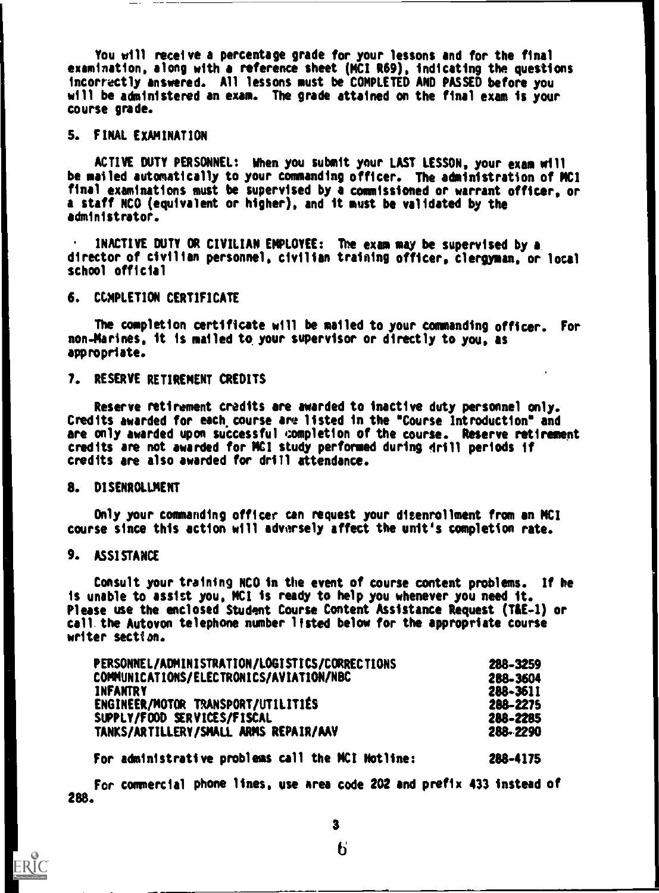You will receive a percentage grade for your lessons and for the final examination, along with a reference sheet (MCI R69), indicating the questions incorrectly answered. All lessons must be COMPLETED AND PASSED before you will be administered an exam. The grade attained on the final exam is your course grade.

## 5. FINAL EXAMINATION

ACTIVE DUTY PERSONNEL: When you submit your LAST LESSON, your exam will be mailed automatically to your commanding officer. The administration of MCI final examinations must be supervised by a commissioned or warrant officer, or a staff NCO (equivalent or higher), and it must be validated by the administrator.

INACTIVE DUTY OR CIVILIAN EMPLOYEE: The exam may be supervised by a director of civilian personnel, civilian training officer, clergyman, or local school official

## 6. COMPLETION CERTIFICATE

The completion certificate will be mailed to your commanding officer. For non-Marines, it is mailed to your supervisor or directly to you, as appropriate.

## 7. RESERVE RETIREMENT CREDITS

Reserve retirement credits are awarded to inactive duty personnel only. Credits awarded for each course are listed in the "Course Introduction" and are only awarded upon successful completion of the course. Reserve retirement credits are not awarded for MCI study performed during drill periods if credits are also awarded for drill attendance.

## 8. DISENROLLMENT

Only your commanding officer can request your disenrollment from an MCI course since this action will adversely affect the unit's completion rate.

## 9. ASSISTANCE

Consult your training NCO in the event of course content problems. If he is unable to assist you, MCI is ready to help you whenever you need it. Please use the enclosed Student Course Content Assistance Request (T&E-1) or call the Autovon telephone number listed below for the appropriate course writer section.

| | |
|---|---|
| PERSONNEL/ADMINISTRATION/LOGISTICS/CORRECTIONS | 288-3259 |
| COMMUNICATIONS/ELECTRONICS/AVIATION/NBC | 288-3604 |
| INFANTRY | 288-3611 |
| ENGINEER/MOTOR TRANSPORT/UTILITIES | 288-2275 |
| SUPPLY/FOOD SERVICES/FISCAL | 288-2285 |
| TANKS/ARTILLERY/SMALL ARMS REPAIR/AAV | 288-2290 |
| For administrative problems call the MCI Hotline: | 288-4175 |

For commercial phone lines, use area code 202 and prefix 433 instead of 288.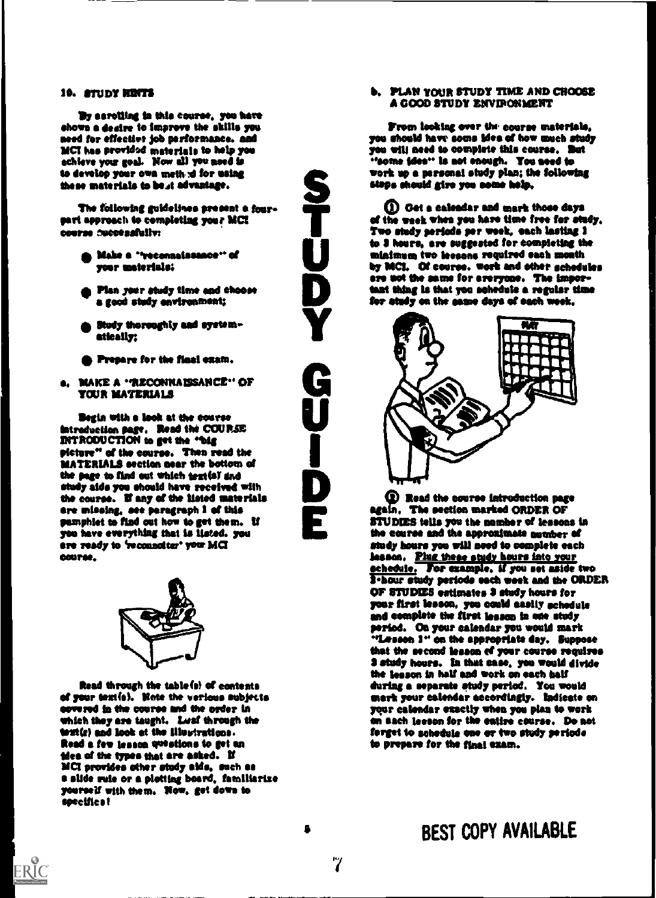## 10. STUDY HINTS

By enrolling in this course, you have shown a desire to improve the skills you need for effective job performance, and MCI has provided materials to help you achieve your goal. Now all you need is to develop your own method for using these materials to best advantage.

The following guidelines present a four-part approach to completing your MCI course successfully:

- Make a "reconnaissance" of your materials;
- Plan your study time and choose a good study environment;
- Study thoroughly and systematically;
- Prepare for the final exam.

### a. MAKE A "RECONNAISSANCE" OF YOUR MATERIALS

Begin with a look at the course introduction page. Read the COURSE INTRODUCTION to get the "big picture" of the course. Then read the MATERIALS section near the bottom of the page to find out which text(s) and study aids you should have received with the course. If any of the listed materials are missing, see paragraph 1 of this pamphlet to find out how to get them. If you have everything that is listed, you are ready to 'reconnoiter' your MCI course.

Read through the table(s) of contents of your text(s). Note the various subjects covered in the course and the order in which they are taught. Leaf through the text(s) and look at the illustrations. Read a few lesson questions to get an idea of the types that are asked. If MCI provides other study aids, such as a slide rule or a plotting board, familiarize yourself with them. Now, get down to specifics!

# STUDY GUIDE

### b. PLAN YOUR STUDY TIME AND CHOOSE A GOOD STUDY ENVIRONMENT

From looking over the course materials, you should have some idea of how much study you will need to complete this course. But "some idea" is not enough. You need to work up a personal study plan; the following steps should give you some help.

(1) Get a calendar and mark those days of the week when you have time free for study. Two study periods per week, each lasting 1 to 3 hours, are suggested for completing the minimum two lessons required each month by MCI. Of course, work and other schedules are not the same for everyone. The important thing is that you schedule a regular time for study on the same days of each week.

(2) Read the course introduction page again. The section marked ORDER OF STUDIES tells you the number of lessons in the course and the approximate number of study hours you will need to complete each lesson. Plug these study hours into your schedule. For example, if you set aside two 3-hour study periods each week and the ORDER OF STUDIES estimates 3 study hours for your first lesson, you could easily schedule and complete the first lesson in one study period. On your calendar you would mark "Lesson 1" on the appropriate day. Suppose that the second lesson of your course requires 3 study hours. In that case, you would divide the lesson in half and work on each half during a separate study period. You would mark your calendar accordingly. Indicate on your calendar exactly when you plan to work on each lesson for the entire course. Do not forget to schedule one or two study periods to prepare for the final exam.

BEST COPY AVAILABLE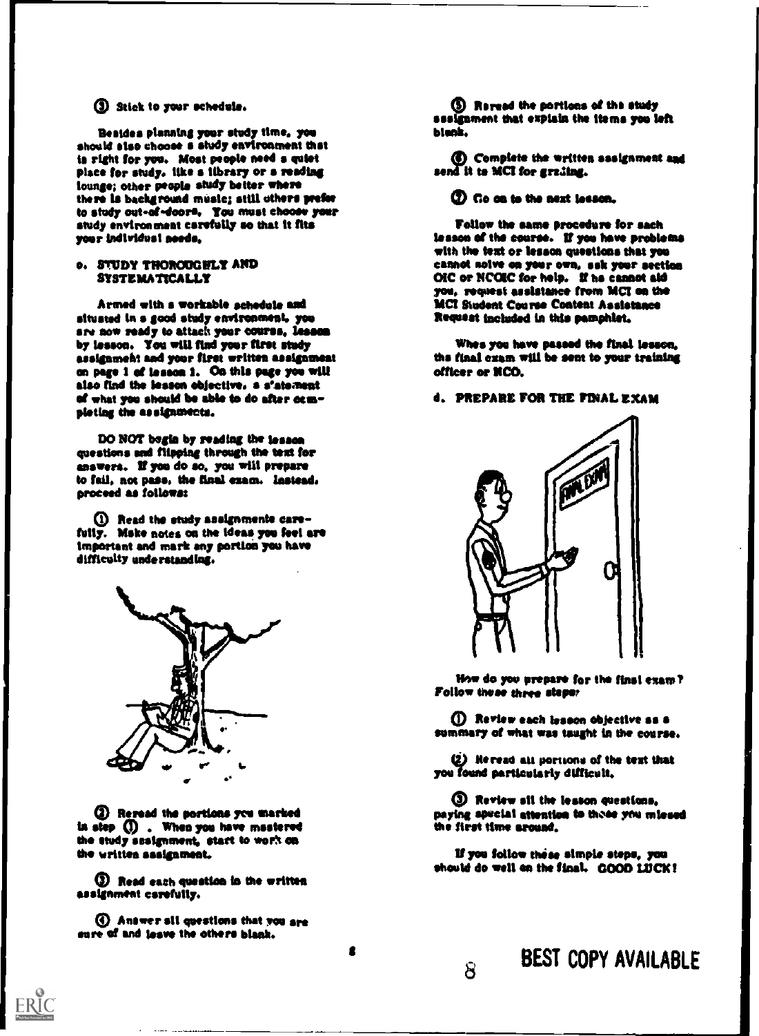③ Stick to your schedule.

Besides planning your study time, you should also choose a study environment that is right for you. Most people need a quiet place for study, like a library or a reading lounge; other people study better where there is background music; still others prefer to study out-of-doors. You must choose your study environment carefully so that it fits your individual needs.

## c. STUDY THOROUGHLY AND SYSTEMATICALLY

Armed with a workable schedule and situated in a good study environment, you are now ready to attack your course, lesson by lesson. You will find your first study assignment and your first written assignment on page 1 of lesson 1. On this page you will also find the lesson objective, a statement of what you should be able to do after completing the assignments.

DO NOT begin by reading the lesson questions and flipping through the text for answers. If you do so, you will prepare to fail, not pass, the final exam. Instead, proceed as follows:

① Read the study assignments carefully. Make notes on the ideas you feel are important and mark any portion you have difficulty understanding.

② Reread the portions you marked in step ①. When you have mastered the study assignment, start to work on the written assignment.

③ Read each question in the written assignment carefully.

④ Answer all questions that you are sure of and leave the others blank.

⑤ Reread the portions of the study assignment that explain the items you left blank.

⑥ Complete the written assignment and send it to MCI for grading.

⑦ Go on to the next lesson.

Follow the same procedure for each lesson of the course. If you have problems with the text or lesson questions that you cannot solve on your own, ask your section OIC or NCOIC for help. If he cannot aid you, request assistance from MCI on the MCI Student Course Content Assistance Request included in this pamphlet.

When you have passed the final lesson, the final exam will be sent to your training officer or NCO.

## d. PREPARE FOR THE FINAL EXAM

FINAL EXAM

How do you prepare for the final exam? Follow these three steps:

① Review each lesson objective as a summary of what was taught in the course.

② Reread all portions of the text that you found particularly difficult.

③ Review all the lesson questions, paying special attention to those you missed the first time around.

If you follow these simple steps, you should do well on the final. GOOD LUCK!

BEST COPY AVAILABLE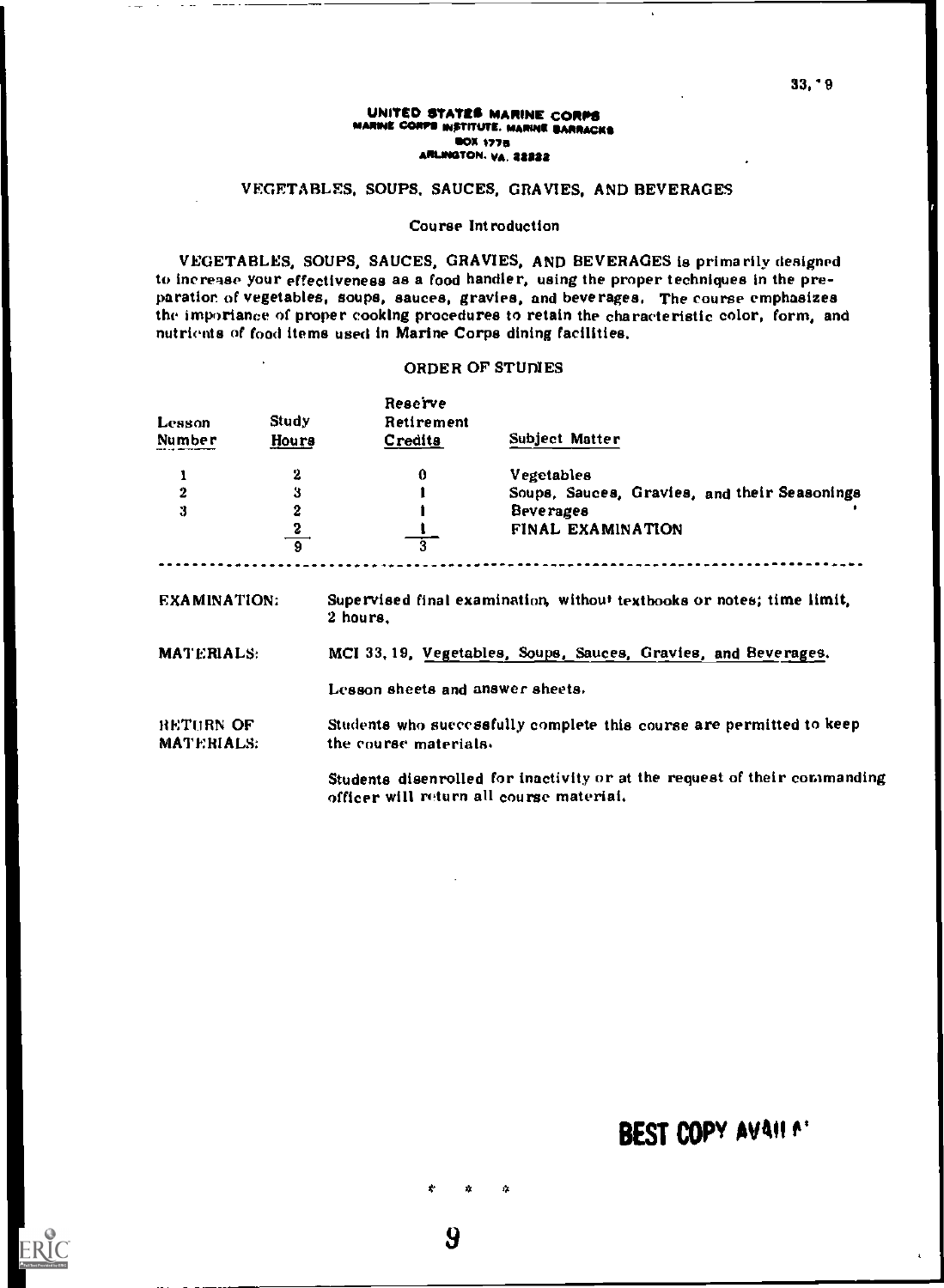UNITED STATES MARINE CORPS
MARINE CORPS INSTITUTE, MARINE BARRACKS
BOX 1775
ARLINGTON, VA. 22222

# VEGETABLES, SOUPS, SAUCES, GRAVIES, AND BEVERAGES

## Course Introduction

VEGETABLES, SOUPS, SAUCES, GRAVIES, AND BEVERAGES is primarily designed to increase your effectiveness as a food handler, using the proper techniques in the preparation of vegetables, soups, sauces, gravies, and beverages. The course emphasizes the importance of proper cooking procedures to retain the characteristic color, form, and nutrients of food items used in Marine Corps dining facilities.

## ORDER OF STUDIES

| Lesson Number | Study Hours | Reserve Retirement Credits | Subject Matter |
|---|---|---|---|
| 1 | 2 | 0 | Vegetables |
| 2 | 3 | 1 | Soups, Sauces, Gravies, and their Seasonings |
| 3 | 2 | 1 | Beverages |
| | 2 | 1 | FINAL EXAMINATION |
| | 9 | 3 | |

EXAMINATION: Supervised final examination without textbooks or notes; time limit, 2 hours.

MATERIALS: MCI 33.19, Vegetables, Soups, Sauces, Gravies, and Beverages.

Lesson sheets and answer sheets.

RETURN OF MATERIALS: Students who successfully complete this course are permitted to keep the course materials.

Students disenrolled for inactivity or at the request of their commanding officer will return all course material.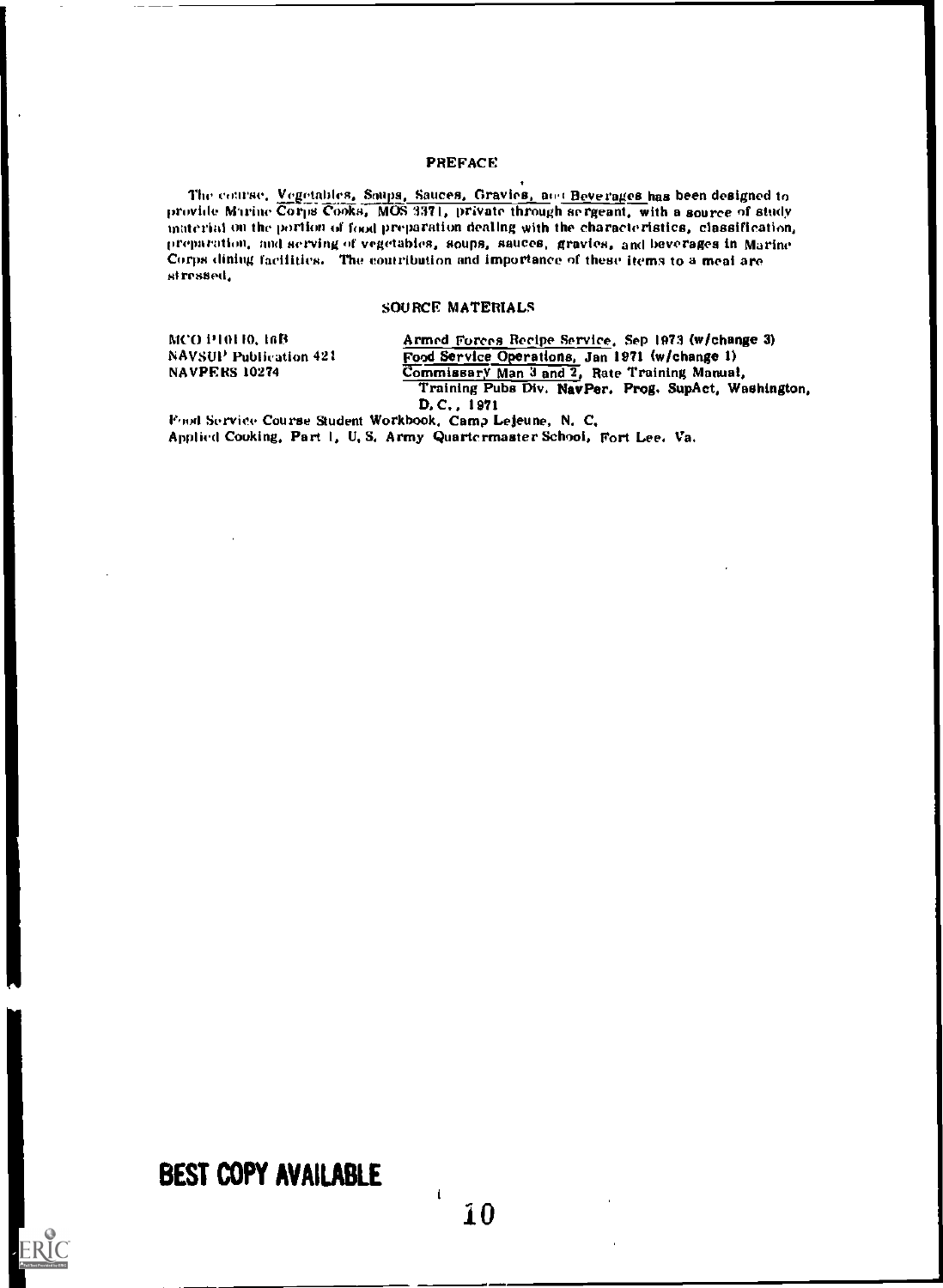## PREFACE

The course, Vegetables, Soups, Sauces, Gravies, and Beverages has been designed to provide Marine Corps Cooks, MOS 3371, private through sergeant, with a source of study material on the portion of food preparation dealing with the characteristics, classification, preparation, and serving of vegetables, soups, sauces, gravies, and beverages in Marine Corps dining facilities. The contribution and importance of these items to a meal are stressed.

## SOURCE MATERIALS

| | |
|---|---|
| MCO P10110. 16B | Armed Forces Recipe Service, Sep 1973 (w/change 3) |
| NAVSUP Publication 421 | Food Service Operations, Jan 1971 (w/change 1) |
| NAVPERS 10274 | Commissary Man 3 and 2, Rate Training Manual, Training Pubs Div. NavPer. Prog. SupAct, Washington, D.C., 1971 |

Food Service Course Student Workbook, Camp Lejeune, N. C.
Applied Cooking, Part 1, U.S. Army Quartermaster School, Fort Lee, Va.

BEST COPY AVAILABLE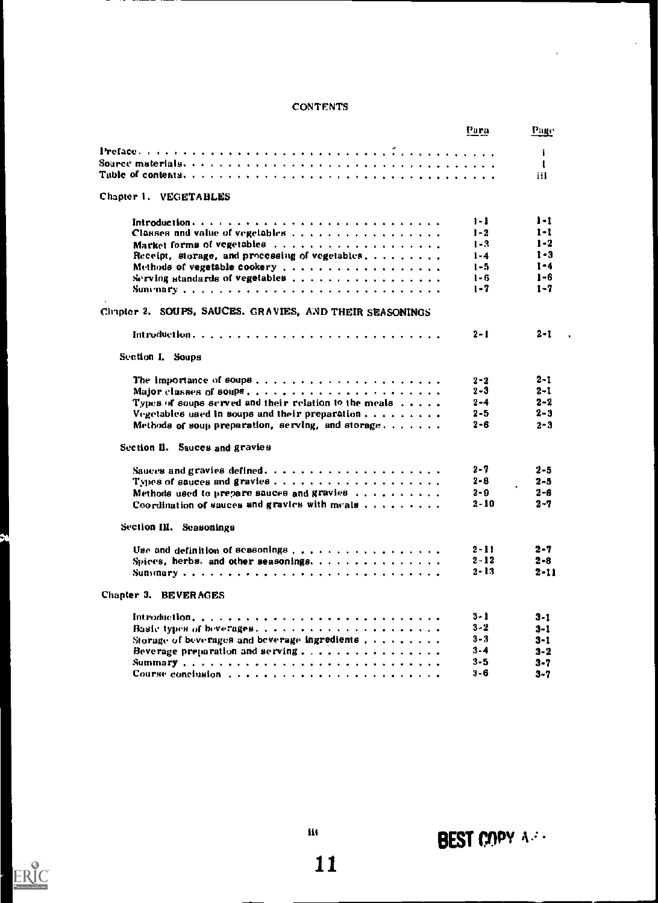# CONTENTS

| | Para | Page |
|---|---|---|
| Preface | | i |
| Source materials | | i |
| Table of contents | | iii |
| **Chapter 1. VEGETABLES** | | |
| Introduction | 1-1 | 1-1 |
| Classes and value of vegetables | 1-2 | 1-1 |
| Market forms of vegetables | 1-3 | 1-2 |
| Receipt, storage, and processing of vegetables | 1-4 | 1-3 |
| Methods of vegetable cookery | 1-5 | 1-4 |
| Serving standards of vegetables | 1-6 | 1-6 |
| Summary | 1-7 | 1-7 |
| **Chapter 2. SOUPS, SAUCES, GRAVIES, AND THEIR SEASONINGS** | | |
| Introduction | 2-1 | 2-1 |
| *Section I. Soups* | | |
| The importance of soups | 2-2 | 2-1 |
| Major classes of soups | 2-3 | 2-1 |
| Types of soups served and their relation to the meals | 2-4 | 2-2 |
| Vegetables used in soups and their preparation | 2-5 | 2-3 |
| Methods of soup preparation, serving, and storage | 2-6 | 2-3 |
| *Section II. Sauces and gravies* | | |
| Sauces and gravies defined | 2-7 | 2-5 |
| Types of sauces and gravies | 2-8 | 2-5 |
| Methods used to prepare sauces and gravies | 2-9 | 2-6 |
| Coordination of sauces and gravies with meals | 2-10 | 2-7 |
| *Section III. Seasonings* | | |
| Use and definition of seasonings | 2-11 | 2-7 |
| Spices, herbs, and other seasonings | 2-12 | 2-8 |
| Summary | 2-13 | 2-11 |
| **Chapter 3. BEVERAGES** | | |
| Introduction | 3-1 | 3-1 |
| Basic types of beverages | 3-2 | 3-1 |
| Storage of beverages and beverage ingredients | 3-3 | 3-1 |
| Beverage preparation and serving | 3-4 | 3-2 |
| Summary | 3-5 | 3-7 |
| Course conclusion | 3-6 | 3-7 |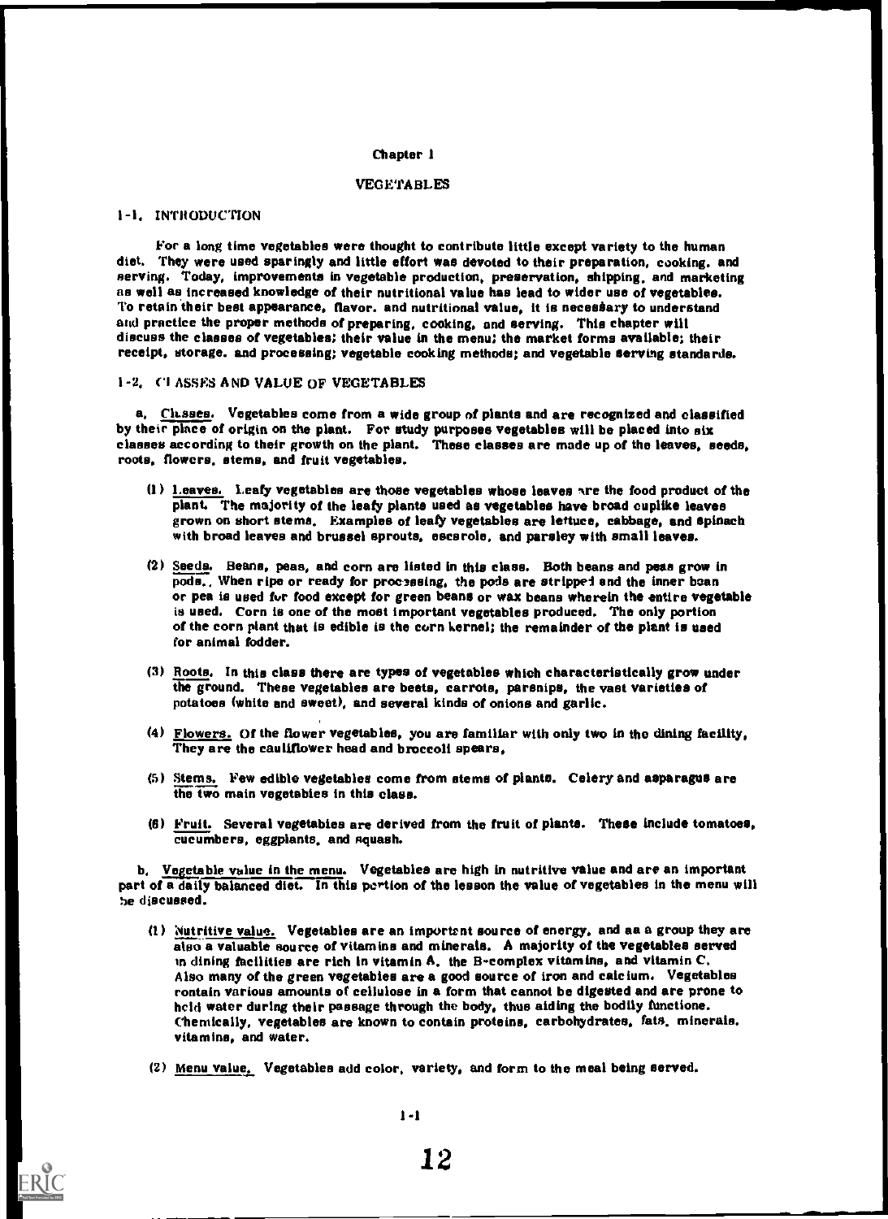# Chapter 1

## VEGETABLES

### 1-1. INTRODUCTION

For a long time vegetables were thought to contribute little except variety to the human diet. They were used sparingly and little effort was devoted to their preparation, cooking, and serving. Today, improvements in vegetable production, preservation, shipping, and marketing as well as increased knowledge of their nutritional value has lead to wider use of vegetables. To retain their best appearance, flavor, and nutritional value, it is necessary to understand and practice the proper methods of preparing, cooking, and serving. This chapter will discuss the classes of vegetables; their value in the menu; the market forms available; their receipt, storage, and processing; vegetable cooking methods; and vegetable serving standards.

### 1-2. CLASSES AND VALUE OF VEGETABLES

a. Classes. Vegetables come from a wide group of plants and are recognized and classified by their place of origin on the plant. For study purposes vegetables will be placed into six classes according to their growth on the plant. These classes are made up of the leaves, seeds, roots, flowers, stems, and fruit vegetables.

(1) Leaves. Leafy vegetables are those vegetables whose leaves are the food product of the plant. The majority of the leafy plants used as vegetables have broad cuplike leaves grown on short stems. Examples of leafy vegetables are lettuce, cabbage, and spinach with broad leaves and brussel sprouts, escarole, and parsley with small leaves.

(2) Seeds. Beans, peas, and corn are listed in this class. Both beans and peas grow in pods. When ripe or ready for processing, the pods are stripped and the inner bean or pea is used for food except for green beans or wax beans wherein the entire vegetable is used. Corn is one of the most important vegetables produced. The only portion of the corn plant that is edible is the corn kernel; the remainder of the plant is used for animal fodder.

(3) Roots. In this class there are types of vegetables which characteristically grow under the ground. These vegetables are beets, carrots, parsnips, the vast varieties of potatoes (white and sweet), and several kinds of onions and garlic.

(4) Flowers. Of the flower vegetables, you are familiar with only two in the dining facility, They are the cauliflower head and broccoli spears,

(5) Stems. Few edible vegetables come from stems of plants. Celery and asparagus are the two main vegetables in this class.

(6) Fruit. Several vegetables are derived from the fruit of plants. These include tomatoes, cucumbers, eggplants, and squash.

b. Vegetable value in the menu. Vegetables are high in nutritive value and are an important part of a daily balanced diet. In this portion of the lesson the value of vegetables in the menu will be discussed.

(1) Nutritive value. Vegetables are an important source of energy, and as a group they are also a valuable source of vitamins and minerals. A majority of the vegetables served in dining facilities are rich in vitamin A, the B-complex vitamins, and vitamin C. Also many of the green vegetables are a good source of iron and calcium. Vegetables contain various amounts of cellulose in a form that cannot be digested and are prone to hold water during their passage through the body, thus aiding the bodily functions. Chemically, vegetables are known to contain proteins, carbohydrates, fats, minerals, vitamins, and water.

(2) Menu value. Vegetables add color, variety, and form to the meal being served.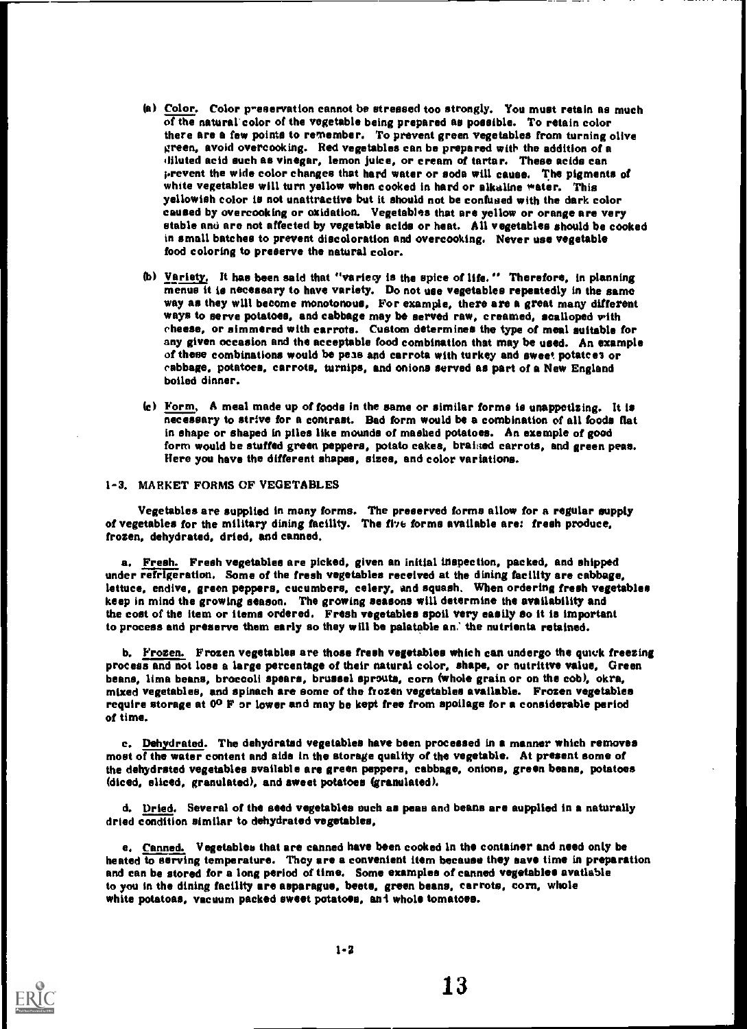(a) Color. Color preservation cannot be stressed too strongly. You must retain as much of the natural color of the vegetable being prepared as possible. To retain color there are a few points to remember. To prevent green vegetables from turning olive green, avoid overcooking. Red vegetables can be prepared with the addition of a diluted acid such as vinegar, lemon juice, or cream of tartar. These acids can prevent the wide color changes that hard water or soda will cause. The pigments of white vegetables will turn yellow when cooked in hard or alkaline water. This yellowish color is not unattractive but it should not be confused with the dark color caused by overcooking or oxidation. Vegetables that are yellow or orange are very stable and are not affected by vegetable acids or heat. All vegetables should be cooked in small batches to prevent discoloration and overcooking. Never use vegetable food coloring to preserve the natural color.

(b) Variety. It has been said that "variety is the spice of life." Therefore, in planning menus it is necessary to have variety. Do not use vegetables repeatedly in the same way as they will become monotonous. For example, there are a great many different ways to serve potatoes, and cabbage may be served raw, creamed, scalloped with cheese, or simmered with carrots. Custom determines the type of meal suitable for any given occasion and the acceptable food combination that may be used. An example of these combinations would be peas and carrots with turkey and sweet potatoes or cabbage, potatoes, carrots, turnips, and onions served as part of a New England boiled dinner.

(c) Form. A meal made up of foods in the same or similar forms is unappetizing. It is necessary to strive for a contrast. Bad form would be a combination of all foods flat in shape or shaped in piles like mounds of mashed potatoes. An example of good form would be stuffed green peppers, potato cakes, braised carrots, and green peas. Here you have the different shapes, sizes, and color variations.

## 1-3. MARKET FORMS OF VEGETABLES

Vegetables are supplied in many forms. The preserved forms allow for a regular supply of vegetables for the military dining facility. The five forms available are: fresh produce, frozen, dehydrated, dried, and canned.

a. Fresh. Fresh vegetables are picked, given an initial inspection, packed, and shipped under refrigeration. Some of the fresh vegetables received at the dining facility are cabbage, lettuce, endive, green peppers, cucumbers, celery, and squash. When ordering fresh vegetables keep in mind the growing season. The growing seasons will determine the availability and the cost of the item or items ordered. Fresh vegetables spoil very easily so it is important to process and preserve them early so they will be palatable and the nutrients retained.

b. Frozen. Frozen vegetables are those fresh vegetables which can undergo the quick freezing process and not lose a large percentage of their natural color, shape, or nutritive value. Green beans, lima beans, broccoli spears, brussel sprouts, corn (whole grain or on the cob), okra, mixed vegetables, and spinach are some of the frozen vegetables available. Frozen vegetables require storage at 0° F or lower and may be kept free from spoilage for a considerable period of time.

c. Dehydrated. The dehydrated vegetables have been processed in a manner which removes most of the water content and aids in the storage quality of the vegetable. At present some of the dehydrated vegetables available are green peppers, cabbage, onions, green beans, potatoes (diced, sliced, granulated), and sweet potatoes (granulated).

d. Dried. Several of the seed vegetables such as peas and beans are supplied in a naturally dried condition similar to dehydrated vegetables.

e. Canned. Vegetables that are canned have been cooked in the container and need only be heated to serving temperature. They are a convenient item because they save time in preparation and can be stored for a long period of time. Some examples of canned vegetables available to you in the dining facility are asparagus, beets, green beans, carrots, corn, whole white potatoes, vacuum packed sweet potatoes, and whole tomatoes.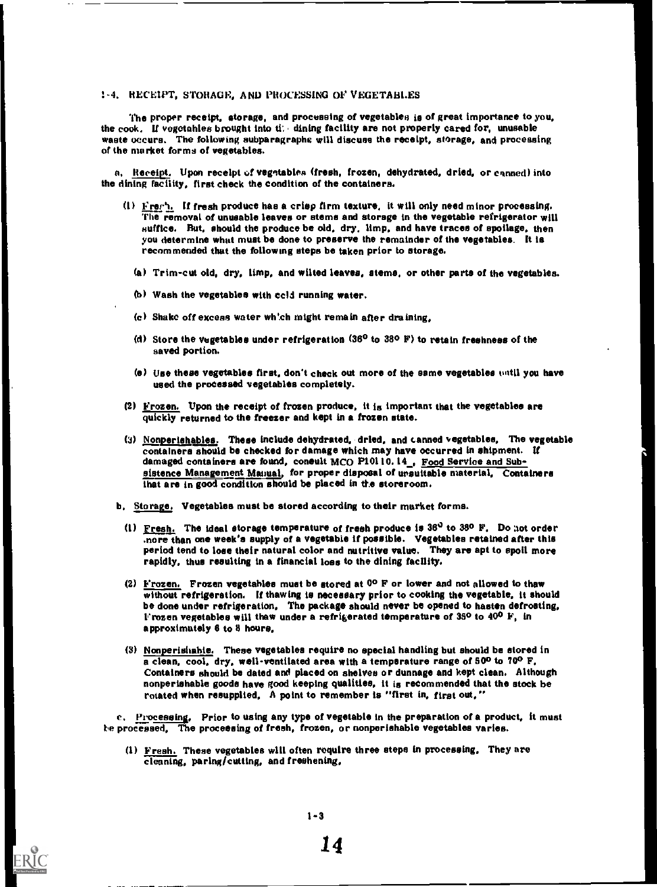## 1-4. RECEIPT, STORAGE, AND PROCESSING OF VEGETABLES

The proper receipt, storage, and processing of vegetables is of great importance to you, the cook. If vegetables brought into the dining facility are not properly cared for, unusable waste occurs. The following subparagraphs will discuss the receipt, storage, and processing of the market forms of vegetables.

a. Receipt. Upon receipt of vegetables (fresh, frozen, dehydrated, dried, or canned) into the dining facility, first check the condition of the containers.

(1) Fresh. If fresh produce has a crisp firm texture, it will only need minor processing. The removal of unusable leaves or stems and storage in the vegetable refrigerator will suffice. But, should the produce be old, dry, limp, and have traces of spoilage, then you determine what must be done to preserve the remainder of the vegetables. It is recommended that the following steps be taken prior to storage.

(a) Trim-cut old, dry, limp, and wilted leaves, stems, or other parts of the vegetables.

(b) Wash the vegetables with cold running water.

(c) Shake off excess water which might remain after draining.

(d) Store the vegetables under refrigeration (36° to 38° F) to retain freshness of the saved portion.

(e) Use these vegetables first, don't check out more of the same vegetables until you have used the processed vegetables completely.

(2) Frozen. Upon the receipt of frozen produce, it is important that the vegetables are quickly returned to the freezer and kept in a frozen state.

(3) Nonperishables. These include dehydrated, dried, and canned vegetables. The vegetable containers should be checked for damage which may have occurred in shipment. If damaged containers are found, consult MCO P10110.14_, Food Service and Subsistence Management Manual, for proper disposal of unsuitable material. Containers that are in good condition should be placed in the storeroom.

b. Storage. Vegetables must be stored according to their market forms.

(1) Fresh. The ideal storage temperature of fresh produce is 36° to 38° F. Do not order more than one week's supply of a vegetable if possible. Vegetables retained after this period tend to lose their natural color and nutritive value. They are apt to spoil more rapidly, thus resulting in a financial loss to the dining facility.

(2) Frozen. Frozen vegetables must be stored at 0° F or lower and not allowed to thaw without refrigeration. If thawing is necessary prior to cooking the vegetable, it should be done under refrigeration. The package should never be opened to hasten defrosting. Frozen vegetables will thaw under a refrigerated temperature of 35° to 40° F, in approximately 6 to 8 hours.

(3) Nonperishable. These vegetables require no special handling but should be stored in a clean, cool, dry, well-ventilated area with a temperature range of 50° to 70° F. Containers should be dated and placed on shelves or dunnage and kept clean. Although nonperishable goods have good keeping qualities, it is recommended that the stock be rotated when resupplied. A point to remember is "first in, first out."

c. Processing. Prior to using any type of vegetable in the preparation of a product, it must be processed. The processing of fresh, frozen, or nonperishable vegetables varies.

(1) Fresh. These vegetables will often require three steps in processing. They are cleaning, paring/cutting, and freshening.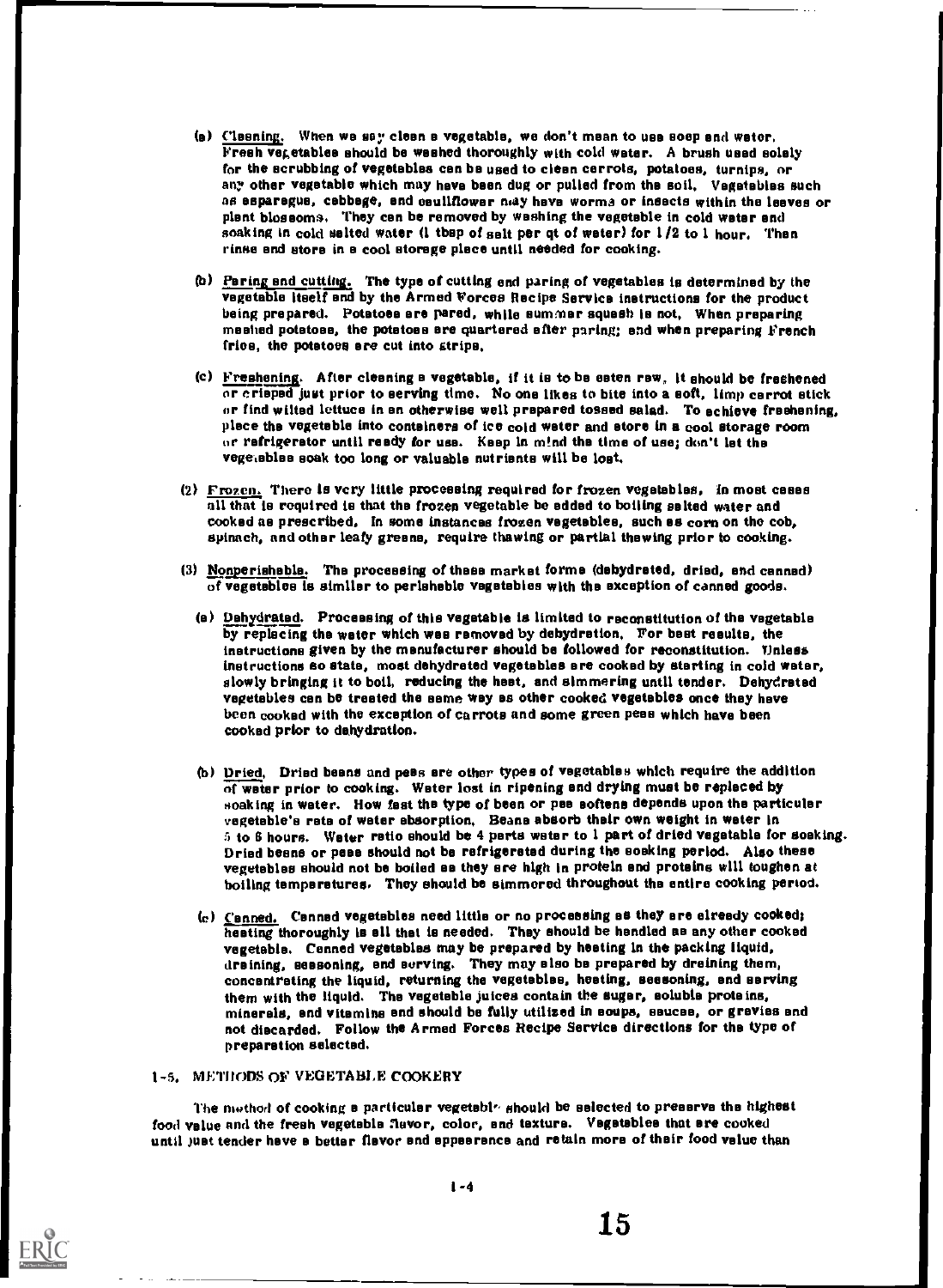(a) Cleaning. When we say clean a vegetable, we don't mean to use soap and water. Fresh vegetables should be washed thoroughly with cold water. A brush used solely for the scrubbing of vegetables can be used to clean carrots, potatoes, turnips, or any other vegetable which may have been dug or pulled from the soil. Vegetables such as asparagus, cabbage, and cauliflower may have worms or insects within the leaves or plant blossoms. They can be removed by washing the vegetable in cold water and soaking in cold salted water (1 tbsp of salt per qt of water) for 1/2 to 1 hour. Then rinse and store in a cool storage place until needed for cooking.

(b) Paring and cutting. The type of cutting and paring of vegetables is determined by the vegetable itself and by the Armed Forces Recipe Service instructions for the product being prepared. Potatoes are pared, while summer squash is not. When preparing mashed potatoes, the potatoes are quartered after paring; and when preparing French fries, the potatoes are cut into strips.

(c) Freshening. After cleaning a vegetable, if it is to be eaten raw, it should be freshened or crisped just prior to serving time. No one likes to bite into a soft, limp carrot stick or find wilted lettuce in an otherwise well prepared tossed salad. To achieve freshening, place the vegetable into containers of ice cold water and store in a cool storage room or refrigerator until ready for use. Keep in mind the time of use; don't let the vegetables soak too long or valuable nutrients will be lost.

(2) Frozen. There is very little processing required for frozen vegetables. In most cases all that is required is that the frozen vegetable be added to boiling salted water and cooked as prescribed. In some instances frozen vegetables, such as corn on the cob, spinach, and other leafy greens, require thawing or partial thawing prior to cooking.

(3) Nonperishable. The processing of these market forms (dehydrated, dried, and canned) of vegetables is similar to perishable vegetables with the exception of canned goods.

(a) Dehydrated. Processing of this vegetable is limited to reconstitution of the vegetable by replacing the water which was removed by dehydration. For best results, the instructions given by the manufacturer should be followed for reconstitution. Unless instructions so state, most dehydrated vegetables are cooked by starting in cold water, slowly bringing it to boil, reducing the heat, and simmering until tender. Dehydrated vegetables can be treated the same way as other cooked vegetables once they have been cooked with the exception of carrots and some green peas which have been cooked prior to dehydration.

(b) Dried. Dried beans and peas are other types of vegetables which require the addition of water prior to cooking. Water lost in ripening and drying must be replaced by soaking in water. How fast the type of bean or pea softens depends upon the particular vegetable's rate of water absorption. Beans absorb their own weight in water in 5 to 6 hours. Water ratio should be 4 parts water to 1 part of dried vegetable for soaking. Dried beans or peas should not be refrigerated during the soaking period. Also these vegetables should not be boiled as they are high in protein and proteins will toughen at boiling temperatures. They should be simmered throughout the entire cooking period.

(c) Canned. Canned vegetables need little or no processing as they are already cooked; heating thoroughly is all that is needed. They should be handled as any other cooked vegetable. Canned vegetables may be prepared by heating in the packing liquid, draining, seasoning, and serving. They may also be prepared by draining them, concentrating the liquid, returning the vegetables, heating, seasoning, and serving them with the liquid. The vegetable juices contain the sugar, soluble proteins, minerals, and vitamins and should be fully utilized in soups, sauces, or gravies and not discarded. Follow the Armed Forces Recipe Service directions for the type of preparation selected.

## 1-5. METHODS OF VEGETABLE COOKERY

The method of cooking a particular vegetable should be selected to preserve the highest food value and the fresh vegetable flavor, color, and texture. Vegetables that are cooked until just tender have a better flavor and appearance and retain more of their food value than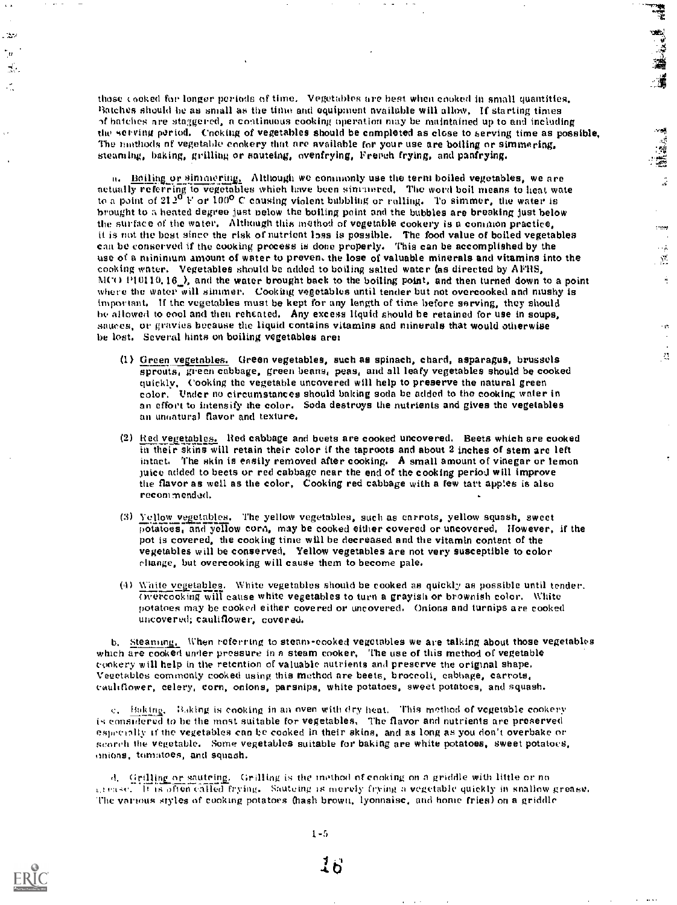those cooked for longer periods of time. Vegetables are best when cooked in small quantities. Batches should be as small as the time and equipment available will allow. If starting times of batches are staggered, a continuous cooking operation may be maintained up to and including the serving period. Cooking of vegetables should be completed as close to serving time as possible. The methods of vegetable cookery that are available for your use are boiling or simmering, steaming, baking, grilling or sauteing, ovenfrying, French frying, and panfrying.

a. Boiling or simmering. Although we commonly use the term boiled vegetables, we are actually referring to vegetables which have been simmered. The word boil means to heat wate to a point of 212° F or 100° C causing violent bubbling or rolling. To simmer, the water is brought to a heated degree just below the boiling point and the bubbles are breaking just below the surface of the water. Although this method of vegetable cookery is a common practice, it is not the best since the risk of nutrient loss is possible. The food value of boiled vegetables can be conserved if the cooking process is done properly. This can be accomplished by the use of a minimum amount of water to prevent the lose of valuable minerals and vitamins into the cooking water. Vegetables should be added to boiling salted water (as directed by AFRS, MCO P10110.16_), and the water brought back to the boiling point, and then turned down to a point where the water will simmer. Cooking vegetables until tender but not overcooked and mushy is important. If the vegetables must be kept for any length of time before serving, they should be allowed to cool and then reheated. Any excess liquid should be retained for use in soups, sauces, or gravies because the liquid contains vitamins and minerals that would otherwise be lost. Several hints on boiling vegetables are:

(1) Green vegetables. Green vegetables, such as spinach, chard, asparagus, brussels sprouts, green cabbage, green beans, peas, and all leafy vegetables should be cooked quickly. Cooking the vegetable uncovered will help to preserve the natural green color. Under no circumstances should baking soda be added to the cooking water in an effort to intensify the color. Soda destroys the nutrients and gives the vegetables an unnatural flavor and texture.

(2) Red vegetables. Red cabbage and beets are cooked uncovered. Beets which are cooked in their skins will retain their color if the taproots and about 2 inches of stem are left intact. The skin is easily removed after cooking. A small amount of vinegar or lemon juice added to beets or red cabbage near the end of the cooking period will improve the flavor as well as the color. Cooking red cabbage with a few tart apples is also recommended.

(3) Yellow vegetables. The yellow vegetables, such as carrots, yellow squash, sweet potatoes, and yellow corn, may be cooked either covered or uncovered. However, if the pot is covered, the cooking time will be decreased and the vitamin content of the vegetables will be conserved. Yellow vegetables are not very susceptible to color change, but overcooking will cause them to become pale.

(4) White vegetables. White vegetables should be cooked as quickly as possible until tender. Overcooking will cause white vegetables to turn a grayish or brownish color. White potatoes may be cooked either covered or uncovered. Onions and turnips are cooked uncovered; cauliflower, covered.

b. Steaming. When referring to steam-cooked vegetables we are talking about those vegetables which are cooked under pressure in a steam cooker. The use of this method of vegetable cookery will help in the retention of valuable nutrients and preserve the original shape. Vegetables commonly cooked using this method are beets, broccoli, cabbage, carrots, cauliflower, celery, corn, onions, parsnips, white potatoes, sweet potatoes, and squash.

c. Baking. Baking is cooking in an oven with dry heat. This method of vegetable cookery is considered to be the most suitable for vegetables. The flavor and nutrients are preserved especially if the vegetables can be cooked in their skins, and as long as you don't overbake or scorch the vegetable. Some vegetables suitable for baking are white potatoes, sweet potatoes, onions, tomatoes, and squash.

d. Grilling or sauteing. Grilling is the method of cooking on a griddle with little or no grease. It is often called frying. Sauteing is merely frying a vegetable quickly in shallow grease. The various styles of cooking potatoes (hash brown, lyonnaise, and home fries) on a griddle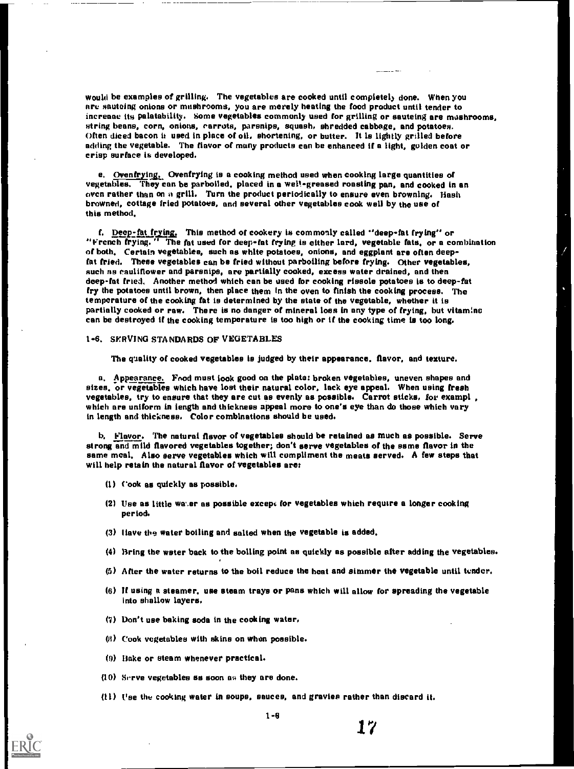would be examples of grilling. The vegetables are cooked until completely done. When you are sauteing onions or mushrooms, you are merely heating the food product until tender to increase its palatability. Some vegetables commonly used for grilling or sauteing are mushrooms, string beans, corn, onions, carrots, parsnips, squash, shredded cabbage, and potatoes. Often diced bacon is used in place of oil, shortening, or butter. It is lightly grilled before adding the vegetable. The flavor of many products can be enhanced if a light, golden coat or crisp surface is developed.

e. Ovenfrying. Ovenfrying is a cooking method used when cooking large quantities of vegetables. They can be parboiled, placed in a well-greased roasting pan, and cooked in an oven rather than on a grill. Turn the product periodically to ensure even browning. Hash browned, cottage fried potatoes, and several other vegetables cook well by the use of this method.

f. Deep-fat frying. This method of cookery is commonly called "deep-fat frying" or "French frying." The fat used for deep-fat frying is either lard, vegetable fats, or a combination of both. Certain vegetables, such as white potatoes, onions, and eggplant are often deep-fat fried. These vegetables can be fried without parboiling before frying. Other vegetables, such as cauliflower and parsnips, are partially cooked, excess water drained, and then deep-fat fried. Another method which can be used for cooking rissole potatoes is to deep-fat fry the potatoes until brown, then place them in the oven to finish the cooking process. The temperature of the cooking fat is determined by the state of the vegetable, whether it is partially cooked or raw. There is no danger of mineral loss in any type of frying, but vitamins can be destroyed if the cooking temperature is too high or if the cooking time is too long.

## 1-6. SERVING STANDARDS OF VEGETABLES

The quality of cooked vegetables is judged by their appearance, flavor, and texture.

a. Appearance. Food must look good on the plate: broken vegetables, uneven shapes and sizes, or vegetables which have lost their natural color, lack eye appeal. When using fresh vegetables, try to ensure that they are cut as evenly as possible. Carrot sticks, for exampl , which are uniform in length and thickness appeal more to one's eye than do those which vary in length and thickness. Color combinations should be used.

b. Flavor. The natural flavor of vegetables should be retained as much as possible. Serve strong and mild flavored vegetables together; don't serve vegetables of the same flavor in the same meal. Also serve vegetables which will compliment the meats served. A few steps that will help retain the natural flavor of vegetables are:

(1) Cook as quickly as possible.

(2) Use as little water as possible except for vegetables which require a longer cooking period.

(3) Have the water boiling and salted when the vegetable is added.

(4) Bring the water back to the boiling point as quickly as possible after adding the vegetables.

(5) After the water returns to the boil reduce the heat and simmer the vegetable until tender.

(6) If using a steamer, use steam trays or pans which will allow for spreading the vegetable into shallow layers.

(7) Don't use baking soda in the cooking water.

(8) Cook vegetables with skins on when possible.

(9) Bake or steam whenever practical.

(10) Serve vegetables as soon as they are done.

(11) Use the cooking water in soups, sauces, and gravies rather than discard it.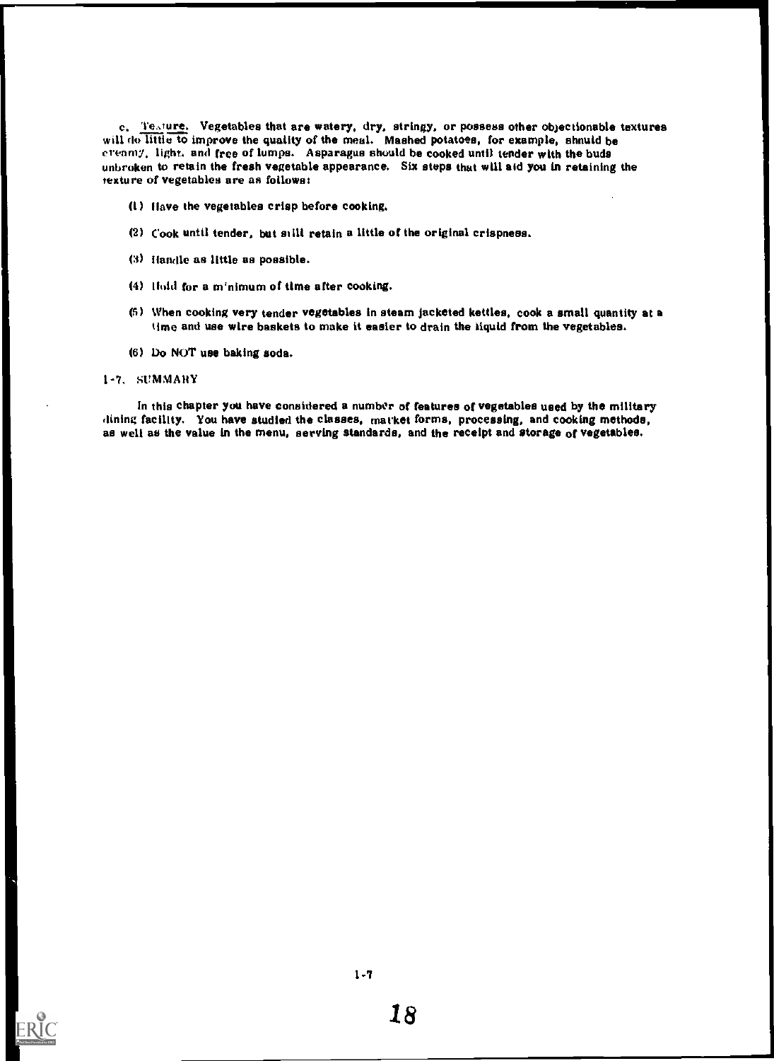c. Texture. Vegetables that are watery, dry, stringy, or possess other objectionable textures will do little to improve the quality of the meal. Mashed potatoes, for example, should be creamy, light, and free of lumps. Asparagus should be cooked until tender with the buds unbroken to retain the fresh vegetable appearance. Six steps that will aid you in retaining the texture of vegetables are as follows:

(1) Have the vegetables crisp before cooking.

(2) Cook until tender, but still retain a little of the original crispness.

(3) Handle as little as possible.

(4) Hold for a minimum of time after cooking.

(5) When cooking very tender vegetables in steam jacketed kettles, cook a small quantity at a time and use wire baskets to make it easier to drain the liquid from the vegetables.

(6) Do NOT use baking soda.

## 1-7. SUMMARY

In this chapter you have considered a number of features of vegetables used by the military dining facility. You have studied the classes, market forms, processing, and cooking methods, as well as the value in the menu, serving standards, and the receipt and storage of vegetables.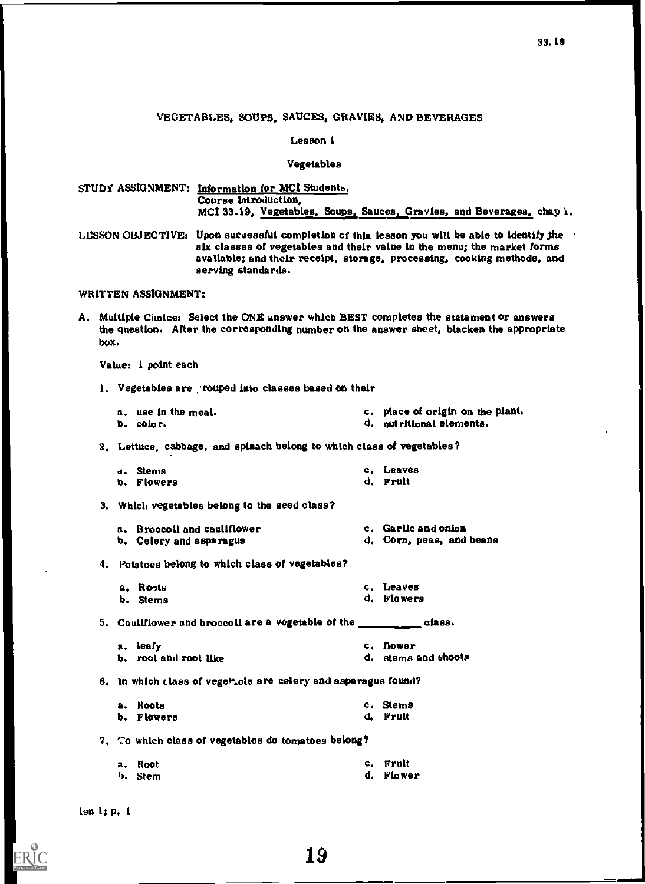# VEGETABLES, SOUPS, SAUCES, GRAVIES, AND BEVERAGES

## Lesson 1

## Vegetables

STUDY ASSIGNMENT: Information for MCI Students, Course Introduction, MCI 33.19, Vegetables, Soups, Sauces, Gravies, and Beverages, chap 1.

LESSON OBJECTIVE: Upon successful completion of this lesson you will be able to identify the six classes of vegetables and their value in the menu; the market forms available; and their receipt, storage, processing, cooking methods, and serving standards.

WRITTEN ASSIGNMENT:

A. Multiple Choice: Select the ONE answer which BEST completes the statement or answers the question. After the corresponding number on the answer sheet, blacken the appropriate box.

Value: 1 point each

1. Vegetables are grouped into classes based on their

   a. use in the meal.
   b. color.
   c. place of origin on the plant.
   d. nutritional elements.

2. Lettuce, cabbage, and spinach belong to which class of vegetables?

   a. Stems
   b. Flowers
   c. Leaves
   d. Fruit

3. Which vegetables belong to the seed class?

   a. Broccoli and cauliflower
   b. Celery and asparagus
   c. Garlic and onion
   d. Corn, peas, and beans

4. Potatoes belong to which class of vegetables?

   a. Roots
   b. Stems
   c. Leaves
   d. Flowers

5. Cauliflower and broccoli are a vegetable of the __________ class.

   a. leafy
   b. root and root like
   c. flower
   d. stems and shoots

6. In which class of vegetable are celery and asparagus found?

   a. Roots
   b. Flowers
   c. Stems
   d. Fruit

7. To which class of vegetables do tomatoes belong?

   a. Root
   b. Stem
   c. Fruit
   d. Flower

lsn 1; p. 1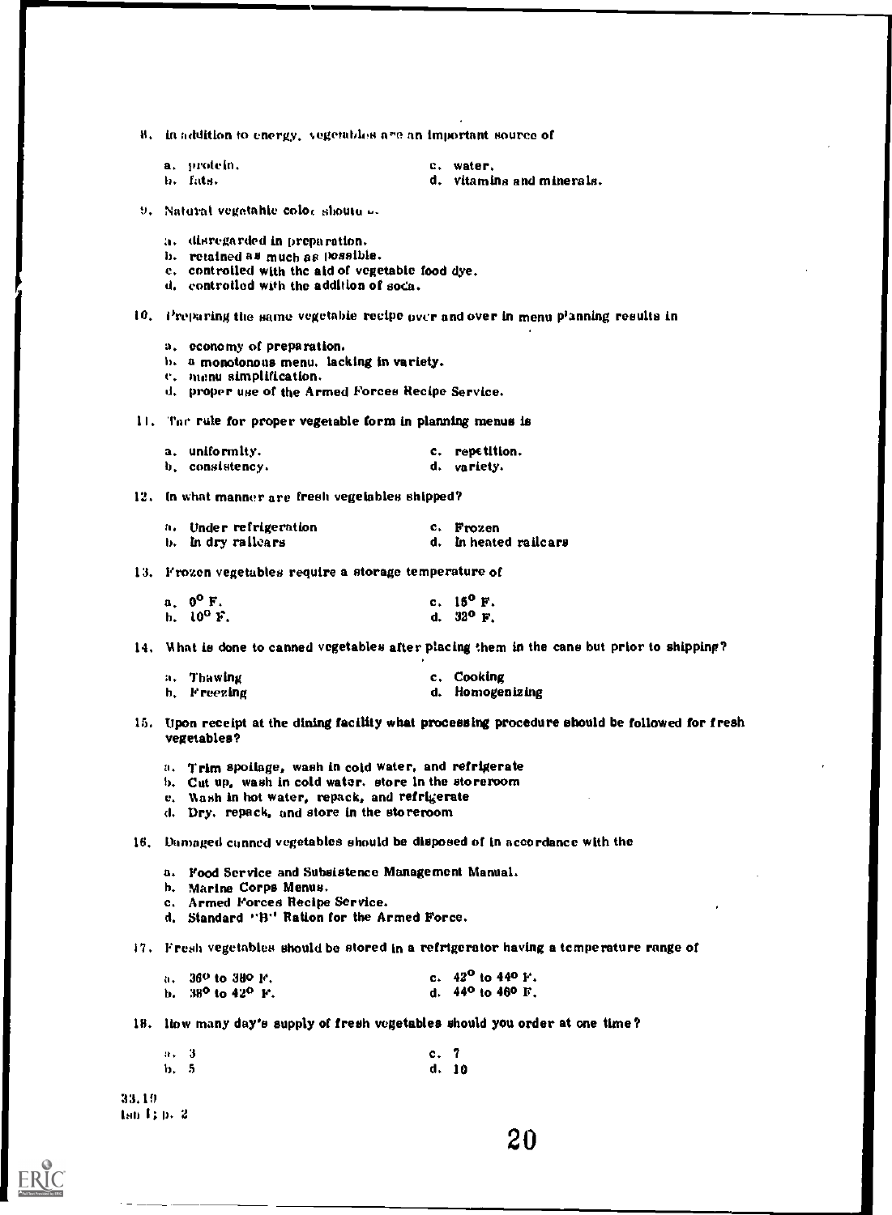8. In addition to energy, vegetables are an important source of

   a. protein.
   b. fats.
   c. water.
   d. vitamins and minerals.

9. Natural vegetable color should be

   a. disregarded in preparation.
   b. retained as much as possible.
   c. controlled with the aid of vegetable food dye.
   d. controlled with the addition of soda.

10. Preparing the same vegetable recipe over and over in menu planning results in

    a. economy of preparation.
    b. a monotonous menu, lacking in variety.
    c. menu simplification.
    d. proper use of the Armed Forces Recipe Service.

11. The rule for proper vegetable form in planning menus is

    a. uniformity.
    b. consistency.
    c. repetition.
    d. variety.

12. In what manner are fresh vegetables shipped?

    a. Under refrigeration
    b. In dry railcars
    c. Frozen
    d. In heated railcars

13. Frozen vegetables require a storage temperature of

    a. 0° F.
    b. 10° F.
    c. 15° F.
    d. 32° F.

14. What is done to canned vegetables after placing them in the cans but prior to shipping?

    a. Thawing
    b. Freezing
    c. Cooking
    d. Homogenizing

15. Upon receipt at the dining facility what processing procedure should be followed for fresh vegetables?

    a. Trim spoilage, wash in cold water, and refrigerate
    b. Cut up, wash in cold water, store in the storeroom
    c. Wash in hot water, repack, and refrigerate
    d. Dry, repack, and store in the storeroom

16. Damaged canned vegetables should be disposed of in accordance with the

    a. Food Service and Subsistence Management Manual.
    b. Marine Corps Menus.
    c. Armed Forces Recipe Service.
    d. Standard "B" Ration for the Armed Force.

17. Fresh vegetables should be stored in a refrigerator having a temperature range of

    a. 36° to 38° F.
    b. 38° to 42° F.
    c. 42° to 44° F.
    d. 44° to 46° F.

18. How many day's supply of fresh vegetables should you order at one time?

    a. 3
    b. 5
    c. 7
    d. 10

33.19
Stu 1; p. 2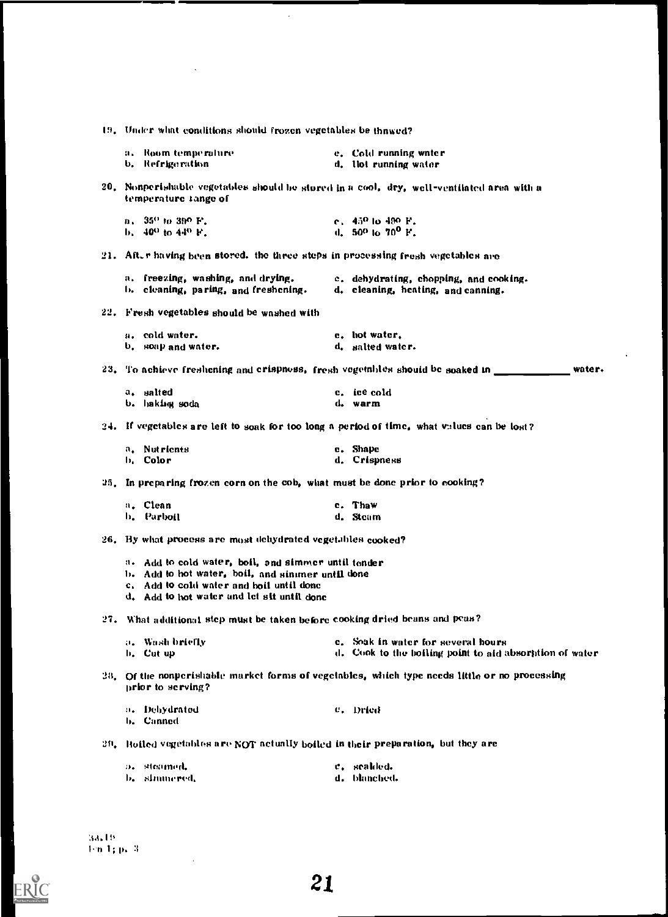19. Under what conditions should frozen vegetables be thawed?

 a. Room temperature
 b. Refrigeration
 c. Cold running water
 d. Hot running water

20. Nonperishable vegetables should be stored in a cool, dry, well-ventilated area with a temperature range of

 a. 35° to 39° F.
 b. 40° to 44° F.
 c. 45° to 49° F.
 d. 50° to 70° F.

21. After having been stored, the three steps in processing fresh vegetables are

 a. freezing, washing, and drying.
 b. cleaning, paring, and freshening.
 c. dehydrating, chopping, and cooking.
 d. cleaning, heating, and canning.

22. Fresh vegetables should be washed with

 a. cold water.
 b. soap and water.
 c. hot water.
 d. salted water.

23. To achieve freshening and crispness, fresh vegetables should be soaked in ____________ water.

 a. salted
 b. baking soda
 c. ice cold
 d. warm

24. If vegetables are left to soak for too long a period of time, what values can be lost?

 a. Nutrients
 b. Color
 c. Shape
 d. Crispness

25. In preparing frozen corn on the cob, what must be done prior to cooking?

 a. Clean
 b. Parboil
 c. Thaw
 d. Steam

26. By what process are most dehydrated vegetables cooked?

 a. Add to cold water, boil, and simmer until tender
 b. Add to hot water, boil, and simmer until done
 c. Add to cold water and boil until done
 d. Add to hot water and let sit until done

27. What additional step must be taken before cooking dried beans and peas?

 a. Wash briefly
 b. Cut up
 c. Soak in water for several hours
 d. Cook to the boiling point to aid absorption of water

28. Of the nonperishable market forms of vegetables, which type needs little or no processing prior to serving?

 a. Dehydrated
 b. Canned
 c. Dried

29. Boiled vegetables are NOT actually boiled in their preparation, but they are

 a. steamed.
 b. simmered.
 c. scalded.
 d. blanched.

33.19

1-n 1; p. 3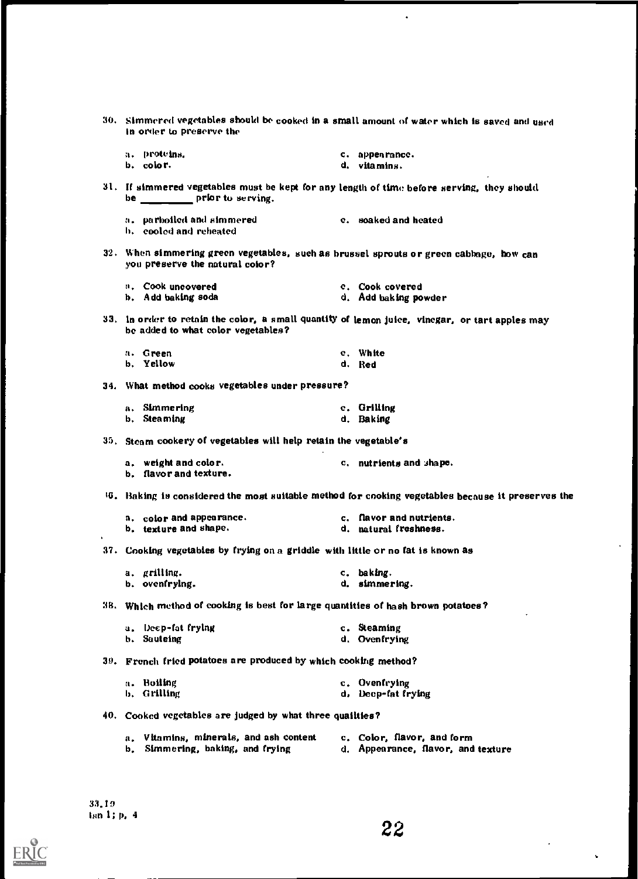30. Simmered vegetables should be cooked in a small amount of water which is saved and used in order to preserve the

   a. proteins.
   b. color.
   c. appearance.
   d. vitamins.

31. If simmered vegetables must be kept for any length of time before serving, they should be __________ prior to serving.

   a. parboiled and simmered
   b. cooled and reheated
   c. soaked and heated

32. When simmering green vegetables, such as brussel sprouts or green cabbage, how can you preserve the natural color?

   a. Cook uncovered
   b. Add baking soda
   c. Cook covered
   d. Add baking powder

33. In order to retain the color, a small quantity of lemon juice, vinegar, or tart apples may be added to what color vegetables?

   a. Green
   b. Yellow
   c. White
   d. Red

34. What method cooks vegetables under pressure?

   a. Simmering
   b. Steaming
   c. Grilling
   d. Baking

35. Steam cookery of vegetables will help retain the vegetable's

   a. weight and color.
   b. flavor and texture.
   c. nutrients and shape.

36. Baking is considered the most suitable method for cooking vegetables because it preserves the

   a. color and appearance.
   b. texture and shape.
   c. flavor and nutrients.
   d. natural freshness.

37. Cooking vegetables by frying on a griddle with little or no fat is known as

   a. grilling.
   b. ovenfrying.
   c. baking.
   d. simmering.

38. Which method of cooking is best for large quantities of hash brown potatoes?

   a. Deep-fat frying
   b. Sauteing
   c. Steaming
   d. Ovenfrying

39. French fried potatoes are produced by which cooking method?

   a. Boiling
   b. Grilling
   c. Ovenfrying
   d. Deep-fat frying

40. Cooked vegetables are judged by what three qualities?

   a. Vitamins, minerals, and ash content
   b. Simmering, baking, and frying
   c. Color, flavor, and form
   d. Appearance, flavor, and texture

33.19
lsn 1; p. 4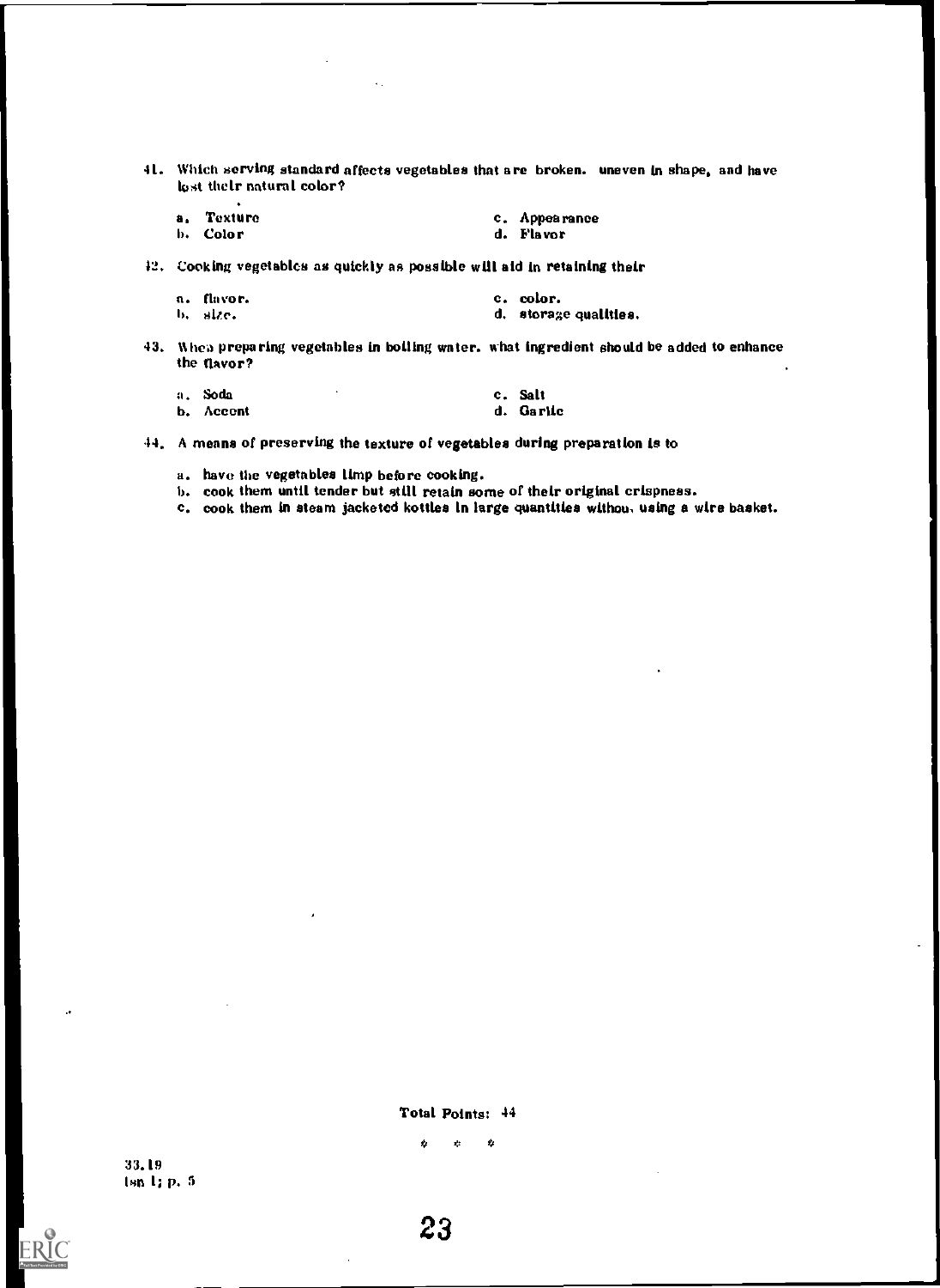41. Which serving standard affects vegetables that are broken. uneven in shape, and have lost their natural color?

    a. Texture
    b. Color
    c. Appearance
    d. Flavor

42. Cooking vegetables as quickly as possible will aid in retaining their

    a. flavor.
    b. size.
    c. color.
    d. storage qualities.

43. When preparing vegetables in boiling water. what ingredient should be added to enhance the flavor?

    a. Soda
    b. Accent
    c. Salt
    d. Garlic

44. A means of preserving the texture of vegetables during preparation is to

    a. have the vegetables limp before cooking.
    b. cook them until tender but still retain some of their original crispness.
    c. cook them in steam jacketed kettles in large quantities without using a wire basket.

Total Points: 44

\* \* \*

33.19
lsn 1; p. 5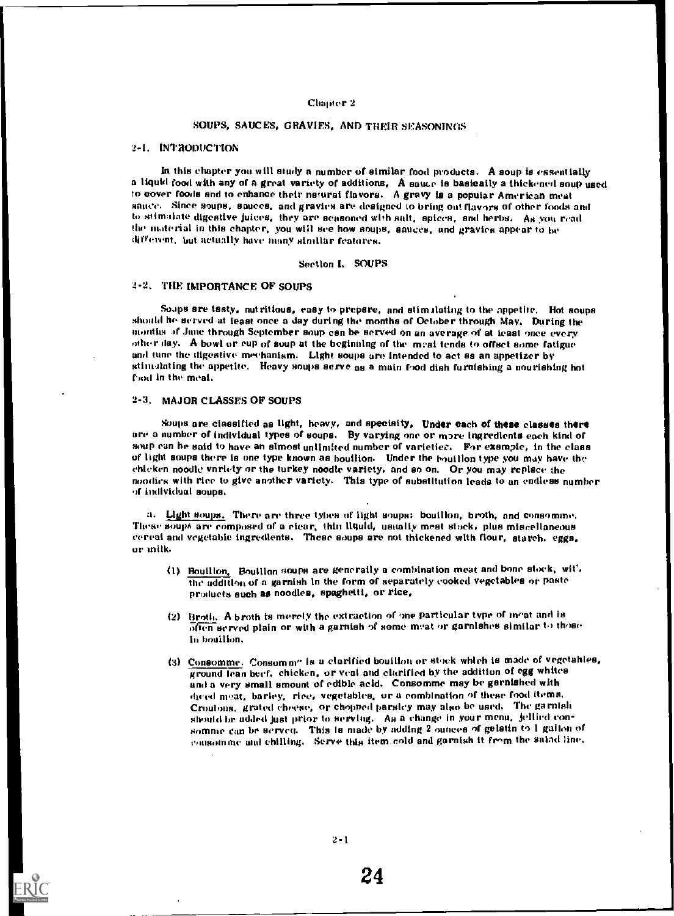# Chapter 2

## SOUPS, SAUCES, GRAVIES, AND THEIR SEASONINGS

### 2-1. INTRODUCTION

In this chapter you will study a number of similar food products. A soup is essentially a liquid food with any of a great variety of additions. A sauce is basically a thickened soup used to cover foods and to enhance their natural flavors. A gravy is a popular American meat sauce. Since soups, sauces, and gravies are designed to bring out flavors of other foods and to stimulate digestive juices, they are seasoned with salt, spices, and herbs. As you read the material in this chapter, you will see how soups, sauces, and gravies appear to be different, but actually have many similar features.

## Section I. SOUPS

### 2-2. THE IMPORTANCE OF SOUPS

Soups are tasty, nutritious, easy to prepare, and stimulating to the appetite. Hot soups should be served at least once a day during the months of October through May. During the months of June through September soup can be served on an average of at least once every other day. A bowl or cup of soup at the beginning of the meal tends to offset some fatigue and tune the digestive mechanism. Light soups are intended to act as an appetizer by stimulating the appetite. Heavy soups serve as a main food dish furnishing a nourishing hot food in the meal.

### 2-3. MAJOR CLASSES OF SOUPS

Soups are classified as light, heavy, and specialty. Under each of these classes there are a number of individual types of soups. By varying one or more ingredients each kind of soup can be said to have an almost unlimited number of varieties. For example, in the class of light soups there is one type known as bouillon. Under the bouillon type you may have the chicken noodle variety or the turkey noodle variety, and so on. Or you may replace the noodles with rice to give another variety. This type of substitution leads to an endless number of individual soups.

a. Light soups. There are three types of light soups: bouillon, broth, and consomme. These soups are composed of a clear, thin liquid, usually meat stock, plus miscellaneous cereal and vegetable ingredients. These soups are not thickened with flour, starch, eggs, or milk.

(1) Bouillon. Bouillon soups are generally a combination meat and bone stock, with the addition of a garnish in the form of separately cooked vegetables or paste products such as noodles, spaghetti, or rice.

(2) Broth. A broth is merely the extraction of one particular type of meat and is often served plain or with a garnish of some meat or garnishes similar to those in bouillon.

(3) Consomme. Consomme is a clarified bouillon or stock which is made of vegetables, ground lean beef, chicken, or veal and clarified by the addition of egg whites and a very small amount of edible acid. Consomme may be garnished with diced meat, barley, rice, vegetables, or a combination of these food items. Croutons, grated cheese, or chopped parsley may also be used. The garnish should be added just prior to serving. As a change in your menu, jellied consomme can be served. This is made by adding 2 ounces of gelatin to 1 gallon of consomme and chilling. Serve this item cold and garnish it from the salad line.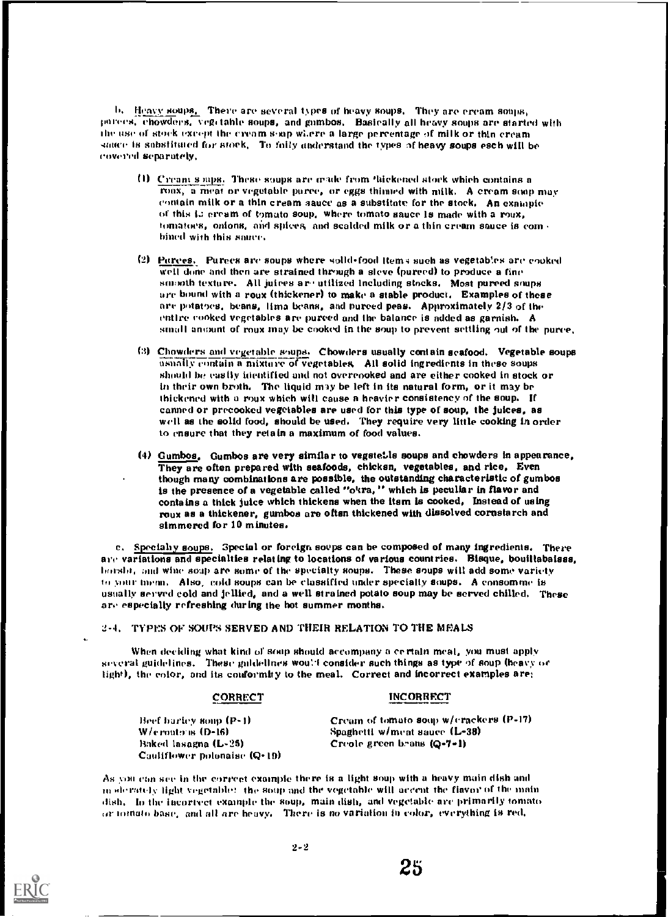b. Heavy soups. There are several types of heavy soups. They are cream soups, purees, chowders, vegetable soups, and gumbos. Basically all heavy soups are started with the use of stock except the cream soup where a large percentage of milk or thin cream sauce is substituted for stock. To fully understand the types of heavy soups each will be covered separately.

(1) Cream soups. These soups are made from thickened stock which contains a roux, a meat or vegetable puree, or eggs thinned with milk. A cream soup may contain milk or a thin cream sauce as a substitute for the stock. An example of this is cream of tomato soup, where tomato sauce is made with a roux, tomatoes, onions, and spices, and scalded milk or a thin cream sauce is combined with this sauce.

(2) Purees. Purees are soups where solid-food items such as vegetables are cooked well done and then are strained through a sieve (pureed) to produce a fine smooth texture. All juices are utilized including stocks. Most pureed soups are bound with a roux (thickener) to make a stable product. Examples of these are potatoes, beans, lima beans, and pureed peas. Approximately 2/3 of the entire cooked vegetables are pureed and the balance is added as garnish. A small amount of roux may be cooked in the soup to prevent settling out of the puree.

(3) Chowders and vegetable soups. Chowders usually contain seafood. Vegetable soups usually contain a mixture of vegetables. All solid ingredients in these soups should be easily identified and not overcooked and are either cooked in stock or in their own broth. The liquid may be left in its natural form, or it may be thickened with a roux which will cause a heavier consistency of the soup. If canned or precooked vegetables are used for this type of soup, the juices, as well as the solid food, should be used. They require very little cooking in order to ensure that they retain a maximum of food values.

(4) Gumbos. Gumbos are very similar to vegetable soups and chowders in appearance. They are often prepared with seafoods, chicken, vegetables, and rice. Even though many combinations are possible, the outstanding characteristic of gumbos is the presence of a vegetable called "okra," which is peculiar in flavor and contains a thick juice which thickens when the item is cooked. Instead of using roux as a thickener, gumbos are often thickened with dissolved cornstarch and simmered for 10 minutes.

c. Specialty soups. Special or foreign soups can be composed of many ingredients. There are variations and specialties relating to locations of various countries. Bisque, bouillabaisse, borsht, and wine soup are some of the specialty soups. These soups will add some variety to your menu. Also, cold soups can be classified under specialty soups. A consomme is usually served cold and jellied, and a well strained potato soup may be served chilled. These are especially refreshing during the hot summer months.

## 2-4. TYPES OF SOUPS SERVED AND THEIR RELATION TO THE MEALS

When deciding what kind of soup should accompany a certain meal, you must apply several guidelines. These guidelines would consider such things as type of soup (heavy or light), the color, and its conformity to the meal. Correct and incorrect examples are:

| CORRECT | INCORRECT |
|---|---|
| Beef barley soup (P-1) | Cream of tomato soup w/crackers (P-17) |
| W/croutons (D-16) | Spaghetti w/meat sauce (L-38) |
| Baked lasagna (L-25) | Creole green beans (Q-7-1) |
| Cauliflower polonaise (Q-19) | |

As you can see in the correct example there is a light soup with a heavy main dish and moderately light vegetable: the soup and the vegetable will accent the flavor of the main dish. In the incorrect example the soup, main dish, and vegetable are primarily tomato or tomato base, and all are heavy. There is no variation in color, everything is red.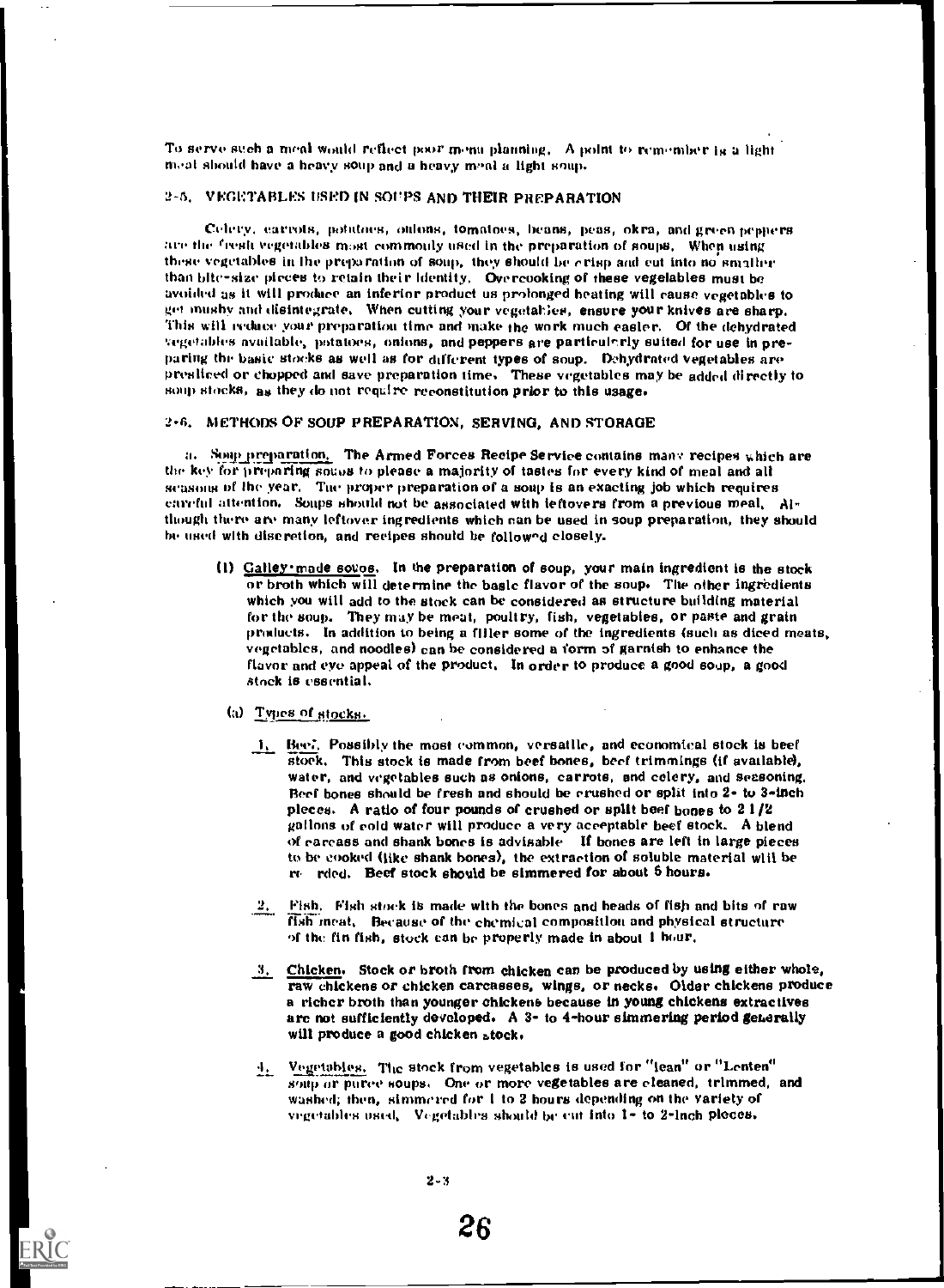To serve such a meal would reflect poor menu planning. A point to remember is a light meal should have a heavy soup and a heavy meal a light soup.

## 2-5. VEGETABLES USED IN SOUPS AND THEIR PREPARATION

Celery, carrots, potatoes, onions, tomatoes, beans, peas, okra, and green peppers are the fresh vegetables most commonly used in the preparation of soups. When using these vegetables in the preparation of soup, they should be crisp and cut into no smaller than bite-size pieces to retain their identity. Overcooking of these vegetables must be avoided as it will produce an inferior product us prolonged heating will cause vegetables to get mushy and disintegrate. When cutting your vegetables, ensure your knives are sharp. This will reduce your preparation time and make the work much easier. Of the dehydrated vegetables available, potatoes, onions, and peppers are particularly suited for use in preparing the basic stocks as well as for different types of soup. Dehydrated vegetables are presliced or chopped and save preparation time. These vegetables may be added directly to soup stocks, as they do not require reconstitution prior to this usage.

## 2-6. METHODS OF SOUP PREPARATION, SERVING, AND STORAGE

a. Soup preparation. The Armed Forces Recipe Service contains many recipes which are the key for preparing soups to please a majority of tastes for every kind of meal and all seasons of the year. The proper preparation of a soup is an exacting job which requires careful attention. Soups should not be associated with leftovers from a previous meal. Although there are many leftover ingredients which can be used in soup preparation, they should be used with discretion, and recipes should be followed closely.

(1) Galley-made soups. In the preparation of soup, your main ingredient is the stock or broth which will determine the basic flavor of the soup. The other ingredients which you will add to the stock can be considered as structure building material for the soup. They may be meat, poultry, fish, vegetables, or paste and grain products. In addition to being a filler some of the ingredients (such as diced meats, vegetables, and noodles) can be considered a form of garnish to enhance the flavor and eye appeal of the product. In order to produce a good soup, a good stock is essential.

(a) Types of stocks.

1. Beef. Possibly the most common, versatile, and economical stock is beef stock. This stock is made from beef bones, beef trimmings (if available), water, and vegetables such as onions, carrots, and celery, and seasoning. Beef bones should be fresh and should be crushed or split into 2- to 3-inch pieces. A ratio of four pounds of crushed or split beef bones to 2 1/2 gallons of cold water will produce a very acceptable beef stock. A blend of carcass and shank bones is advisable. If bones are left in large pieces to be cooked (like shank bones), the extraction of soluble material will be retarded. Beef stock should be simmered for about 5 hours.

2. Fish. Fish stock is made with the bones and heads of fish and bits of raw fish meat. Because of the chemical composition and physical structure of the fin fish, stock can be properly made in about 1 hour.

3. Chicken. Stock or broth from chicken can be produced by using either whole, raw chickens or chicken carcasses, wings, or necks. Older chickens produce a richer broth than younger chickens because in young chickens extractives are not sufficiently developed. A 3- to 4-hour simmering period generally will produce a good chicken stock.

4. Vegetables. The stock from vegetables is used for "lean" or "Lenten" soup or puree soups. One or more vegetables are cleaned, trimmed, and washed; then, simmered for 1 to 2 hours depending on the variety of vegetables used. Vegetables should be cut into 1- to 2-inch pieces.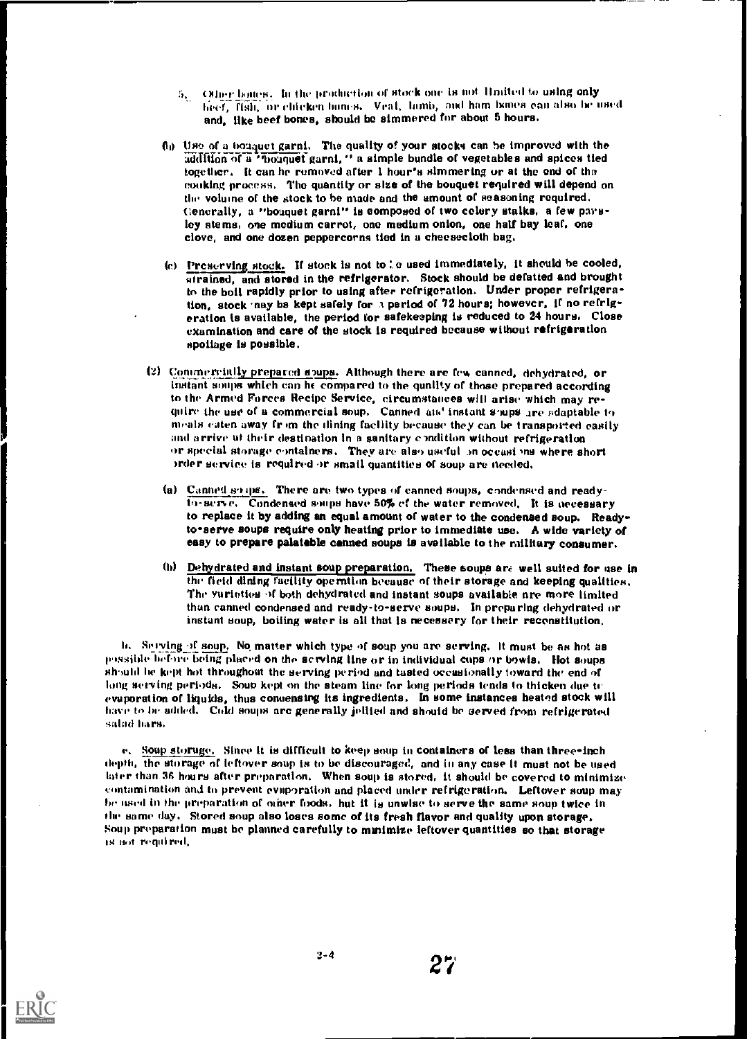5. Other bones. In the production of stock one is not limited to using only beef, fish, or chicken bones. Veal, lamb, and ham bones can also be used and, like beef bones, should be simmered for about 5 hours.

(b) Use of a bouquet garni. The quality of your stocks can be improved with the addition of a "bouquet garni," a simple bundle of vegetables and spices tied together. It can be removed after 1 hour's simmering or at the end of the cooking process. The quantity or size of the bouquet required will depend on the volume of the stock to be made and the amount of seasoning required. Generally, a "bouquet garni" is composed of two celery stalks, a few parsley stems, one medium carrot, one medium onion, one half bay leaf, one clove, and one dozen peppercorns tied in a cheesecloth bag.

(c) Preserving stock. If stock is not to be used immediately, it should be cooled, strained, and stored in the refrigerator. Stock should be defatted and brought to the boil rapidly prior to using after refrigeration. Under proper refrigeration, stock may be kept safely for a period of 72 hours; however, if no refrigeration is available, the period for safekeeping is reduced to 24 hours. Close examination and care of the stock is required because without refrigeration spoilage is possible.

(2) Commercially prepared soups. Although there are few canned, dehydrated, or instant soups which can be compared to the quality of those prepared according to the Armed Forces Recipe Service, circumstances will arise which may require the use of a commercial soup. Canned and instant soups are adaptable to meals eaten away from the dining facility because they can be transported easily and arrive at their destination in a sanitary condition without refrigeration or special storage containers. They are also useful on occasions where short order service is required or small quantities of soup are needed.

(a) Canned soups. There are two types of canned soups, condensed and ready-to-serve. Condensed soups have 50% of the water removed. It is necessary to replace it by adding an equal amount of water to the condensed soup. Ready-to-serve soups require only heating prior to immediate use. A wide variety of easy to prepare palatable canned soups is available to the military consumer.

(b) Dehydrated and instant soup preparation. These soups are well suited for use in the field dining facility operation because of their storage and keeping qualities. The varieties of both dehydrated and instant soups available are more limited than canned condensed and ready-to-serve soups. In preparing dehydrated or instant soup, boiling water is all that is necessary for their reconstitution.

b. Serving of soup. No matter which type of soup you are serving, it must be as hot as possible before being placed on the serving line or in individual cups or bowls. Hot soups should be kept hot throughout the serving period and tasted occasionally toward the end of long serving periods. Soup kept on the steam line for long periods tends to thicken due to evaporation of liquids, thus condensing its ingredients. In some instances heated stock will have to be added. Cold soups are generally jellied and should be served from refrigerated salad bars.

c. Soup storage. Since it is difficult to keep soup in containers of less than three-inch depth, the storage of leftover soup is to be discouraged, and in any case it must not be used later than 36 hours after preparation. When soup is stored, it should be covered to minimize contamination and to prevent evaporation and placed under refrigeration. Leftover soup may be used in the preparation of other foods, but it is unwise to serve the same soup twice in the same day. Stored soup also loses some of its fresh flavor and quality upon storage. Soup preparation must be planned carefully to minimize leftover quantities so that storage is not required.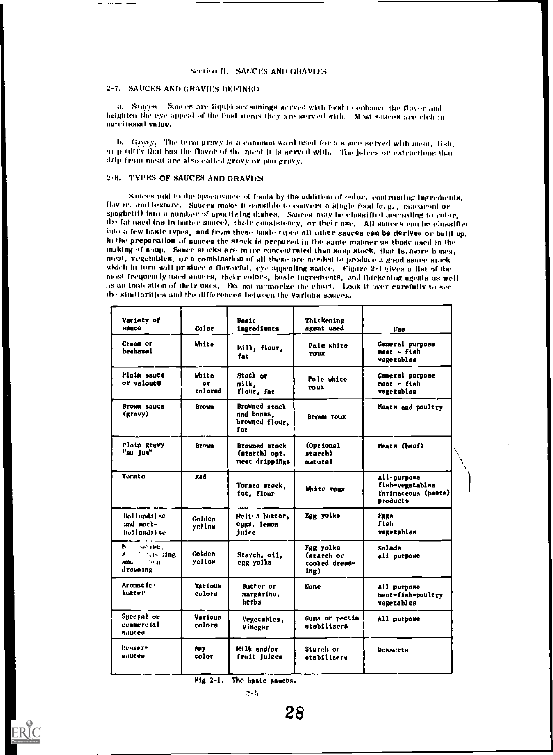## Section II. SAUCES AND GRAVIES

### 2-7. SAUCES AND GRAVIES DEFINED

a. Sauces. Sauces are liquid seasonings served with food to enhance the flavor and heighten the eye appeal of the food items they are served with. Most sauces are rich in nutritional value.

b. Gravy. The term gravy is a common word used for a sauce served with meat, fish, or poultry that has the flavor of the meat it is served with. The juices or extractions that drip from meat are also called gravy or pan gravy.

### 2-8. TYPES OF SAUCES AND GRAVIES

Sauces add to the appearance of foods by the addition of color, contrasting ingredients, flavor, and texture. Sauces make it possible to convert a single food (e.g., macaroni or spaghetti) into a number of appetizing dishes. Sauces may be classified according to color, the fat used (as in butter sauce), their consistency, or their use. All sauces can be classified into a few basic types, and from these basic types all other sauces can be derived or built up. In the preparation of sauces the stock is prepared in the same manner as those used in the making of soup. Sauce stocks are more concentrated than soup stock, that is, more bones, meat, vegetables, or a combination of all these are needed to produce a good sauce stock which in turn will produce a flavorful, eye appealing sauce. Figure 2-1 gives a list of the most frequently used sauces, their colors, basic ingredients, and thickening agents as well as an indication of their uses. Do not memorize the chart. Look it over carefully to see the similarities and the differences between the various sauces.

| Variety of sauce | Color | Basic ingredients | Thickening agent used | Use |
|---|---|---|---|---|
| Cream or bechamel | White | Milk, flour, fat | Pale white roux | General purpose meat - fish vegetables |
| Plain sauce or veloute | White or colored | Stock or milk, flour, fat | Pale white roux | General purpose meat - fish vegetables |
| Brown sauce (gravy) | Brown | Browned stock and bones, browned flour, fat | Brown roux | Meats and poultry |
| Plain gravy "au jus" | Brown | Browned stock (starch) opt. meat drippings | (Optional starch) natural | Meats (beef) |
| Tomato | Red | Tomato stock, fat, flour | White roux | All-purpose fish-vegetables farinaceous (paste) products |
| Hollandaise and mock-hollandaise | Golden yellow | Melted butter, eggs, lemon juice | Egg yolks | Eggs fish vegetables |
| Mayonnaise, salad dressing and ... dressing | Golden yellow | Starch, oil, egg yolks | Egg yolks (starch or cooked dressing) | Salads all purpose |
| Aromatic butter | Various colors | Butter or margarine, herbs | None | All purpose meat-fish-poultry vegetables |
| Special or commercial sauces | Various colors | Vegetables, vinegar | Gums or pectin stabilizers | All purpose |
| Dessert sauces | Any color | Milk and/or fruit juices | Starch or stabilizers | Desserts |

Fig 2-1. The basic sauces.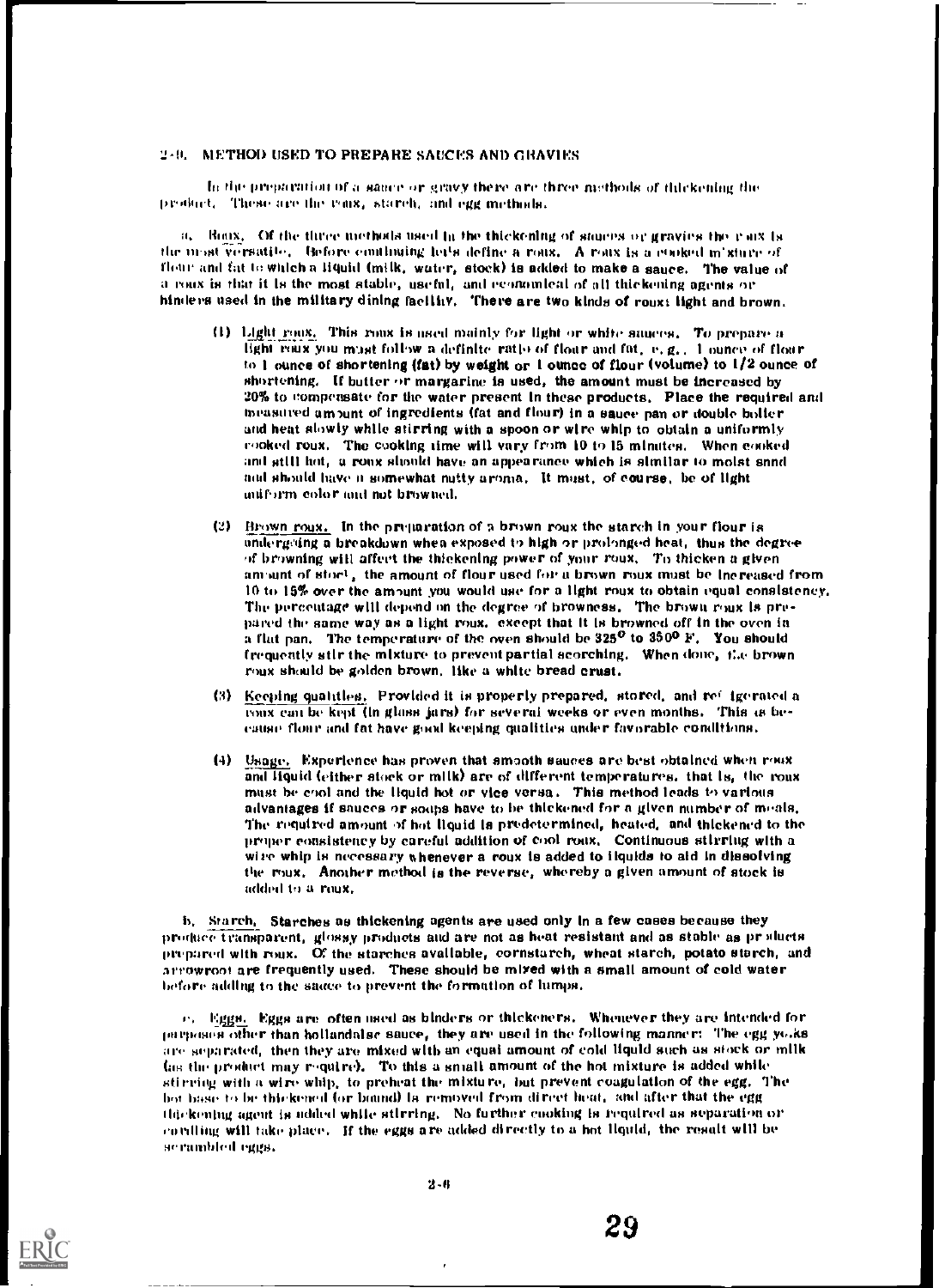## 2-6. METHOD USED TO PREPARE SAUCES AND GRAVIES

In the preparation of a sauce or gravy there are three methods of thickening the product. These are the roux, starch, and egg methods.

a. Roux. Of the three methods used in the thickening of sauces or gravies the roux is the most versatile. Before continuing let's define a roux. A roux is a cooked mixture of flour and fat to which a liquid (milk, water, stock) is added to make a sauce. The value of a roux is that it is the most stable, useful, and economical of all thickening agents or binders used in the military dining facility. There are two kinds of roux: light and brown.

(1) Light roux. This roux is used mainly for light or white sauces. To prepare a light roux you must follow a definite ratio of flour and fat, e.g., 1 ounce of flour to 1 ounce of shortening (fat) by weight or 1 ounce of flour (volume) to 1/2 ounce of shortening. If butter or margarine is used, the amount must be increased by 20% to compensate for the water present in these products. Place the required and measured amount of ingredients (fat and flour) in a sauce pan or double boiler and heat slowly while stirring with a spoon or wire whip to obtain a uniformly cooked roux. The cooking time will vary from 10 to 15 minutes. When cooked and still hot, a roux should have an appearance which is similar to moist sand and should have a somewhat nutty aroma. It must, of course, be of light uniform color and not browned.

(2) Brown roux. In the preparation of a brown roux the starch in your flour is undergoing a breakdown when exposed to high or prolonged heat, thus the degree of browning will affect the thickening power of your roux. To thicken a given amount of stock, the amount of flour used for a brown roux must be increased from 10 to 15% over the amount you would use for a light roux to obtain equal consistency. The percentage will depend on the degree of browness. The brown roux is prepared the same way as a light roux, except that it is browned off in the oven in a flat pan. The temperature of the oven should be 325° to 350° F. You should frequently stir the mixture to prevent partial scorching. When done, the brown roux should be golden brown, like a white bread crust.

(3) Keeping qualities. Provided it is properly prepared, stored, and refrigerated a roux can be kept (in glass jars) for several weeks or even months. This is because flour and fat have good keeping qualities under favorable conditions.

(4) Usage. Experience has proven that smooth sauces are best obtained when roux and liquid (either stock or milk) are of different temperatures, that is, the roux must be cool and the liquid hot or vice versa. This method leads to various advantages if sauces or soups have to be thickened for a given number of meals. The required amount of hot liquid is predetermined, heated, and thickened to the proper consistency by careful addition of cool roux. Continuous stirring with a wire whip is necessary whenever a roux is added to liquids to aid in dissolving the roux. Another method is the reverse, whereby a given amount of stock is added to a roux.

b. Starch. Starches as thickening agents are used only in a few cases because they produce transparent, glossy products and are not as heat resistant and as stable as products prepared with roux. Of the starches available, cornstarch, wheat starch, potato starch, and arrowroot are frequently used. These should be mixed with a small amount of cold water before adding to the sauce to prevent the formation of lumps.

c. Eggs. Eggs are often used as binders or thickeners. Whenever they are intended for purposes other than hollandaise sauce, they are used in the following manner: The egg yolks are separated, then they are mixed with an equal amount of cold liquid such as stock or milk (as the product may require). To this a small amount of the hot mixture is added while stirring with a wire whip, to preheat the mixture, but prevent coagulation of the egg. The hot base to be thickened (or bound) is removed from direct heat, and after that the egg thickening agent is added while stirring. No further cooking is required as separation or curdling will take place. If the eggs are added directly to a hot liquid, the result will be scrambled eggs.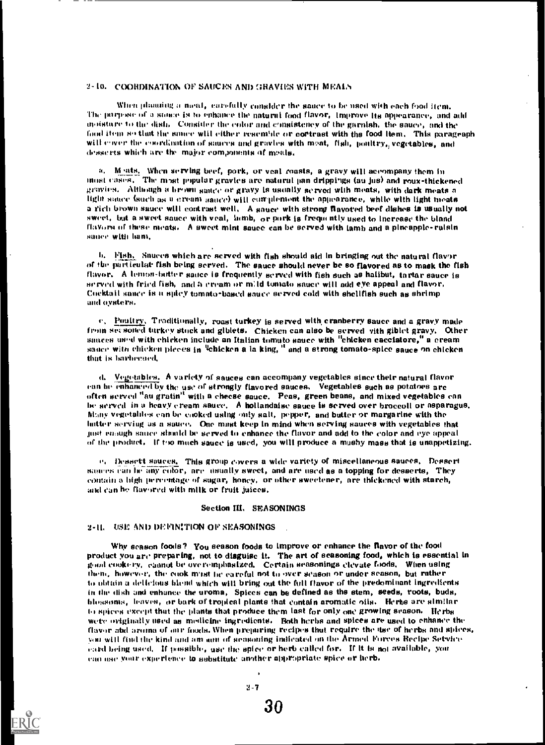## 2-10. COORDINATION OF SAUCES AND GRAVIES WITH MEALS

When planning a meal, carefully consider the sauce to be used with each food item. The purpose of a sauce is to enhance the natural food flavor, improve its appearance, and add moisture to the dish. Consider the color and consistency of the garnish, the sauce, and the food item so that the sauce will either resemble or contrast with the food item. This paragraph will cover the coordination of sauces and gravies with meat, fish, poultry, vegetables, and desserts which are the major components of meals.

a. Meats. When serving beef, pork, or veal roasts, a gravy will accompany them in most cases. The most popular gravies are natural pan drippings (au jus) and roux-thickened gravies. Although a brown sauce or gravy is usually served with meats, with dark meats a light sauce (such as a cream sauce) will complement the appearance, while with light meats a rich brown sauce will contrast well. A sauce with strong flavored beef dishes is usually not sweet, but a sweet sauce with veal, lamb, or pork is frequently used to increase the bland flavors of these meats. A sweet mint sauce can be served with lamb and a pineapple-raisin sauce with ham.

b. Fish. Sauces which are served with fish should aid in bringing out the natural flavor of the particular fish being served. The sauce should never be so flavored as to mask the fish flavor. A lemon-butter sauce is frequently served with fish such as halibut, tartar sauce is served with fried fish, and a cream or mild tomato sauce will add eye appeal and flavor. Cocktail sauce is a spicy tomato-based sauce served cold with shellfish such as shrimp and oysters.

c. Poultry. Traditionally, roast turkey is served with cranberry sauce and a gravy made from seasoned turkey stock and giblets. Chicken can also be served with giblet gravy. Other sauces used with chicken include an Italian tomato sauce with "chicken cacciatore," a cream sauce with chicken pieces in "chicken a la king," and a strong tomato-spice sauce on chicken that is barbecued.

d. Vegetables. A variety of sauces can accompany vegetables since their natural flavor can be enhanced by the use of strongly flavored sauces. Vegetables such as potatoes are often served "au gratin" with a cheese sauce. Peas, green beans, and mixed vegetables can be served in a heavy cream sauce. A hollandaise sauce is served over broccoli or asparagus. Many vegetables can be cooked using only salt, pepper, and butter or margarine with the latter serving as a sauce. One must keep in mind when serving sauces with vegetables that just enough sauce should be served to enhance the flavor and add to the color and eye appeal of the product. If too much sauce is used, you will produce a mushy mass that is unappetizing.

e. Dessert sauces. This group covers a wide variety of miscellaneous sauces. Dessert sauces can be any color, are usually sweet, and are used as a topping for desserts. They contain a high percentage of sugar, honey, or other sweetener, are thickened with starch, and can be flavored with milk or fruit juices.

### Section III. SEASONINGS

## 2-11. USE AND DEFINITION OF SEASONINGS

Why season foods? You season foods to improve or enhance the flavor of the food product you are preparing, not to disguise it. The art of seasoning food, which is essential in good cookery, cannot be overemphasized. Certain seasonings elevate foods. When using them, however, the cook must be careful not to over season or under season, but rather to obtain a delicious blend which will bring out the full flavor of the predominant ingredients in the dish and enhance the aroma. Spices can be defined as the stem, seeds, roots, buds, blossoms, leaves, or bark of tropical plants that contain aromatic oils. Herbs are similar to spices except that the plants that produce them last for only one growing season. Herbs were originally used as medicine ingredients. Both herbs and spices are used to enhance the flavor and aroma of our foods. When preparing recipes that require the use of herbs and spices, you will find the kind and amount of seasoning indicated on the Armed Forces Recipe Service card being used. If possible, use the spice or herb called for. If it is not available, you can use your experience to substitute another appropriate spice or herb.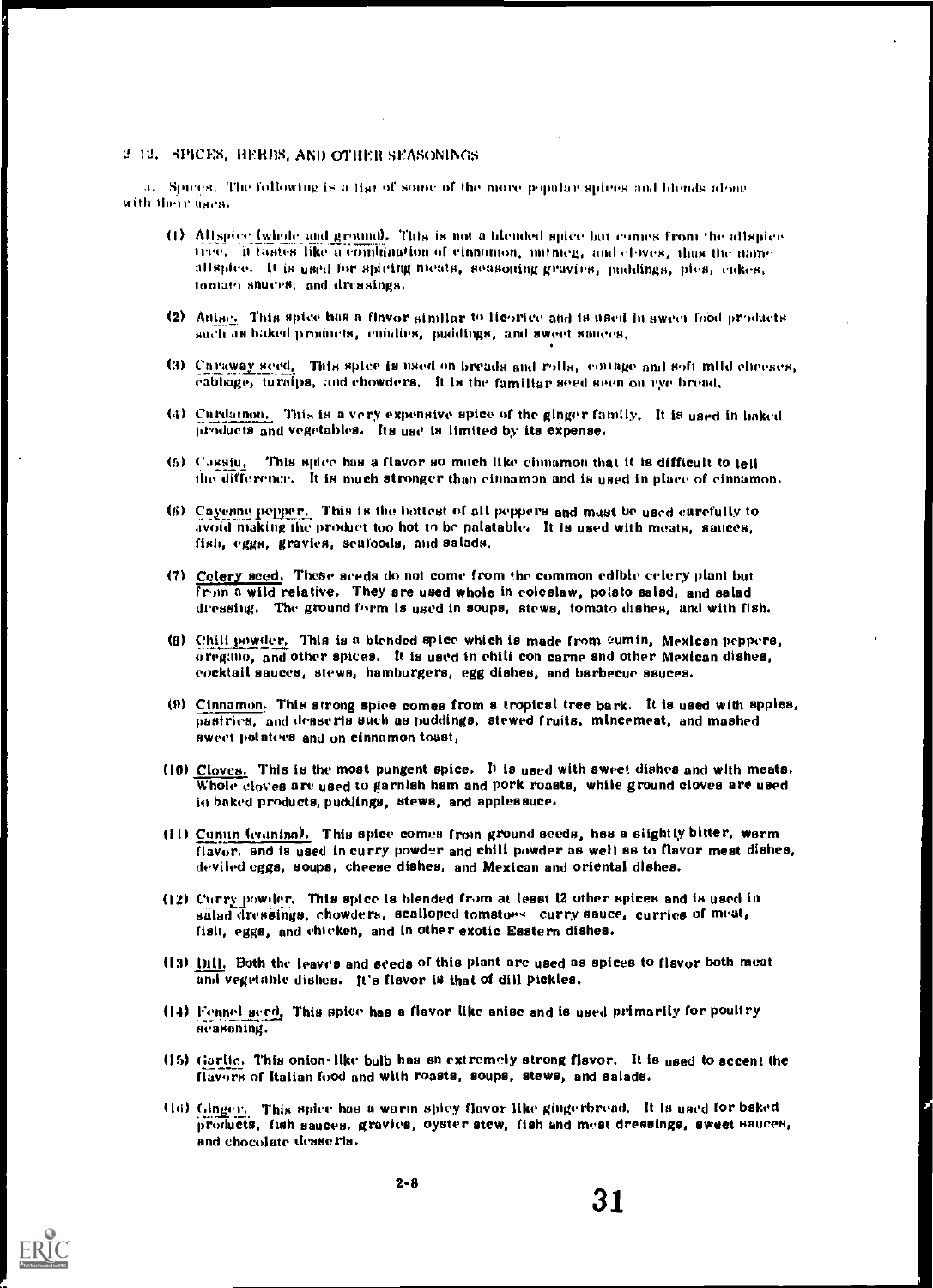## 2-12. SPICES, HERBS, AND OTHER SEASONINGS

a. Spices. The following is a list of some of the more popular spices and blends along with their uses.

(1) Allspice (whole and ground). This is not a blended spice but comes from the allspice tree. It tastes like a combination of cinnamon, nutmeg, and cloves, thus the name allspice. It is used for spicing meats, seasoning gravies, puddings, pies, cakes, tomato sauces, and dressings.

(2) Anise. This spice has a flavor similar to licorice and is used in sweet food products such as baked products, candies, puddings, and sweet sauces.

(3) Caraway seed. This spice is used on breads and rolls, cottage and soft mild cheeses, cabbage, turnips, and chowders. It is the familiar seed seen on rye bread.

(4) Cardamon. This is a very expensive spice of the ginger family. It is used in baked products and vegetables. Its use is limited by its expense.

(5) Cassia. This spice has a flavor so much like cinnamon that it is difficult to tell the difference. It is much stronger than cinnamon and is used in place of cinnamon.

(6) Cayenne pepper. This is the hottest of all peppers and must be used carefully to avoid making the product too hot to be palatable. It is used with meats, sauces, fish, eggs, gravies, seafoods, and salads.

(7) Celery seed. These seeds do not come from the common edible celery plant but from a wild relative. They are used whole in coleslaw, potato salad, and salad dressing. The ground form is used in soups, stews, tomato dishes, and with fish.

(8) Chili powder. This is a blended spice which is made from cumin, Mexican peppers, oregano, and other spices. It is used in chili con carne and other Mexican dishes, cocktail sauces, stews, hamburgers, egg dishes, and barbecue sauces.

(9) Cinnamon. This strong spice comes from a tropical tree bark. It is used with apples, pastries, and desserts such as puddings, stewed fruits, mincemeat, and mashed sweet potatoes and on cinnamon toast.

(10) Cloves. This is the most pungent spice. It is used with sweet dishes and with meats. Whole cloves are used to garnish ham and pork roasts, while ground cloves are used in baked products, puddings, stews, and applesauce.

(11) Cumin (comino). This spice comes from ground seeds, has a slightly bitter, warm flavor, and is used in curry powder and chili powder as well as to flavor meat dishes, deviled eggs, soups, cheese dishes, and Mexican and oriental dishes.

(12) Curry powder. This spice is blended from at least 12 other spices and is used in salad dressings, chowders, scalloped tomatoes, curry sauce, curries of meat, fish, eggs, and chicken, and in other exotic Eastern dishes.

(13) Dill. Both the leaves and seeds of this plant are used as spices to flavor both meat and vegetable dishes. It's flavor is that of dill pickles.

(14) Fennel seed. This spice has a flavor like anise and is used primarily for poultry seasoning.

(15) Garlic. This onion-like bulb has an extremely strong flavor. It is used to accent the flavors of Italian food and with roasts, soups, stews, and salads.

(16) Ginger. This spice has a warm spicy flavor like gingerbread. It is used for baked products, fish sauces, gravies, oyster stew, fish and meat dressings, sweet sauces, and chocolate desserts.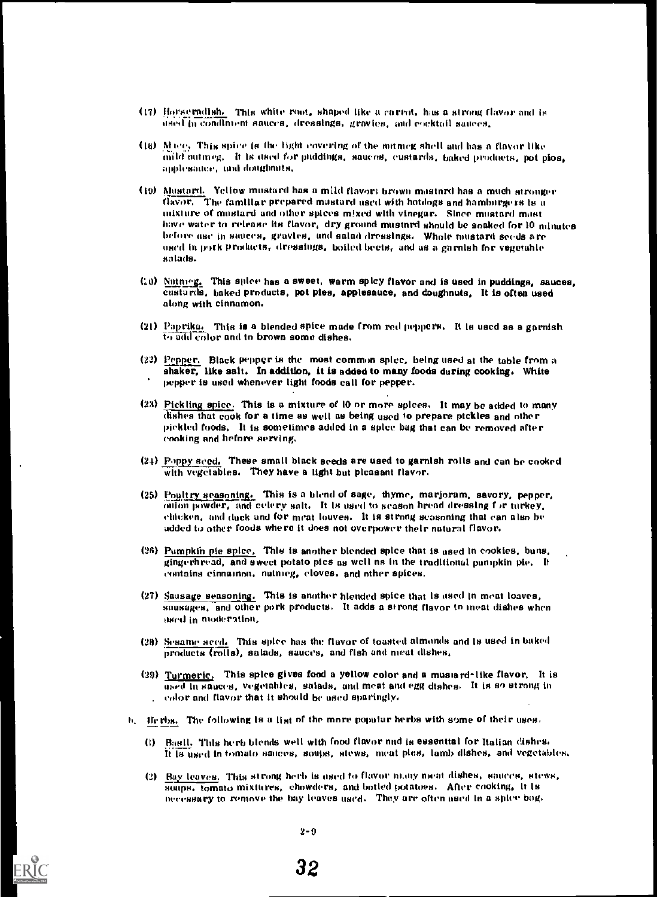(17) Horseradish. This white root, shaped like a carrot, has a strong flavor and is used in condiment sauces, dressings, gravies, and cocktail sauces.

(18) Mace. This spice is the light covering of the nutmeg shell and has a flavor like mild nutmeg. It is used for puddings, sauces, custards, baked products, pot pies, applesauce, and doughnuts.

(19) Mustard. Yellow mustard has a mild flavor; brown mustard has a much stronger flavor. The familiar prepared mustard used with hotdogs and hamburgers is a mixture of mustard and other spices mixed with vinegar. Since mustard must have water to release its flavor, dry ground mustard should be soaked for 10 minutes before use in sauces, gravies, and salad dressings. Whole mustard seeds are used in pork products, dressings, boiled beets, and as a garnish for vegetable salads.

(20) Nutmeg. This spice has a sweet, warm spicy flavor and is used in puddings, sauces, custards, baked products, pot pies, applesauce, and doughnuts. It is often used along with cinnamon.

(21) Paprika. This is a blended spice made from red peppers. It is used as a garnish to add color and to brown some dishes.

(22) Pepper. Black pepper is the most common spice, being used at the table from a shaker, like salt. In addition, it is added to many foods during cooking. White pepper is used whenever light foods call for pepper.

(23) Pickling spice. This is a mixture of 10 or more spices. It may be added to many dishes that cook for a time as well as being used to prepare pickles and other pickled foods. It is sometimes added in a spice bag that can be removed after cooking and before serving.

(24) Poppy seed. These small black seeds are used to garnish rolls and can be cooked with vegetables. They have a light but pleasant flavor.

(25) Poultry seasoning. This is a blend of sage, thyme, marjoram, savory, pepper, onion powder, and celery salt. It is used to season bread dressing for turkey, chicken, and duck and for meat loaves. It is strong seasoning that can also be added to other foods where it does not overpower their natural flavor.

(26) Pumpkin pie spice. This is another blended spice that is used in cookies, buns, gingerbread, and sweet potato pies as well as in the traditional pumpkin pie. It contains cinnamon, nutmeg, cloves, and other spices.

(27) Sausage seasoning. This is another blended spice that is used in meat loaves, sausages, and other pork products. It adds a strong flavor to meat dishes when used in moderation.

(28) Sesame seed. This spice has the flavor of toasted almonds and is used in baked products (rolls), salads, sauces, and fish and meat dishes.

(29) Turmeric. This spice gives food a yellow color and a mustard-like flavor. It is used in sauces, vegetables, salads, and meat and egg dishes. It is so strong in color and flavor that it should be used sparingly.

b. Herbs. The following is a list of the more popular herbs with some of their uses.

(1) Basil. This herb blends well with food flavor and is essential for Italian dishes. It is used in tomato sauces, soups, stews, meat pies, lamb dishes, and vegetables.

(2) Bay leaves. This strong herb is used to flavor many meat dishes, sauces, stews, soups, tomato mixtures, chowders, and boiled potatoes. After cooking, it is necessary to remove the bay leaves used. They are often used in a spice bag.

2-9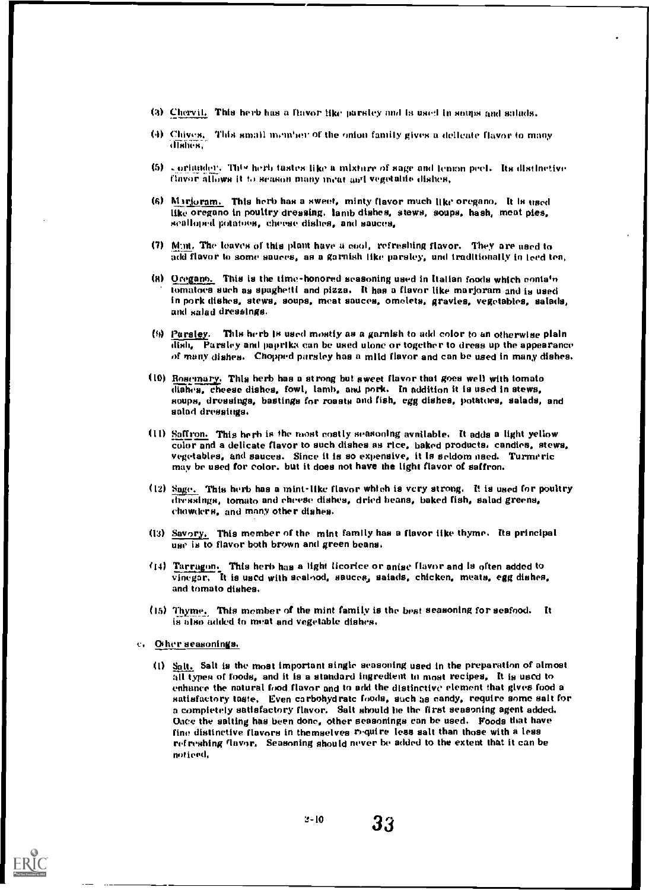(3) Chervil. This herb has a flavor like parsley and is used in soups and salads.

(4) Chives. This small member of the onion family gives a delicate flavor to many dishes.

(5) Coriander. This herb tastes like a mixture of sage and lemon peel. Its distinctive flavor allows it to season many meat and vegetable dishes.

(6) Marjoram. This herb has a sweet, minty flavor much like oregano. It is used like oregano in poultry dressing, lamb dishes, stews, soups, hash, meat pies, scalloped potatoes, cheese dishes, and sauces.

(7) Mint. The leaves of this plant have a cool, refreshing flavor. They are used to add flavor to some sauces, as a garnish like parsley, and traditionally in iced tea.

(8) Oregano. This is the time-honored seasoning used in Italian foods which contain tomatoes such as spaghetti and pizza. It has a flavor like marjoram and is used in pork dishes, stews, soups, meat sauces, omelets, gravies, vegetables, salads, and salad dressings.

(9) Parsley. This herb is used mostly as a garnish to add color to an otherwise plain dish. Parsley and paprika can be used alone or together to dress up the appearance of many dishes. Chopped parsley has a mild flavor and can be used in many dishes.

(10) Rosemary. This herb has a strong but sweet flavor that goes well with tomato dishes, cheese dishes, fowl, lamb, and pork. In addition it is used in stews, soups, dressings, bastings for roasts and fish, egg dishes, potatoes, salads, and salad dressings.

(11) Saffron. This herb is the most costly seasoning available. It adds a light yellow color and a delicate flavor to such dishes as rice, baked products, candies, stews, vegetables, and sauces. Since it is so expensive, it is seldom used. Turmeric may be used for color, but it does not have the light flavor of saffron.

(12) Sage. This herb has a mint-like flavor which is very strong. It is used for poultry dressings, tomato and cheese dishes, dried beans, baked fish, salad greens, chowders, and many other dishes.

(13) Savory. This member of the mint family has a flavor like thyme. Its principal use is to flavor both brown and green beans.

(14) Tarragon. This herb has a light licorice or anise flavor and is often added to vinegar. It is used with seafood, sauces, salads, chicken, meats, egg dishes, and tomato dishes.

(15) Thyme. This member of the mint family is the best seasoning for seafood. It is also added to meat and vegetable dishes.

c. Other seasonings.

(1) Salt. Salt is the most important single seasoning used in the preparation of almost all types of foods, and it is a standard ingredient in most recipes. It is used to enhance the natural food flavor and to add the distinctive element that gives food a satisfactory taste. Even carbohydrate foods, such as candy, require some salt for a completely satisfactory flavor. Salt should be the first seasoning agent added. Once the salting has been done, other seasonings can be used. Foods that have fine distinctive flavors in themselves require less salt than those with a less refreshing flavor. Seasoning should never be added to the extent that it can be noticed.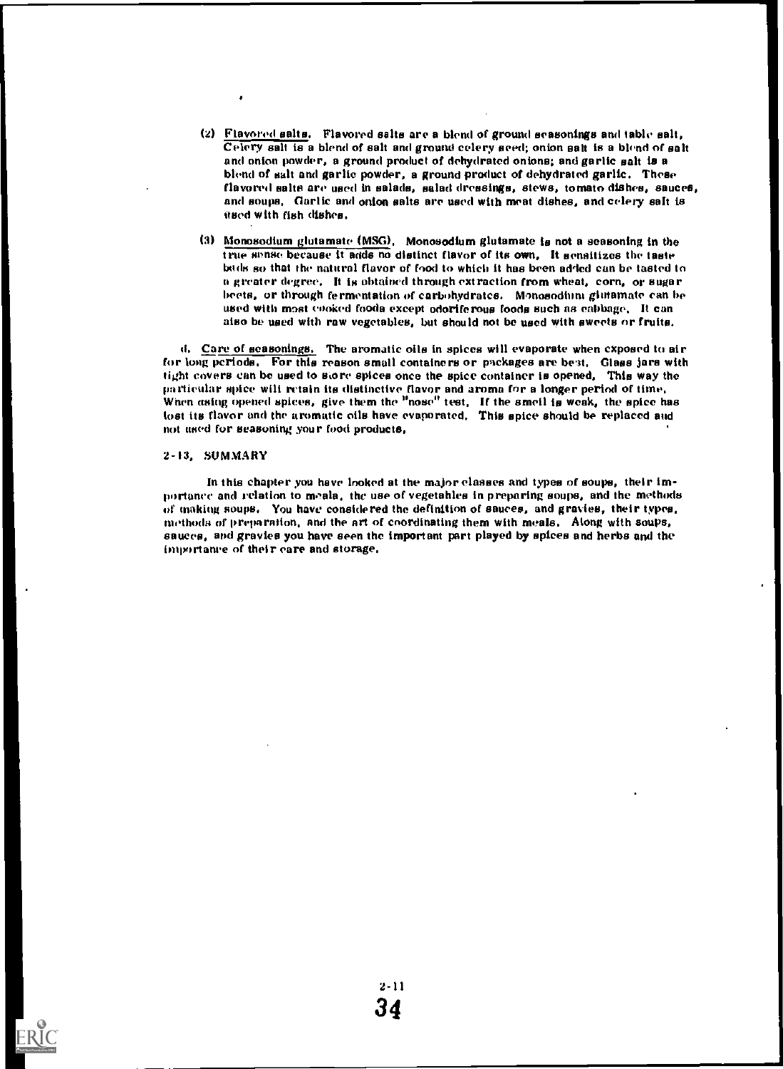(2) Flavored salts. Flavored salts are a blend of ground seasonings and table salt. Celery salt is a blend of salt and ground celery seed; onion salt is a blend of salt and onion powder, a ground product of dehydrated onions; and garlic salt is a blend of salt and garlic powder, a ground product of dehydrated garlic. These flavored salts are used in salads, salad dressings, stews, tomato dishes, sauces, and soups. Garlic and onion salts are used with meat dishes, and celery salt is used with fish dishes.

(3) Monosodium glutamate (MSG). Monosodium glutamate is not a seasoning in the true sense because it adds no distinct flavor of its own. It sensitizes the taste buds so that the natural flavor of food to which it has been added can be tasted to a greater degree. It is obtained through extraction from wheat, corn, or sugar beets, or through fermentation of carbohydrates. Monosodium glutamate can be used with most cooked foods except odoriferous foods such as cabbage. It can also be used with raw vegetables, but should not be used with sweets or fruits.

d. Care of seasonings. The aromatic oils in spices will evaporate when exposed to air for long periods. For this reason small containers or packages are best. Glass jars with tight covers can be used to store spices once the spice container is opened. This way the particular spice will retain its distinctive flavor and aroma for a longer period of time. When using opened spices, give them the "nose" test. If the smell is weak, the spice has lost its flavor and the aromatic oils have evaporated. This spice should be replaced and not used for seasoning your food products.

## 2-13. SUMMARY

In this chapter you have looked at the major classes and types of soups, their importance and relation to meals, the use of vegetables in preparing soups, and the methods of making soups. You have considered the definition of sauces, and gravies, their types, methods of preparation, and the art of coordinating them with meals. Along with soups, sauces, and gravies you have seen the important part played by spices and herbs and the importance of their care and storage.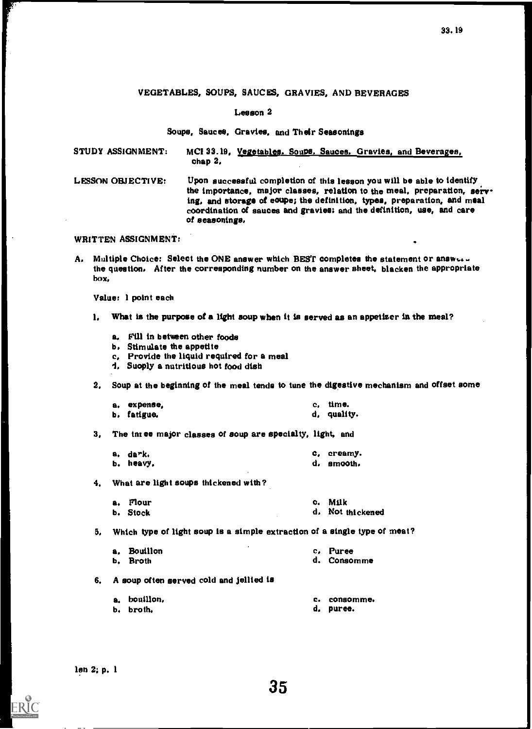## VEGETABLES, SOUPS, SAUCES, GRAVIES, AND BEVERAGES

### Lesson 2

### Soups, Sauces, Gravies, and Their Seasonings

STUDY ASSIGNMENT: MCI 33.19, Vegetables, Soups, Sauces, Gravies, and Beverages, chap 2.

LESSON OBJECTIVE: Upon successful completion of this lesson you will be able to identify the importance, major classes, relation to the meal, preparation, serving, and storage of soups; the definition, types, preparation, and meal coordination of sauces and gravies; and the definition, use, and care of seasonings.

WRITTEN ASSIGNMENT:

A. Multiple Choice: Select the ONE answer which BEST completes the statement or answers the question. After the corresponding number on the answer sheet, blacken the appropriate box.

Value: 1 point each

1. What is the purpose of a light soup when it is served as an appetizer in the meal?

   a. Fill in between other foods
   b. Stimulate the appetite
   c. Provide the liquid required for a meal
   d. Supply a nutritious hot food dish

2. Soup at the beginning of the meal tends to tune the digestive mechanism and offset some

   a. expense.
   b. fatigue.
   c. time.
   d. quality.

3. The three major classes of soup are specialty, light, and

   a. dark.
   b. heavy.
   c. creamy.
   d. smooth.

4. What are light soups thickened with?

   a. Flour
   b. Stock
   c. Milk
   d. Not thickened

5. Which type of light soup is a simple extraction of a single type of meat?

   a. Bouillon
   b. Broth
   c. Puree
   d. Consomme

6. A soup often served cold and jellied is

   a. bouillon.
   b. broth.
   c. consomme.
   d. puree.

len 2; p. 1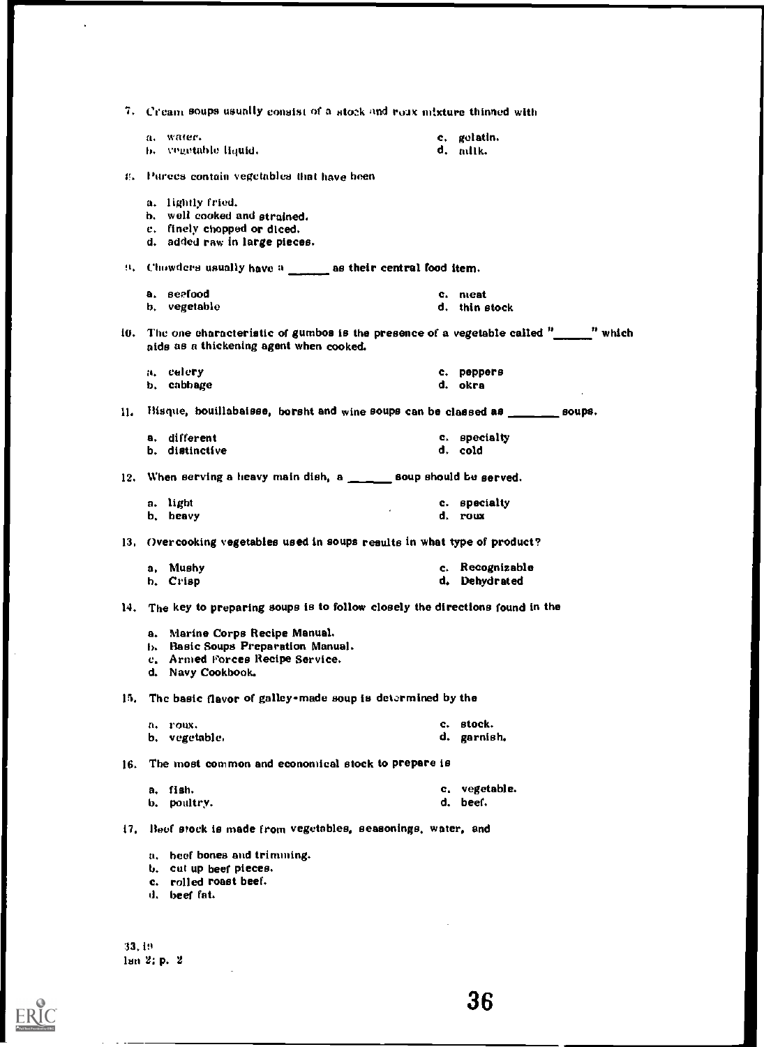7. Cream soups usually consist of a stock and roux mixture thinned with

   a. water.
   b. vegetable liquid.
   c. gelatin.
   d. milk.

8. Purees contain vegetables that have been

   a. lightly fried.
   b. well cooked and strained.
   c. finely chopped or diced.
   d. added raw in large pieces.

9. Chowders usually have a ______ as their central food item.

   a. seafood
   b. vegetable
   c. meat
   d. thin stock

10. The one characteristic of gumbos is the presence of a vegetable called "______" which aids as a thickening agent when cooked.

    a. celery
    b. cabbage
    c. peppers
    d. okra

11. Bisque, bouillabaisse, borsht and wine soups can be classed as ________ soups.

    a. different
    b. distinctive
    c. specialty
    d. cold

12. When serving a heavy main dish, a ______ soup should be served.

    a. light
    b. heavy
    c. specialty
    d. roux

13. Overcooking vegetables used in soups results in what type of product?

    a. Mushy
    b. Crisp
    c. Recognizable
    d. Dehydrated

14. The key to preparing soups is to follow closely the directions found in the

    a. Marine Corps Recipe Manual.
    b. Basic Soups Preparation Manual.
    c. Armed Forces Recipe Service.
    d. Navy Cookbook.

15. The basic flavor of galley-made soup is determined by the

    a. roux.
    b. vegetable.
    c. stock.
    d. garnish.

16. The most common and economical stock to prepare is

    a. fish.
    b. poultry.
    c. vegetable.
    d. beef.

17. Beef stock is made from vegetables, seasonings, water, and

    a. beef bones and trimming.
    b. cut up beef pieces.
    c. rolled roast beef.
    d. beef fat.

33.19
lsn 2; p. 2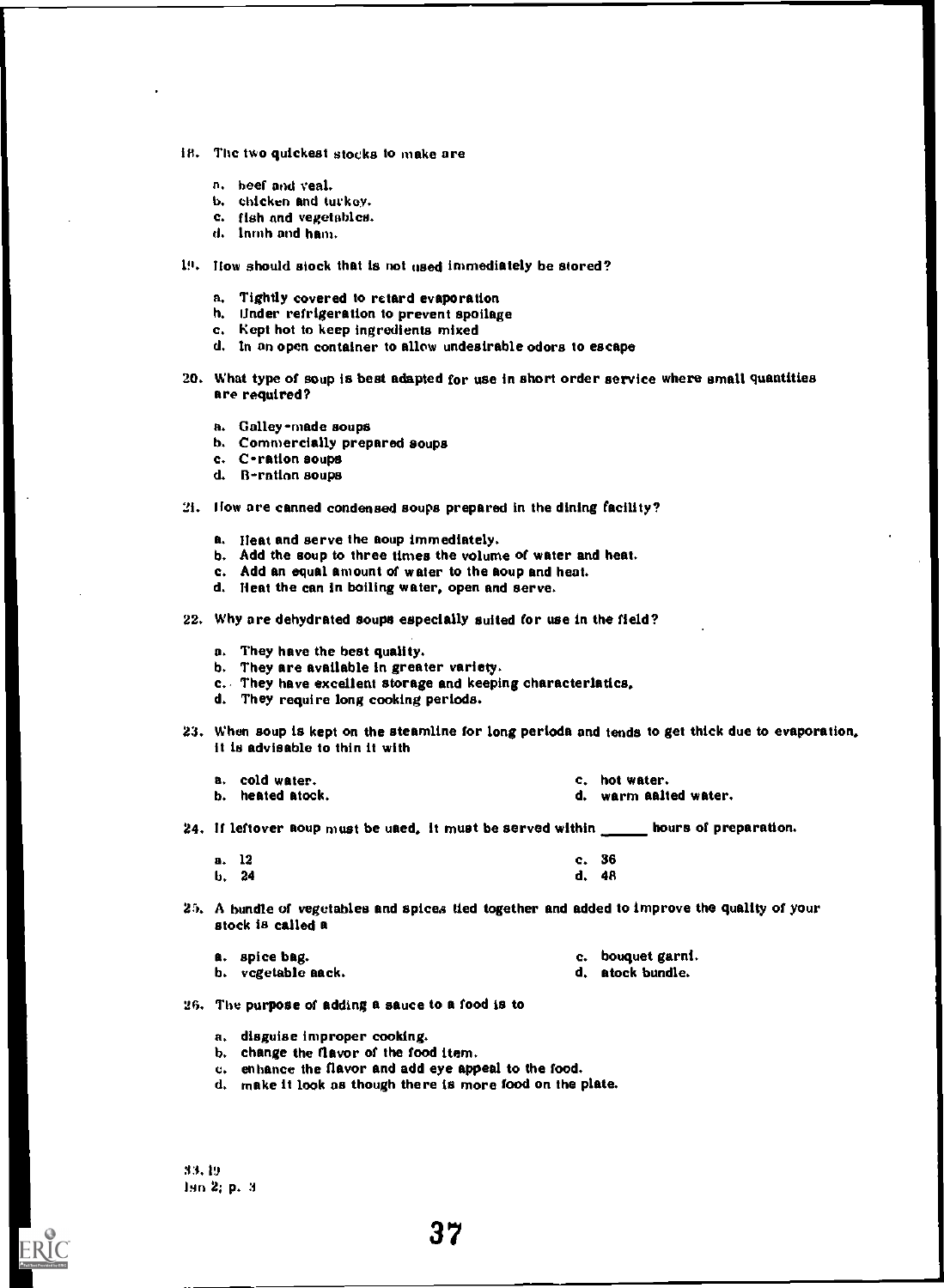18. The two quickest stocks to make are

    a. beef and veal.
    b. chicken and turkey.
    c. fish and vegetables.
    d. lamb and ham.

19. How should stock that is not used immediately be stored?

    a. Tightly covered to retard evaporation
    b. Under refrigeration to prevent spoilage
    c. Kept hot to keep ingredients mixed
    d. In an open container to allow undesirable odors to escape

20. What type of soup is best adapted for use in short order service where small quantities are required?

    a. Galley-made soups
    b. Commercially prepared soups
    c. C-ration soups
    d. B-ration soups

21. How are canned condensed soups prepared in the dining facility?

    a. Heat and serve the soup immediately.
    b. Add the soup to three times the volume of water and heat.
    c. Add an equal amount of water to the soup and heat.
    d. Heat the can in boiling water, open and serve.

22. Why are dehydrated soups especially suited for use in the field?

    a. They have the best quality.
    b. They are available in greater variety.
    c. They have excellent storage and keeping characteristics.
    d. They require long cooking periods.

23. When soup is kept on the steamline for long periods and tends to get thick due to evaporation, it is advisable to thin it with

    a. cold water.
    b. heated stock.
    c. hot water.
    d. warm salted water.

24. If leftover soup must be used, it must be served within ______ hours of preparation.

    a. 12
    b. 24
    c. 36
    d. 48

25. A bundle of vegetables and spices tied together and added to improve the quality of your stock is called a

    a. spice bag.
    b. vegetable sack.
    c. bouquet garni.
    d. stock bundle.

26. The purpose of adding a sauce to a food is to

    a. disguise improper cooking.
    b. change the flavor of the food item.
    c. enhance the flavor and add eye appeal to the food.
    d. make it look as though there is more food on the plate.

33.19
Jan 2; p. 3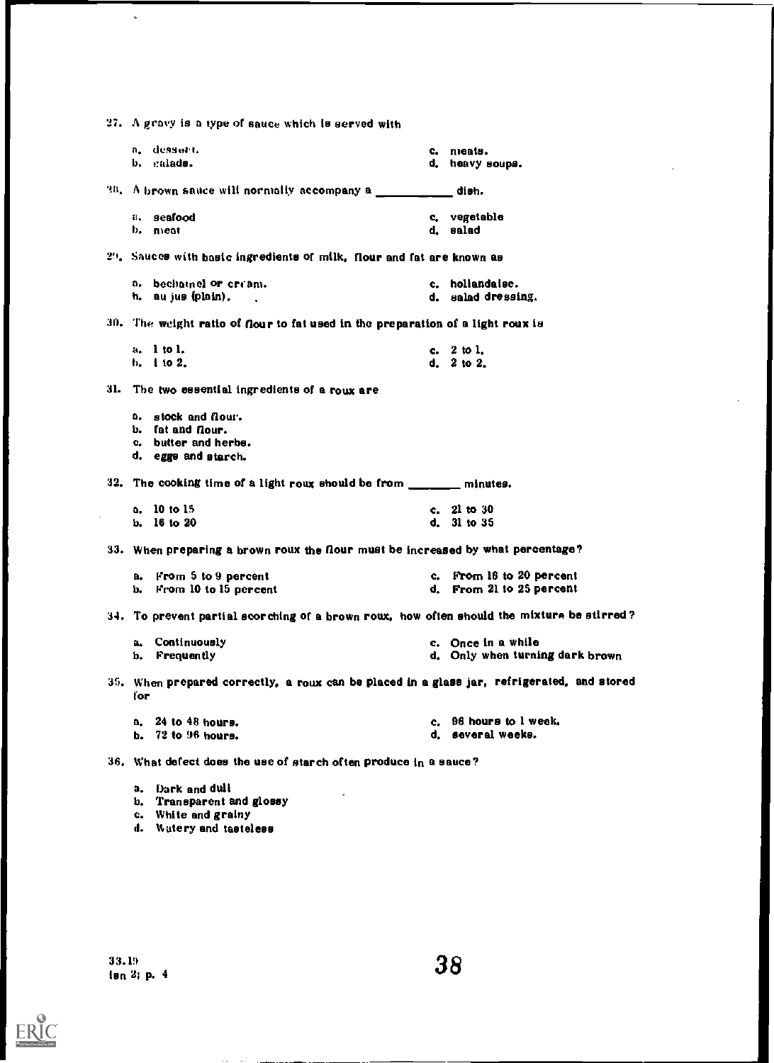27. A gravy is a type of sauce which is served with

a. dessert.
b. salads.
c. meats.
d. heavy soups.

28. A brown sauce will normally accompany a __________ dish.

a. seafood
b. meat
c. vegetable
d. salad

29. Sauces with basic ingredients of milk, flour and fat are known as

a. bechamel or cream.
b. au jus (plain).
c. hollandaise.
d. salad dressing.

30. The weight ratio of flour to fat used in the preparation of a light roux is

a. 1 to 1.
b. 1 to 2.
c. 2 to 1.
d. 2 to 2.

31. The two essential ingredients of a roux are

a. stock and flour.
b. fat and flour.
c. butter and herbs.
d. eggs and starch.

32. The cooking time of a light roux should be from _______ minutes.

a. 10 to 15
b. 16 to 20
c. 21 to 30
d. 31 to 35

33. When preparing a brown roux the flour must be increased by what percentage?

a. From 5 to 9 percent
b. From 10 to 15 percent
c. From 16 to 20 percent
d. From 21 to 25 percent

34. To prevent partial scorching of a brown roux, how often should the mixture be stirred?

a. Continuously
b. Frequently
c. Once in a while
d. Only when turning dark brown

35. When prepared correctly, a roux can be placed in a glass jar, refrigerated, and stored for

a. 24 to 48 hours.
b. 72 to 96 hours.
c. 96 hours to 1 week.
d. several weeks.

36. What defect does the use of starch often produce in a sauce?

a. Dark and dull
b. Transparent and glossy
c. White and grainy
d. Watery and tasteless

33.19
ten 2; p. 4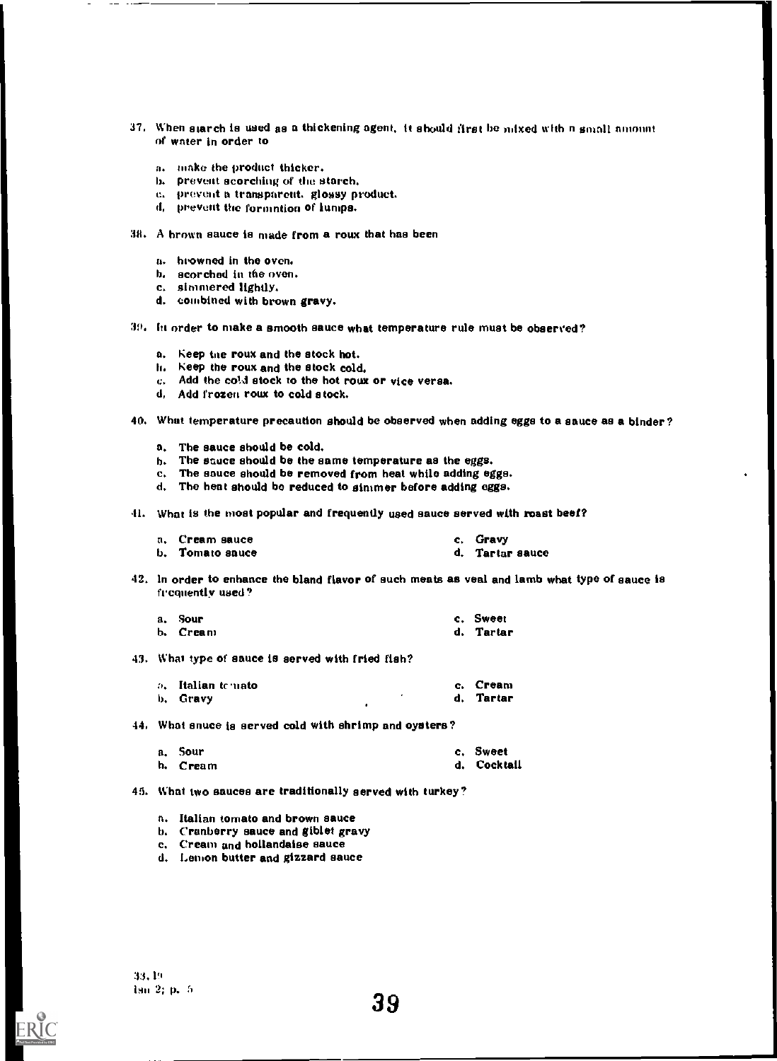37. When starch is used as a thickening agent, it should first be mixed with a small amount of water in order to

    a. make the product thicker.
    b. prevent scorching of the starch.
    c. prevent a transparent, glossy product.
    d. prevent the formation of lumps.

38. A brown sauce is made from a roux that has been

    a. browned in the oven.
    b. scorched in the oven.
    c. simmered lightly.
    d. combined with brown gravy.

39. In order to make a smooth sauce what temperature rule must be observed?

    a. Keep the roux and the stock hot.
    b. Keep the roux and the stock cold.
    c. Add the cold stock to the hot roux or vice versa.
    d. Add frozen roux to cold stock.

40. What temperature precaution should be observed when adding eggs to a sauce as a binder?

    a. The sauce should be cold.
    b. The sauce should be the same temperature as the eggs.
    c. The sauce should be removed from heat while adding eggs.
    d. The heat should be reduced to simmer before adding eggs.

41. What is the most popular and frequently used sauce served with roast beef?

    a. Cream sauce
    b. Tomato sauce
    c. Gravy
    d. Tartar sauce

42. In order to enhance the bland flavor of such meats as veal and lamb what type of sauce is frequently used?

    a. Sour
    b. Cream
    c. Sweet
    d. Tartar

43. What type of sauce is served with fried fish?

    a. Italian tomato
    b. Gravy
    c. Cream
    d. Tartar

44. What sauce is served cold with shrimp and oysters?

    a. Sour
    b. Cream
    c. Sweet
    d. Cocktail

45. What two sauces are traditionally served with turkey?

    a. Italian tomato and brown sauce
    b. Cranberry sauce and giblet gravy
    c. Cream and hollandaise sauce
    d. Lemon butter and gizzard sauce

33.19
Jan 2; p. 5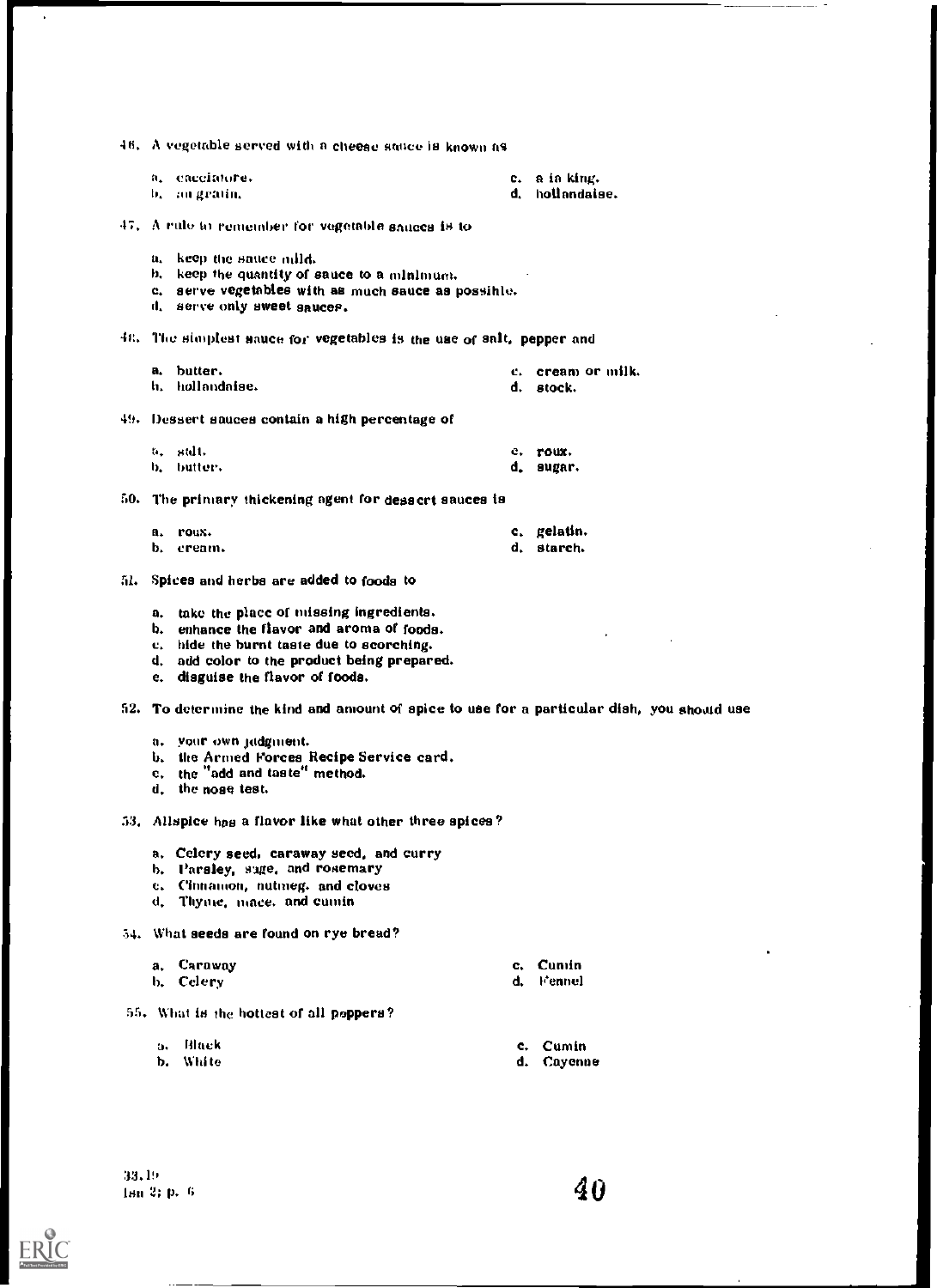46. A vegetable served with a cheese sauce is known as

a. cacciatore.
b. au gratin.
c. a la king.
d. hollandaise.

47. A rule to remember for vegetable sauces is to

a. keep the sauce mild.
b. keep the quantity of sauce to a minimum.
c. serve vegetables with as much sauce as possible.
d. serve only sweet sauces.

48. The simplest sauce for vegetables is the use of salt, pepper and

a. butter.
b. hollandaise.
c. cream or milk.
d. stock.

49. Dessert sauces contain a high percentage of

a. salt.
b. butter.
c. roux.
d. sugar.

50. The primary thickening agent for dessert sauces is

a. roux.
b. cream.
c. gelatin.
d. starch.

51. Spices and herbs are added to foods to

a. take the place of missing ingredients.
b. enhance the flavor and aroma of foods.
c. hide the burnt taste due to scorching.
d. add color to the product being prepared.
e. disguise the flavor of foods.

52. To determine the kind and amount of spice to use for a particular dish, you should use

a. your own judgment.
b. the Armed Forces Recipe Service card.
c. the "add and taste" method.
d. the nose test.

53. Allspice has a flavor like what other three spices?

a. Celery seed, caraway seed, and curry
b. Parsley, sage, and rosemary
c. Cinnamon, nutmeg, and cloves
d. Thyme, mace, and cumin

54. What seeds are found on rye bread?

a. Caraway
b. Celery
c. Cumin
d. Fennel

55. What is the hottest of all peppers?

a. Black
b. White
c. Cumin
d. Cayenne

33.19
lsn 2; p. 6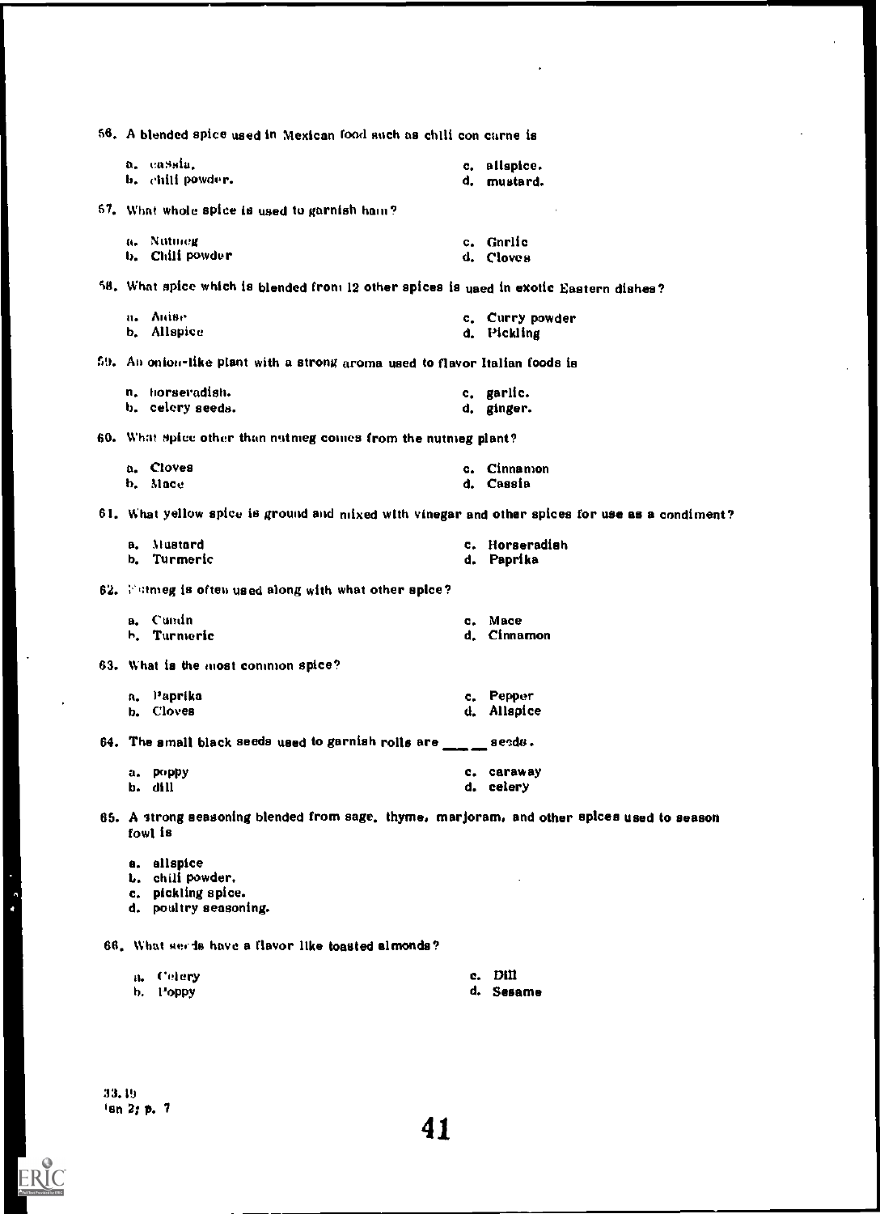56. A blended spice used in Mexican food such as chili con carne is

a. cassia.
b. chili powder.
c. allspice.
d. mustard.

57. What whole spice is used to garnish ham?

a. Nutmeg
b. Chili powder
c. Garlic
d. Cloves

58. What spice which is blended from 12 other spices is used in exotic Eastern dishes?

a. Anise
b. Allspice
c. Curry powder
d. Pickling

59. An onion-like plant with a strong aroma used to flavor Italian foods is

a. horseradish.
b. celery seeds.
c. garlic.
d. ginger.

60. What spice other than nutmeg comes from the nutmeg plant?

a. Cloves
b. Mace
c. Cinnamon
d. Cassia

61. What yellow spice is ground and mixed with vinegar and other spices for use as a condiment?

a. Mustard
b. Turmeric
c. Horseradish
d. Paprika

62. Nutmeg is often used along with what other spice?

a. Cumin
b. Turmeric
c. Mace
d. Cinnamon

63. What is the most common spice?

a. Paprika
b. Cloves
c. Pepper
d. Allspice

64. The small black seeds used to garnish rolls are _____ seeds.

a. poppy
b. dill
c. caraway
d. celery

65. A strong seasoning blended from sage, thyme, marjoram, and other spices used to season fowl is

a. allspice
b. chili powder.
c. pickling spice.
d. poultry seasoning.

66. What seeds have a flavor like toasted almonds?

a. Celery
b. Poppy
c. Dill
d. Sesame

33.19
Sn 2; p. 7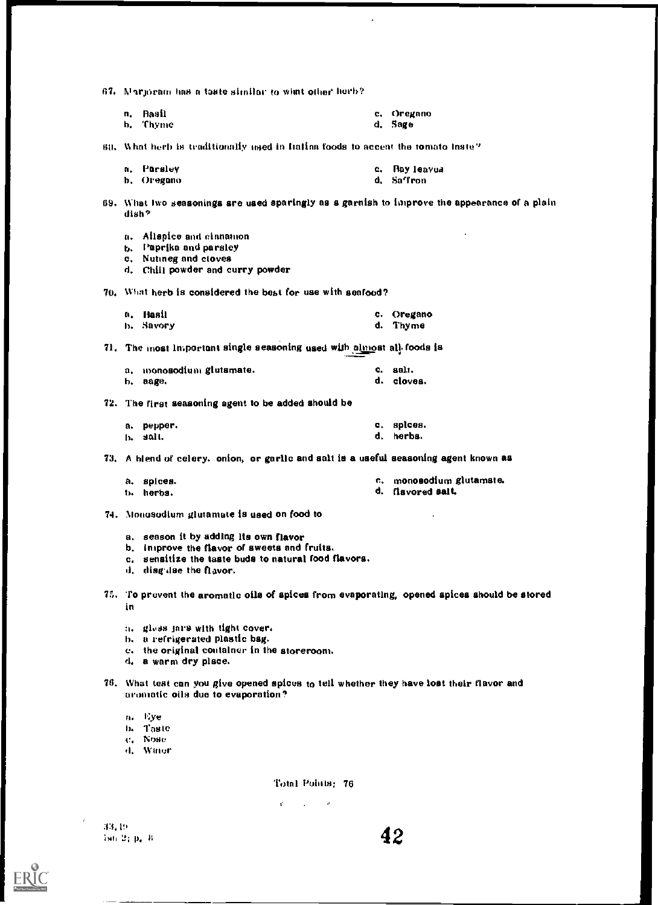67. Marjoram has a taste similar to what other herb?

a. Basil
b. Thyme
c. Oregano
d. Sage

68. What herb is traditionally used in Italian foods to accent the tomato taste?

a. Parsley
b. Oregano
c. Bay leaves
d. Saffron

69. What two seasonings are used sparingly as a garnish to improve the appearance of a plain dish?

a. Allspice and cinnamon
b. Paprika and parsley
c. Nutmeg and cloves
d. Chili powder and curry powder

70. What herb is considered the best for use with seafood?

a. Basil
b. Savory
c. Oregano
d. Thyme

71. The most important single seasoning used with almost all foods is

a. monosodium glutamate.
b. sage.
c. salt.
d. cloves.

72. The first seasoning agent to be added should be

a. pepper.
b. salt.
c. spices.
d. herbs.

73. A blend of celery, onion, or garlic and salt is a useful seasoning agent known as

a. spices.
b. herbs.
c. monosodium glutamate.
d. flavored salt.

74. Monosodium glutamate is used on food to

a. season it by adding its own flavor
b. improve the flavor of sweets and fruits.
c. sensitize the taste buds to natural food flavors.
d. disguise the flavor.

75. To prevent the aromatic oils of spices from evaporating, opened spices should be stored in

a. glass jars with tight cover.
b. a refrigerated plastic bag.
c. the original container in the storeroom.
d. a warm dry place.

76. What test can you give opened spices to tell whether they have lost their flavor and aromatic oils due to evaporation?

a. Eye
b. Taste
c. Nose
d. Water

Total Points: 76

33.19
Isu 2; p. 8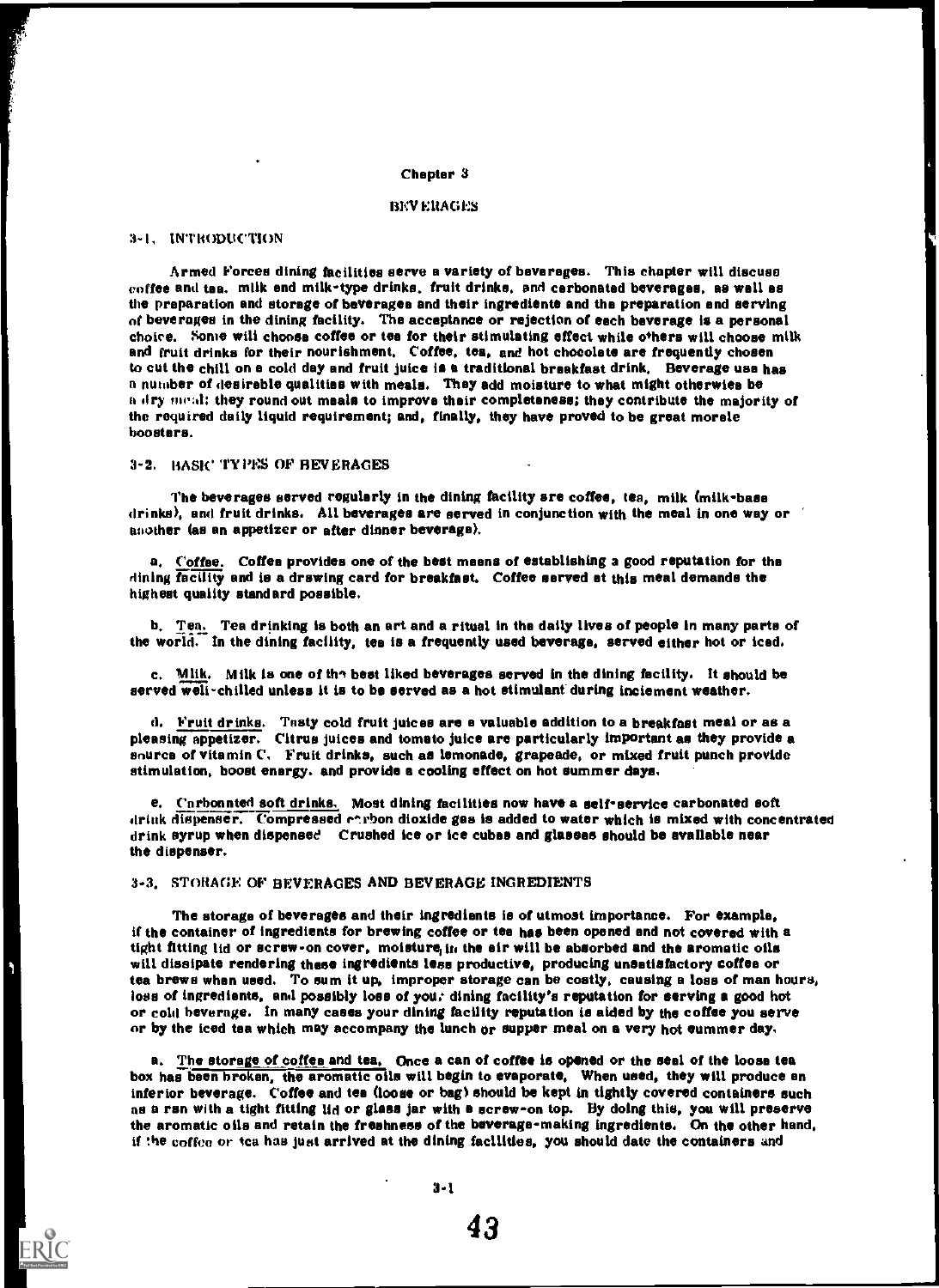# Chapter 3

## BEVERAGES

### 3-1. INTRODUCTION

Armed Forces dining facilities serve a variety of beverages. This chapter will discuss coffee and tea, milk and milk-type drinks, fruit drinks, and carbonated beverages, as well as the preparation and storage of beverages and their ingredients and the preparation and serving of beverages in the dining facility. The acceptance or rejection of each beverage is a personal choice. Some will choose coffee or tea for their stimulating effect while others will choose milk and fruit drinks for their nourishment. Coffee, tea, and hot chocolate are frequently chosen to cut the chill on a cold day and fruit juice is a traditional breakfast drink. Beverage use has a number of desirable qualities with meals. They add moisture to what might otherwise be a dry meal; they round out meals to improve their completeness; they contribute the majority of the required daily liquid requirement; and, finally, they have proved to be great morale boosters.

### 3-2. BASIC TYPES OF BEVERAGES

The beverages served regularly in the dining facility are coffee, tea, milk (milk-base drinks), and fruit drinks. All beverages are served in conjunction with the meal in one way or another (as an appetizer or after dinner beverage).

a. Coffee. Coffee provides one of the best means of establishing a good reputation for the dining facility and is a drawing card for breakfast. Coffee served at this meal demands the highest quality standard possible.

b. Tea. Tea drinking is both an art and a ritual in the daily lives of people in many parts of the world. In the dining facility, tea is a frequently used beverage, served either hot or iced.

c. Milk. Milk is one of the best liked beverages served in the dining facility. It should be served well-chilled unless it is to be served as a hot stimulant during inclement weather.

d. Fruit drinks. Tasty cold fruit juices are a valuable addition to a breakfast meal or as a pleasing appetizer. Citrus juices and tomato juice are particularly important as they provide a source of vitamin C. Fruit drinks, such as lemonade, grapeade, or mixed fruit punch provide stimulation, boost energy, and provide a cooling effect on hot summer days.

e. Carbonated soft drinks. Most dining facilities now have a self-service carbonated soft drink dispenser. Compressed carbon dioxide gas is added to water which is mixed with concentrated drink syrup when dispensed. Crushed ice or ice cubes and glasses should be available near the dispenser.

### 3-3. STORAGE OF BEVERAGES AND BEVERAGE INGREDIENTS

The storage of beverages and their ingredients is of utmost importance. For example, if the container of ingredients for brewing coffee or tea has been opened and not covered with a tight fitting lid or screw-on cover, moisture in the air will be absorbed and the aromatic oils will dissipate rendering these ingredients less productive, producing unsatisfactory coffee or tea brews when used. To sum it up, improper storage can be costly, causing a loss of man hours, loss of ingredients, and possibly loss of your dining facility's reputation for serving a good hot or cold beverage. In many cases your dining facility reputation is aided by the coffee you serve or by the iced tea which may accompany the lunch or supper meal on a very hot summer day.

a. The storage of coffee and tea. Once a can of coffee is opened or the seal of the loose tea box has been broken, the aromatic oils will begin to evaporate. When used, they will produce an inferior beverage. Coffee and tea (loose or bag) should be kept in tightly covered containers such as a can with a tight fitting lid or glass jar with a screw-on top. By doing this, you will preserve the aromatic oils and retain the freshness of the beverage-making ingredients. On the other hand, if the coffee or tea has just arrived at the dining facilities, you should date the containers and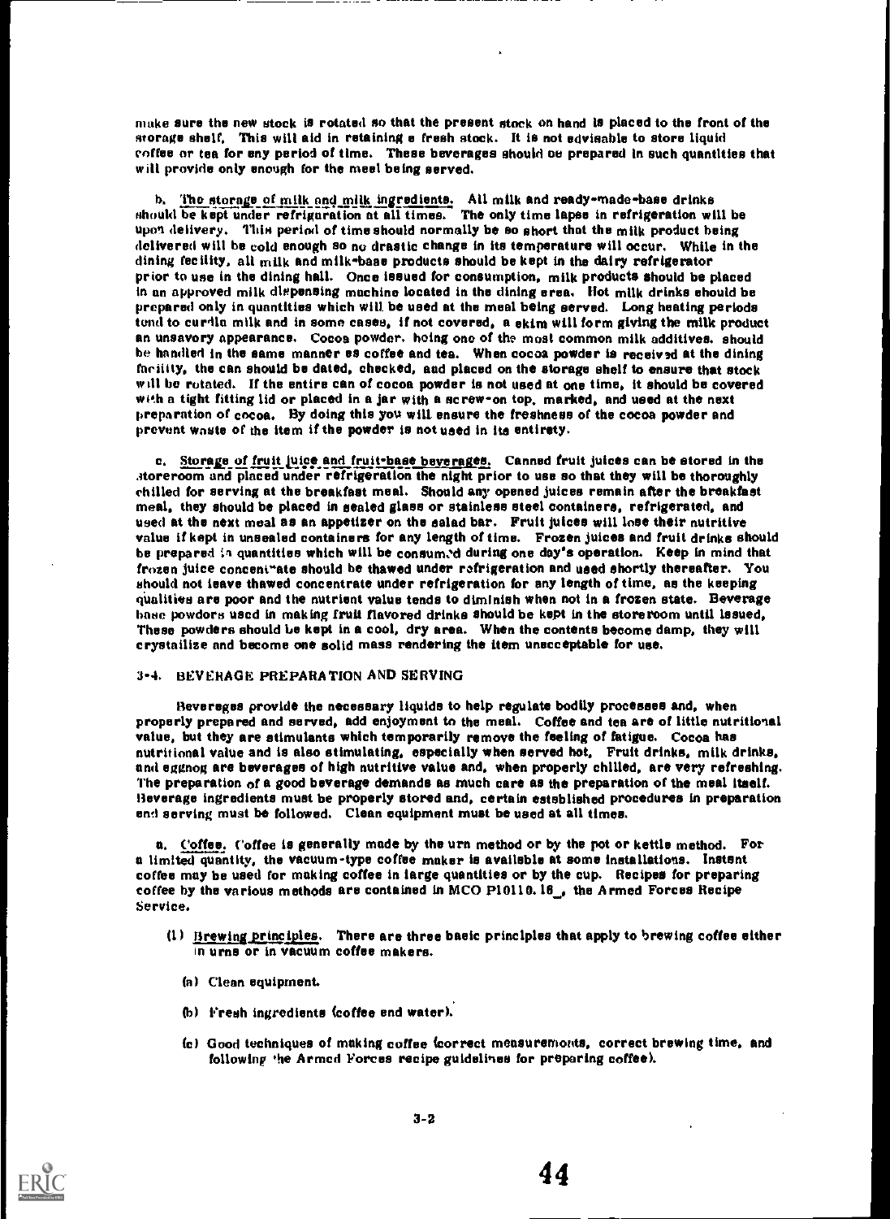make sure the new stock is rotated so that the present stock on hand is placed to the front of the storage shelf. This will aid in retaining a fresh stock. It is not advisable to store liquid coffee or tea for any period of time. These beverages should be prepared in such quantities that will provide only enough for the meal being served.

b. The storage of milk and milk ingredients. All milk and ready-made-base drinks should be kept under refrigeration at all times. The only time lapse in refrigeration will be upon delivery. This period of time should normally be so short that the milk product being delivered will be cold enough so no drastic change in its temperature will occur. While in the dining facility, all milk and milk-base products should be kept in the dairy refrigerator prior to use in the dining hall. Once issued for consumption, milk products should be placed in an approved milk dispensing machine located in the dining area. Hot milk drinks should be prepared only in quantities which will be used at the meal being served. Long heating periods tend to curdle milk and in some cases, if not covered, a skim will form giving the milk product an unsavory appearance. Cocoa powder, being one of the most common milk additives, should be handled in the same manner as coffee and tea. When cocoa powder is received at the dining facility, the can should be dated, checked, and placed on the storage shelf to ensure that stock will be rotated. If the entire can of cocoa powder is not used at one time, it should be covered with a tight fitting lid or placed in a jar with a screw-on top, marked, and used at the next preparation of cocoa. By doing this you will ensure the freshness of the cocoa powder and prevent waste of the item if the powder is not used in its entirety.

c. Storage of fruit juice and fruit-base beverages. Canned fruit juices can be stored in the storeroom and placed under refrigeration the night prior to use so that they will be thoroughly chilled for serving at the breakfast meal. Should any opened juices remain after the breakfast meal, they should be placed in sealed glass or stainless steel containers, refrigerated, and used at the next meal as an appetizer on the salad bar. Fruit juices will lose their nutritive value if kept in unsealed containers for any length of time. Frozen juices and fruit drinks should be prepared in quantities which will be consumed during one day's operation. Keep in mind that frozen juice concentrate should be thawed under refrigeration and used shortly thereafter. You should not leave thawed concentrate under refrigeration for any length of time, as the keeping qualities are poor and the nutrient value tends to diminish when not in a frozen state. Beverage base powders used in making fruit flavored drinks should be kept in the storeroom until issued. These powders should be kept in a cool, dry area. When the contents become damp, they will crystallize and become one solid mass rendering the item unacceptable for use.

## 3-4. BEVERAGE PREPARATION AND SERVING

Beverages provide the necessary liquids to help regulate bodily processes and, when properly prepared and served, add enjoyment to the meal. Coffee and tea are of little nutritional value, but they are stimulants which temporarily remove the feeling of fatigue. Cocoa has nutritional value and is also stimulating, especially when served hot. Fruit drinks, milk drinks, and eggnog are beverages of high nutritive value and, when properly chilled, are very refreshing. The preparation of a good beverage demands as much care as the preparation of the meal itself. Beverage ingredients must be properly stored and, certain established procedures in preparation and serving must be followed. Clean equipment must be used at all times.

a. Coffee. Coffee is generally made by the urn method or by the pot or kettle method. For a limited quantity, the vacuum-type coffee maker is available at some installations. Instant coffee may be used for making coffee in large quantities or by the cup. Recipes for preparing coffee by the various methods are contained in MCO P10110.16_, the Armed Forces Recipe Service.

(1) Brewing principles. There are three basic principles that apply to brewing coffee either in urns or in vacuum coffee makers.

(a) Clean equipment.

(b) Fresh ingredients (coffee and water).

(c) Good techniques of making coffee (correct measurements, correct brewing time, and following the Armed Forces recipe guidelines for preparing coffee).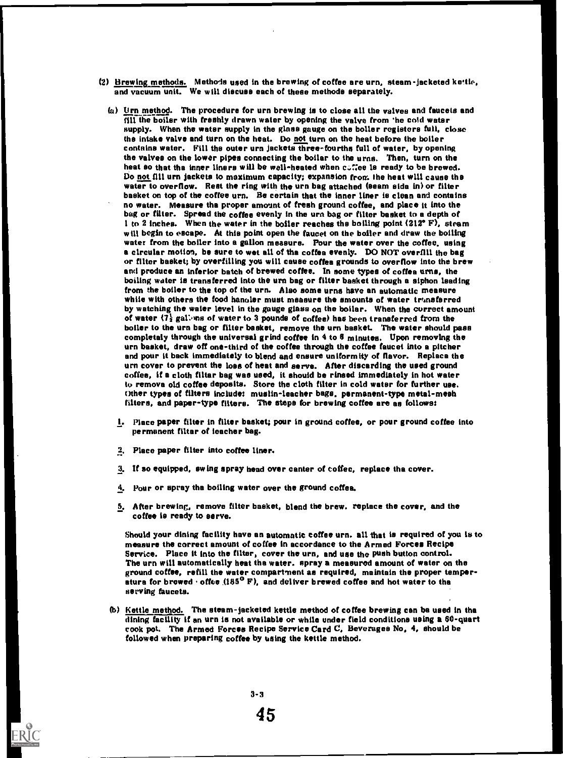(2) Brewing methods. Methods used in the brewing of coffee are urn, steam-jacketed kettle, and vacuum unit. We will discuss each of these methods separately.

(a) Urn method. The procedure for urn brewing is to close all the valves and faucets and fill the boiler with freshly drawn water by opening the valve from the cold water supply. When the water supply in the glass gauge on the boiler registers full, close the intake valve and turn on the heat. Do not turn on the heat before the boiler contains water. Fill the outer urn jackets three-fourths full of water, by opening the valves on the lower pipes connecting the boiler to the urns. Then, turn on the heat so that the inner liners will be well-heated when coffee is ready to be brewed. Do not fill urn jackets to maximum capacity; expansion from the heat will cause the water to overflow. Rest the ring with the urn bag attached (seam side in) or filter basket on top of the coffee urn. Be certain that the inner liner is clean and contains no water. Measure the proper amount of fresh ground coffee, and place it into the bag or filter. Spread the coffee evenly in the urn bag or filter basket to a depth of 1 to 2 inches. When the water in the boiler reaches the boiling point (212° F), steam will begin to escape. At this point open the faucet on the boiler and draw the boiling water from the boiler into a gallon measure. Pour the water over the coffee, using a circular motion, be sure to wet all of the coffee evenly. DO NOT overfill the bag or filter basket; by overfilling you will cause coffee grounds to overflow into the brew and produce an inferior batch of brewed coffee. In some types of coffee urns, the boiling water is transferred into the urn bag or filter basket through a siphon leading from the boiler to the top of the urn. Also some urns have an automatic measure while with others the food handler must measure the amounts of water transferred by watching the water level in the gauge glass on the boiler. When the correct amount of water (7½ gallons of water to 3 pounds of coffee) has been transferred from the boiler to the urn bag or filter basket, remove the urn basket. The water should pass completely through the universal grind coffee in 4 to 6 minutes. Upon removing the urn basket, draw off one-third of the coffee through the coffee faucet into a pitcher and pour it back immediately to blend and ensure uniformity of flavor. Replace the urn cover to prevent the loss of heat and serve. After discarding the used ground coffee, if a cloth filter bag was used, it should be rinsed immediately in hot water to remove old coffee deposits. Store the cloth filter in cold water for further use. Other types of filters include: muslin-leacher bags, permanent-type metal-mesh filters, and paper-type filters. The steps for brewing coffee are as follows:

1. Place paper filter in filter basket; pour in ground coffee, or pour ground coffee into permanent filter of leacher bag.

2. Place paper filter into coffee liner.

3. If so equipped, swing spray head over center of coffee, replace the cover.

4. Pour or spray the boiling water over the ground coffee.

5. After brewing, remove filter basket, blend the brew, replace the cover, and the coffee is ready to serve.

Should your dining facility have an automatic coffee urn, all that is required of you is to measure the correct amount of coffee in accordance to the Armed Forces Recipe Service. Place it into the filter, cover the urn, and use the push button control. The urn will automatically heat the water, spray a measured amount of water on the ground coffee, refill the water compartment as required, maintain the proper temperature for brewed coffee (185° F), and deliver brewed coffee and hot water to the serving faucets.

(b) Kettle method. The steam-jacketed kettle method of coffee brewing can be used in the dining facility if an urn is not available or while under field conditions using a 60-quart cook pot. The Armed Forces Recipe Service Card C, Beverages No, 4, should be followed when preparing coffee by using the kettle method.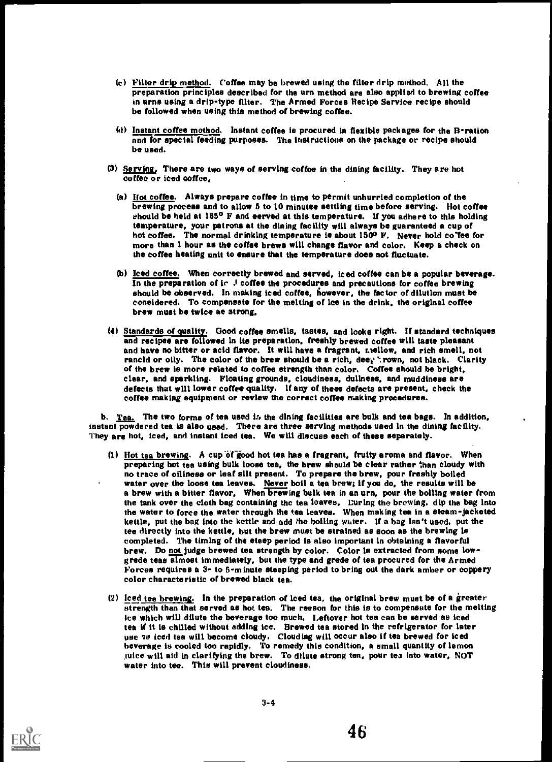(c) <u>Filter drip method</u>. Coffee may be brewed using the filter drip method. All the preparation principles described for the urn method are also applied to brewing coffee in urns using a drip-type filter. The Armed Forces Recipe Service recipe should be followed when using this method of brewing coffee.

(d) <u>Instant coffee method</u>. Instant coffee is procured in flexible packages for the B-ration and for special feeding purposes. The instructions on the package or recipe should be used.

(3) <u>Serving</u>. There are two ways of serving coffee in the dining facility. They are hot coffee or iced coffee.

(a) <u>Hot coffee</u>. Always prepare coffee in time to permit unhurried completion of the brewing process and to allow 5 to 10 minutes settling time before serving. Hot coffee should be held at 185° F and served at this temperature. If you adhere to this holding temperature, your patrons at the dining facility will always be guaranteed a cup of hot coffee. The normal drinking temperature is about 150° F. Never hold coffee for more than 1 hour as the coffee brews will change flavor and color. Keep a check on the coffee heating unit to ensure that the temperature does not fluctuate.

(b) <u>Iced coffee</u>. When correctly brewed and served, iced coffee can be a popular beverage. In the preparation of iced coffee the procedures and precautions for coffee brewing should be observed. In making iced coffee, however, the factor of dilution must be considered. To compensate for the melting of ice in the drink, the original coffee brew must be twice as strong.

(4) <u>Standards of quality</u>. Good coffee smells, tastes, and looks right. If standard techniques and recipes are followed in its preparation, freshly brewed coffee will taste pleasant and have no bitter or acid flavor. It will have a fragrant, mellow, and rich smell, not rancid or oily. The color of the brew should be a rich, deep brown, not black. Clarity of the brew is more related to coffee strength than color. Coffee should be bright, clear, and sparkling. Floating grounds, cloudiness, dullness, and muddiness are defects that will lower coffee quality. If any of these defects are present, check the coffee making equipment or review the correct coffee making procedures.

b. <u>Tea</u>. The two forms of tea used in the dining facilities are bulk and tea bags. In addition, instant powdered tea is also used. There are three serving methods used in the dining facility. They are hot, iced, and instant iced tea. We will discuss each of these separately.

(1) <u>Hot tea brewing</u>. A cup of good hot tea has a fragrant, fruity aroma and flavor. When preparing hot tea using bulk loose tea, the brew should be clear rather than cloudy with no trace of oiliness or leaf silt present. To prepare the brew, pour freshly boiled water over the loose tea leaves. <u>Never</u> boil a tea brew; if you do, the results will be a brew with a bitter flavor. When brewing bulk tea in an urn, pour the boiling water from the tank over the cloth bag containing the tea leaves. During the brewing, dip the bag into the water to force the water through the tea leaves. When making tea in a steam-jacketed kettle, put the bag into the kettle and add the boiling water. If a bag isn't used, put the tea directly into the kettle, but the brew must be strained as soon as the brewing is completed. The timing of the steep period is also important in obtaining a flavorful brew. Do <u>not</u> judge brewed tea strength by color. Color is extracted from some low-grade teas almost immediately, but the type and grade of tea procured for the Armed Forces requires a 3- to 5-minute steeping period to bring out the dark amber or coppery color characteristic of brewed black tea.

(2) <u>Iced tea brewing</u>. In the preparation of iced tea, the original brew must be of a greater strength than that served as hot tea. The reason for this is to compensate for the melting ice which will dilute the beverage too much. Leftover hot tea can be served as iced tea if it is chilled without adding ice. Brewed tea stored in the refrigerator for later use as iced tea will become cloudy. Clouding will occur also if tea brewed for iced beverage is cooled too rapidly. To remedy this condition, a small quantity of lemon juice will aid in clarifying the brew. To dilute strong tea, pour tea into water, NOT water into tea. This will prevent cloudiness.

3-4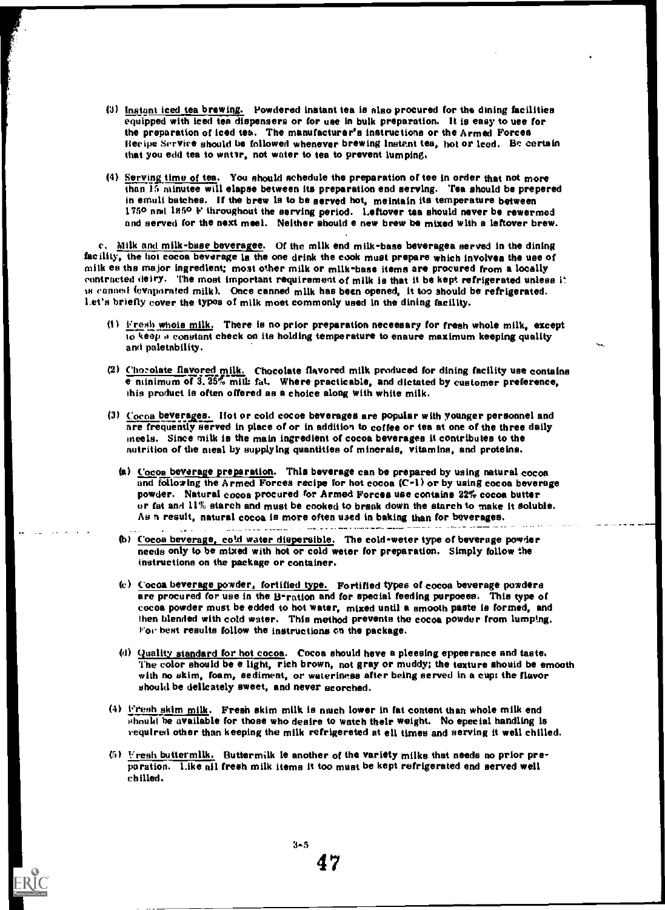(3) Instant iced tea brewing. Powdered instant tea is also procured for the dining facilities equipped with iced tea dispensers or for use in bulk preparation. It is easy to use for the preparation of iced tea. The manufacturer's instructions or the Armed Forces Recipe Service should be followed whenever brewing instant tea, hot or iced. Be certain that you add tea to water, not water to tea to prevent lumping.

(4) Serving time of tea. You should schedule the preparation of tea in order that not more than 15 minutes will elapse between its preparation and serving. Tea should be prepared in small batches. If the brew is to be served hot, maintain its temperature between 175° and 185° F throughout the serving period. Leftover tea should never be rewarmed and served for the next meal. Neither should a new brew be mixed with a leftover brew.

c. Milk and milk-base beverages. Of the milk and milk-base beverages served in the dining facility, the hot cocoa beverage is the one drink the cook must prepare which involves the use of milk as the major ingredient; most other milk or milk-base items are procured from a locally contracted dairy. The most important requirement of milk is that it be kept refrigerated unless it is canned (evaporated milk). Once canned milk has been opened, it too should be refrigerated. Let's briefly cover the types of milk most commonly used in the dining facility.

(1) Fresh whole milk. There is no prior preparation necessary for fresh whole milk, except to keep a constant check on its holding temperature to ensure maximum keeping quality and palatability.

(2) Chocolate flavored milk. Chocolate flavored milk produced for dining facility use contains a minimum of 3.25% milk fat. Where practicable, and dictated by customer preference, this product is often offered as a choice along with white milk.

(3) Cocoa beverages. Hot or cold cocoa beverages are popular with younger personnel and are frequently served in place of or in addition to coffee or tea at one of the three daily meals. Since milk is the main ingredient of cocoa beverages it contributes to the nutrition of the meal by supplying quantities of minerals, vitamins, and proteins.

(a) Cocoa beverage preparation. This beverage can be prepared by using natural cocoa and following the Armed Forces recipe for hot cocoa (C-1) or by using cocoa beverage powder. Natural cocoa procured for Armed Forces use contains 22% cocoa butter or fat and 11% starch and must be cooked to break down the starch to make it soluble. As a result, natural cocoa is more often used in baking than for beverages.

(b) Cocoa beverage, cold water dispersible. The cold-water type of beverage powder needs only to be mixed with hot or cold water for preparation. Simply follow the instructions on the package or container.

(c) Cocoa beverage powder, fortified type. Fortified types of cocoa beverage powders are procured for use in the B-ration and for special feeding purposes. This type of cocoa powder must be added to hot water, mixed until a smooth paste is formed, and then blended with cold water. This method prevents the cocoa powder from lumping. For best results follow the instructions on the package.

(d) Quality standard for hot cocoa. Cocoa should have a pleasing appearance and taste. The color should be a light, rich brown, not gray or muddy; the texture should be smooth with no skim, foam, sediment, or wateriness after being served in a cup; the flavor should be delicately sweet, and never scorched.

(4) Fresh skim milk. Fresh skim milk is much lower in fat content than whole milk and should be available for those who desire to watch their weight. No special handling is required other than keeping the milk refrigerated at all times and serving it well chilled.

(5) Fresh buttermilk. Buttermilk is another of the variety milks that needs no prior preparation. Like all fresh milk items it too must be kept refrigerated and served well chilled.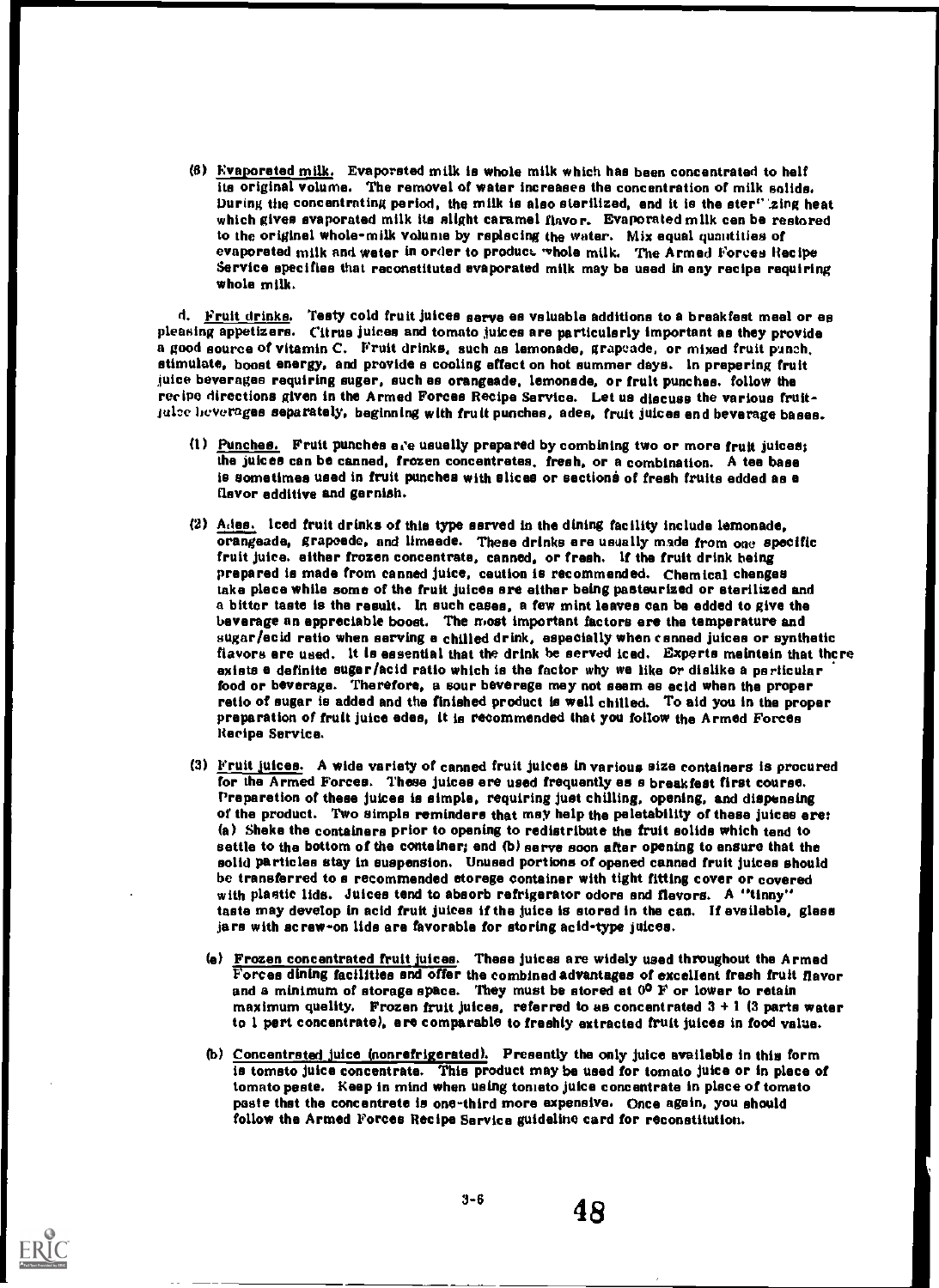(6) Evaporated milk. Evaporated milk is whole milk which has been concentrated to half its original volume. The removal of water increases the concentration of milk solids. During the concentrating period, the milk is also sterilized, and it is the sterilizing heat which gives evaporated milk its slight caramel flavor. Evaporated milk can be restored to the original whole-milk volume by replacing the water. Mix equal quantities of evaporated milk and water in order to produce whole milk. The Armed Forces Recipe Service specifies that reconstituted evaporated milk may be used in any recipe requiring whole milk.

d. Fruit drinks. Tasty cold fruit juices serve as valuable additions to a breakfast meal or as pleasing appetizers. Citrus juices and tomato juices are particularly important as they provide a good source of vitamin C. Fruit drinks, such as lemonade, grapeade, or mixed fruit punch, stimulate, boost energy, and provide a cooling effect on hot summer days. In preparing fruit juice beverages requiring sugar, such as orangeade, lemonade, or fruit punches, follow the recipe directions given in the Armed Forces Recipe Service. Let us discuss the various fruit-juice beverages separately, beginning with fruit punches, ades, fruit juices and beverage bases.

(1) Punches. Fruit punches are usually prepared by combining two or more fruit juices; the juices can be canned, frozen concentrates, fresh, or a combination. A tea base is sometimes used in fruit punches with slices or sections of fresh fruits added as a flavor additive and garnish.

(2) Ades. Iced fruit drinks of this type served in the dining facility include lemonade, orangeade, grapeade, and limeade. These drinks are usually made from one specific fruit juice, either frozen concentrate, canned, or fresh. If the fruit drink being prepared is made from canned juice, caution is recommended. Chemical changes take place while some of the fruit juices are either being pasteurized or sterilized and a bitter taste is the result. In such cases, a few mint leaves can be added to give the beverage an appreciable boost. The most important factors are the temperature and sugar/acid ratio when serving a chilled drink, especially when canned juices or synthetic flavors are used. It is essential that the drink be served iced. Experts maintain that there exists a definite sugar/acid ratio which is the factor why we like or dislike a particular food or beverage. Therefore, a sour beverage may not seem as acid when the proper ratio of sugar is added and the finished product is well chilled. To aid you in the proper preparation of fruit juice ades, it is recommended that you follow the Armed Forces Recipe Service.

(3) Fruit juices. A wide variety of canned fruit juices in various size containers is procured for the Armed Forces. These juices are used frequently as a breakfast first course. Preparation of these juices is simple, requiring just chilling, opening, and dispensing of the product. Two simple reminders that may help the palatability of these juices are: (a) Shake the containers prior to opening to redistribute the fruit solids which tend to settle to the bottom of the container; and (b) serve soon after opening to ensure that the solid particles stay in suspension. Unused portions of opened canned fruit juices should be transferred to a recommended storage container with tight fitting cover or covered with plastic lids. Juices tend to absorb refrigerator odors and flavors. A "tinny" taste may develop in acid fruit juices if the juice is stored in the can. If available, glass jars with screw-on lids are favorable for storing acid-type juices.

(a) Frozen concentrated fruit juices. These juices are widely used throughout the Armed Forces dining facilities and offer the combined advantages of excellent fresh fruit flavor and a minimum of storage space. They must be stored at 0° F or lower to retain maximum quality. Frozen fruit juices, referred to as concentrated 3 + 1 (3 parts water to 1 part concentrate), are comparable to freshly extracted fruit juices in food value.

(b) Concentrated juice (nonrefrigerated). Presently the only juice available in this form is tomato juice concentrate. This product may be used for tomato juice or in place of tomato paste. Keep in mind when using tomato juice concentrate in place of tomato paste that the concentrate is one-third more expensive. Once again, you should follow the Armed Forces Recipe Service guideline card for reconstitution.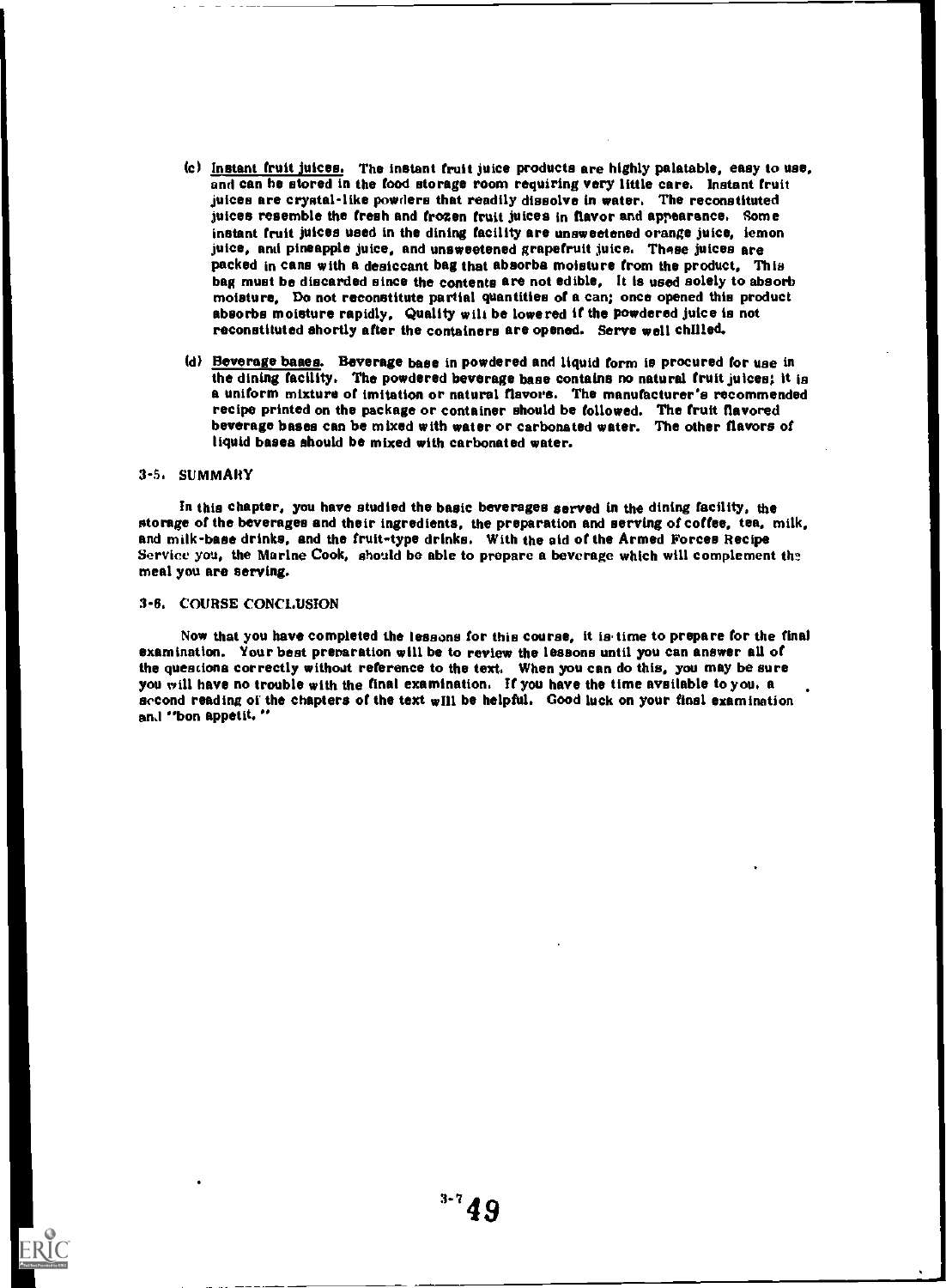(c) Instant fruit juices. The instant fruit juice products are highly palatable, easy to use, and can be stored in the food storage room requiring very little care. Instant fruit juices are crystal-like powders that readily dissolve in water. The reconstituted juices resemble the fresh and frozen fruit juices in flavor and appearance. Some instant fruit juices used in the dining facility are unsweetened orange juice, lemon juice, and pineapple juice, and unsweetened grapefruit juice. These juices are packed in cans with a desiccant bag that absorbs moisture from the product. This bag must be discarded since the contents are not edible. It is used solely to absorb moisture. Do not reconstitute partial quantities of a can; once opened this product absorbs moisture rapidly. Quality will be lowered if the powdered juice is not reconstituted shortly after the containers are opened. Serve well chilled.

(d) Beverage bases. Beverage base in powdered and liquid form is procured for use in the dining facility. The powdered beverage base contains no natural fruit juices; it is a uniform mixture of imitation or natural flavors. The manufacturer's recommended recipe printed on the package or container should be followed. The fruit flavored beverage bases can be mixed with water or carbonated water. The other flavors of liquid bases should be mixed with carbonated water.

## 3-5. SUMMARY

In this chapter, you have studied the basic beverages served in the dining facility, the storage of the beverages and their ingredients, the preparation and serving of coffee, tea, milk, and milk-base drinks, and the fruit-type drinks. With the aid of the Armed Forces Recipe Service you, the Marine Cook, should be able to prepare a beverage which will complement the meal you are serving.

## 3-6. COURSE CONCLUSION

Now that you have completed the lessons for this course, it is time to prepare for the final examination. Your best preparation will be to review the lessons until you can answer all of the questions correctly without reference to the text. When you can do this, you may be sure you will have no trouble with the final examination. If you have the time available to you, a second reading of the chapters of the text will be helpful. Good luck on your final examination and "bon appetit."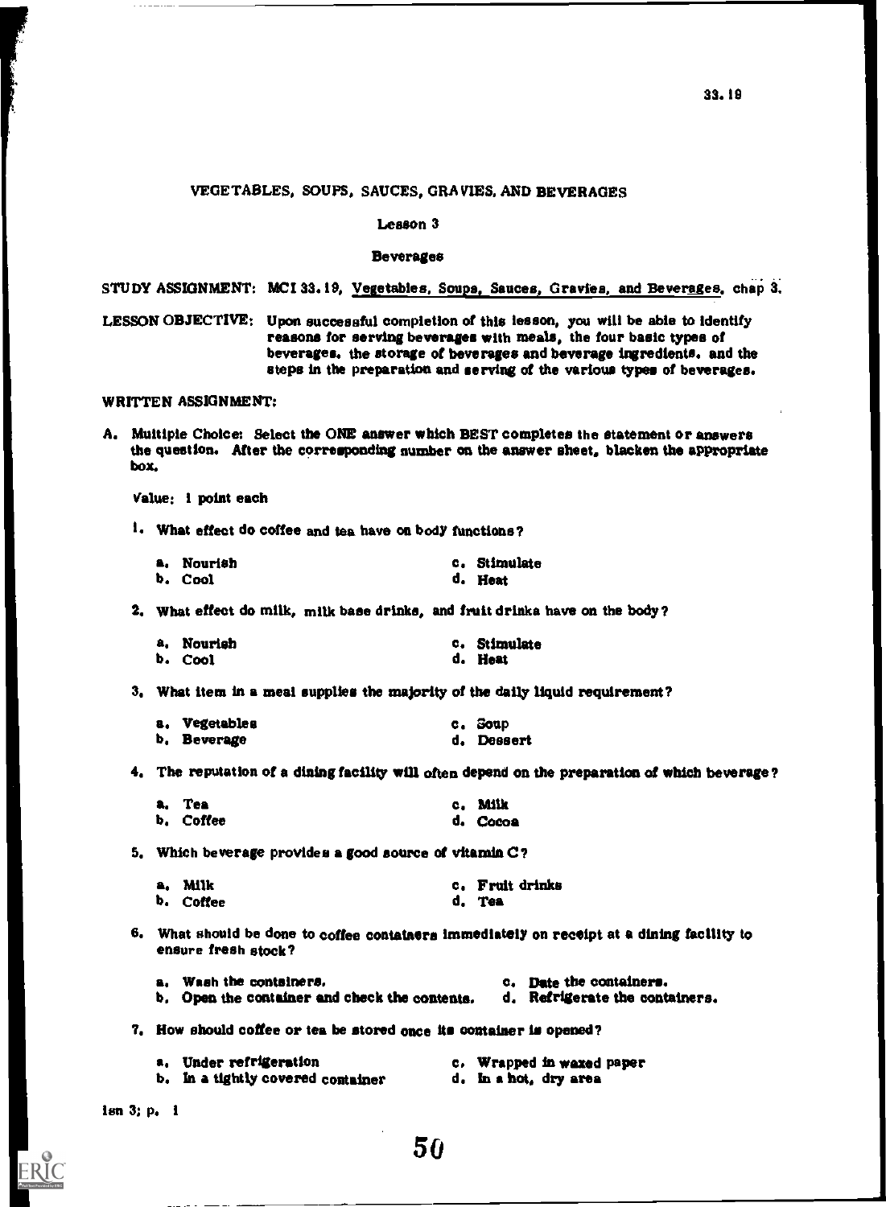## VEGETABLES, SOUPS, SAUCES, GRAVIES, AND BEVERAGES

### Lesson 3

### Beverages

STUDY ASSIGNMENT: MCI 33.19, Vegetables, Soups, Sauces, Gravies, and Beverages, chap 3.

LESSON OBJECTIVE: Upon successful completion of this lesson, you will be able to identify reasons for serving beverages with meals, the four basic types of beverages, the storage of beverages and beverage ingredients, and the steps in the preparation and serving of the various types of beverages.

WRITTEN ASSIGNMENT:

A. Multiple Choice: Select the ONE answer which BEST completes the statement or answers the question. After the corresponding number on the answer sheet, blacken the appropriate box.

Value: 1 point each

1. What effect do coffee and tea have on body functions?

   a. Nourish
   b. Cool
   c. Stimulate
   d. Heat

2. What effect do milk, milk base drinks, and fruit drinks have on the body?

   a. Nourish
   b. Cool
   c. Stimulate
   d. Heat

3. What item in a meal supplies the majority of the daily liquid requirement?

   a. Vegetables
   b. Beverage
   c. Soup
   d. Dessert

4. The reputation of a dining facility will often depend on the preparation of which beverage?

   a. Tea
   b. Coffee
   c. Milk
   d. Cocoa

5. Which beverage provides a good source of vitamin C?

   a. Milk
   b. Coffee
   c. Fruit drinks
   d. Tea

6. What should be done to coffee containers immediately on receipt at a dining facility to ensure fresh stock?

   a. Wash the containers.
   b. Open the container and check the contents.
   c. Date the containers.
   d. Refrigerate the containers.

7. How should coffee or tea be stored once its container is opened?

   a. Under refrigeration
   b. In a tightly covered container
   c. Wrapped in waxed paper
   d. In a hot, dry area

lsn 3; p. 1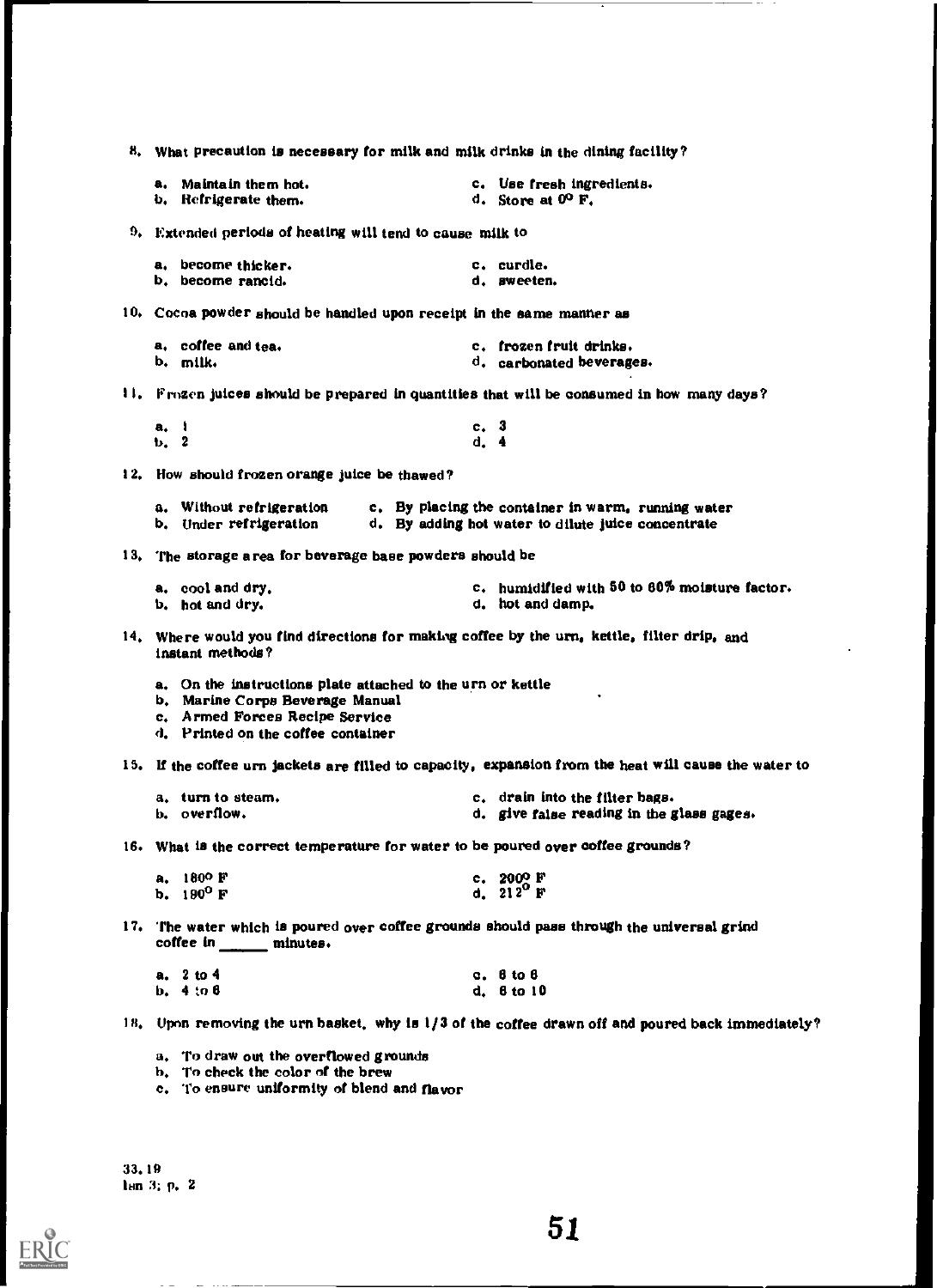8. What precaution is necessary for milk and milk drinks in the dining facility?

   a. Maintain them hot.
   b. Refrigerate them.
   c. Use fresh ingredients.
   d. Store at 0° F.

9. Extended periods of heating will tend to cause milk to

   a. become thicker.
   b. become rancid.
   c. curdle.
   d. sweeten.

10. Cocoa powder should be handled upon receipt in the same manner as

    a. coffee and tea.
    b. milk.
    c. frozen fruit drinks.
    d. carbonated beverages.

11. Frozen juices should be prepared in quantities that will be consumed in how many days?

    a. 1
    b. 2
    c. 3
    d. 4

12. How should frozen orange juice be thawed?

    a. Without refrigeration
    b. Under refrigeration
    c. By placing the container in warm, running water
    d. By adding hot water to dilute juice concentrate

13. The storage area for beverage base powders should be

    a. cool and dry.
    b. hot and dry.
    c. humidified with 50 to 60% moisture factor.
    d. hot and damp.

14. Where would you find directions for making coffee by the urn, kettle, filter drip, and instant methods?

    a. On the instructions plate attached to the urn or kettle
    b. Marine Corps Beverage Manual
    c. Armed Forces Recipe Service
    d. Printed on the coffee container

15. If the coffee urn jackets are filled to capacity, expansion from the heat will cause the water to

    a. turn to steam.
    b. overflow.
    c. drain into the filter bags.
    d. give false reading in the glass gages.

16. What is the correct temperature for water to be poured over coffee grounds?

    a. 180° F
    b. 190° F
    c. 200° F
    d. 212° F

17. The water which is poured over coffee grounds should pass through the universal grind coffee in ______ minutes.

    a. 2 to 4
    b. 4 to 6
    c. 6 to 8
    d. 8 to 10

18. Upon removing the urn basket, why is 1/3 of the coffee drawn off and poured back immediately?

    a. To draw out the overflowed grounds
    b. To check the color of the brew
    c. To ensure uniformity of blend and flavor

33.19
lsn 3; p. 2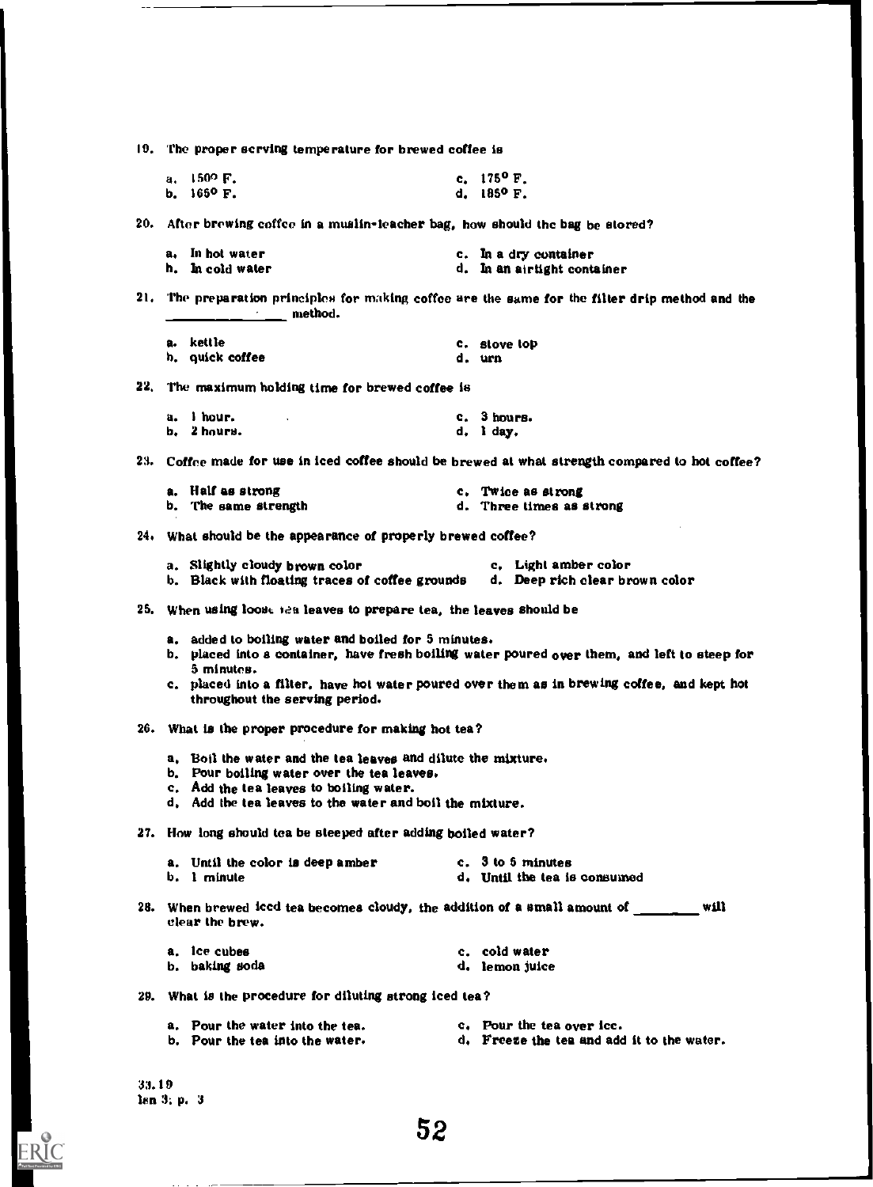19. The proper serving temperature for brewed coffee is

    a. $150^{\circ}$ F.
    b. $165^{\circ}$ F.
    c. $175^{\circ}$ F.
    d. $185^{\circ}$ F.

20. After brewing coffee in a muslin-leacher bag, how should the bag be stored?

    a. In hot water
    b. In cold water
    c. In a dry container
    d. In an airtight container

21. The preparation principles for making coffee are the same for the filter drip method and the \_\_\_\_\_\_\_\_\_\_\_\_ method.

    a. kettle
    b. quick coffee
    c. stove top
    d. urn

22. The maximum holding time for brewed coffee is

    a. 1 hour.
    b. 2 hours.
    c. 3 hours.
    d. 1 day.

23. Coffee made for use in iced coffee should be brewed at what strength compared to hot coffee?

    a. Half as strong
    b. The same strength
    c. Twice as strong
    d. Three times as strong

24. What should be the appearance of properly brewed coffee?

    a. Slightly cloudy brown color
    b. Black with floating traces of coffee grounds
    c. Light amber color
    d. Deep rich clear brown color

25. When using loose tea leaves to prepare tea, the leaves should be

    a. added to boiling water and boiled for 5 minutes.
    b. placed into a container, have fresh boiling water poured over them, and left to steep for 5 minutes.
    c. placed into a filter, have hot water poured over them as in brewing coffee, and kept hot throughout the serving period.

26. What is the proper procedure for making hot tea?

    a. Boil the water and the tea leaves and dilute the mixture.
    b. Pour boiling water over the tea leaves.
    c. Add the tea leaves to boiling water.
    d. Add the tea leaves to the water and boil the mixture.

27. How long should tea be steeped after adding boiled water?

    a. Until the color is deep amber
    b. 1 minute
    c. 3 to 5 minutes
    d. Until the tea is consumed

28. When brewed iced tea becomes cloudy, the addition of a small amount of \_\_\_\_\_\_\_\_ will clear the brew.

    a. ice cubes
    b. baking soda
    c. cold water
    d. lemon juice

29. What is the procedure for diluting strong iced tea?

    a. Pour the water into the tea.
    b. Pour the tea into the water.
    c. Pour the tea over ice.
    d. Freeze the tea and add it to the water.

33.19
len 3; p. 3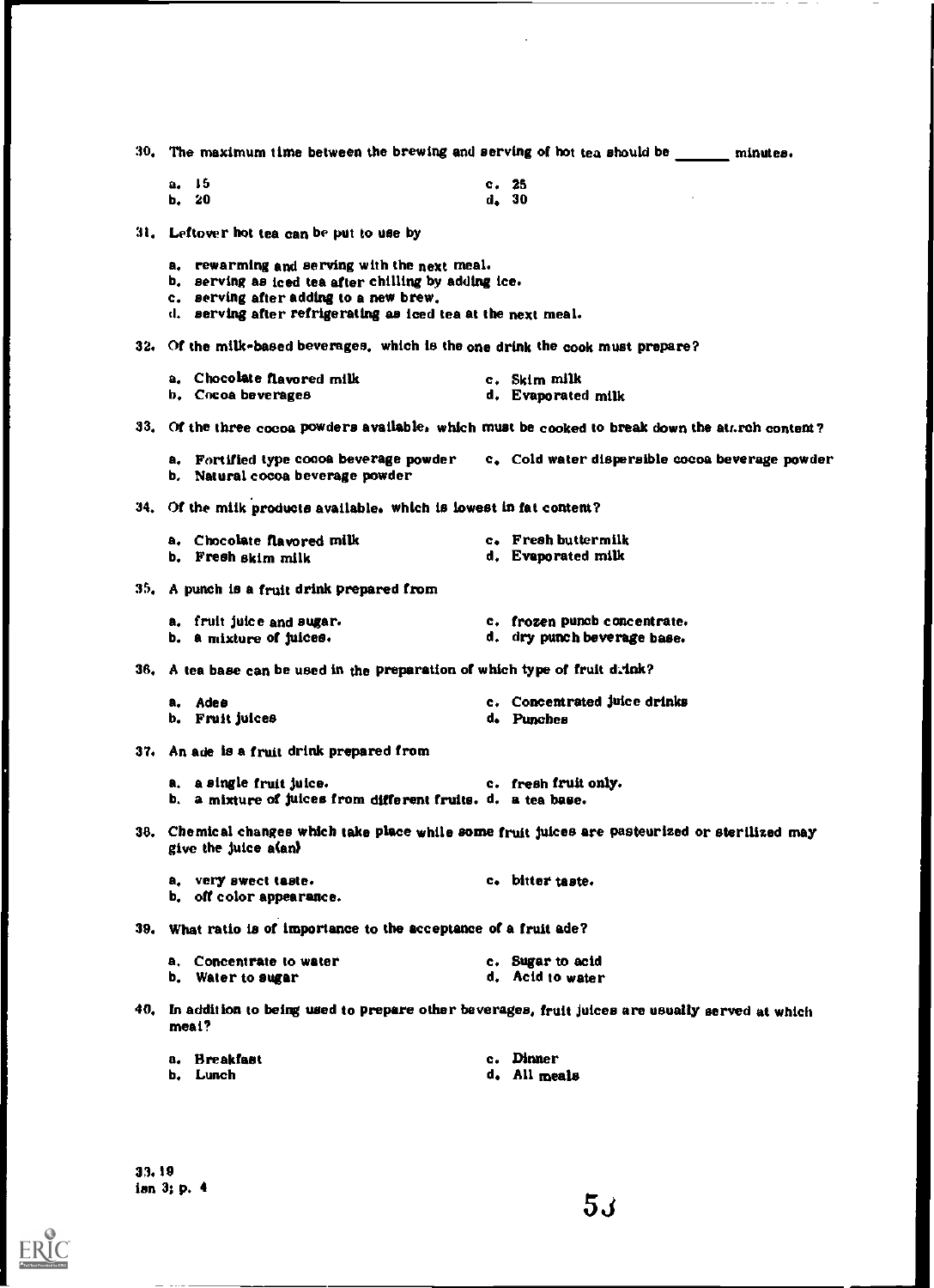30. The maximum time between the brewing and serving of hot tea should be _______ minutes.

a. 15
b. 20
c. 25
d. 30

31. Leftover hot tea can be put to use by

a. rewarming and serving with the next meal.
b. serving as iced tea after chilling by adding ice.
c. serving after adding to a new brew.
d. serving after refrigerating as iced tea at the next meal.

32. Of the milk-based beverages, which is the one drink the cook must prepare?

a. Chocolate flavored milk
b. Cocoa beverages
c. Skim milk
d. Evaporated milk

33. Of the three cocoa powders available, which must be cooked to break down the starch content?

a. Fortified type cocoa beverage powder
b. Natural cocoa beverage powder
c. Cold water dispersible cocoa beverage powder

34. Of the milk products available, which is lowest in fat content?

a. Chocolate flavored milk
b. Fresh skim milk
c. Fresh buttermilk
d. Evaporated milk

35. A punch is a fruit drink prepared from

a. fruit juice and sugar.
b. a mixture of juices.
c. frozen punch concentrate.
d. dry punch beverage base.

36. A tea base can be used in the preparation of which type of fruit drink?

a. Ades
b. Fruit juices
c. Concentrated juice drinks
d. Punches

37. An ade is a fruit drink prepared from

a. a single fruit juice.
b. a mixture of juices from different fruits.
c. fresh fruit only.
d. a tea base.

38. Chemical changes which take place while some fruit juices are pasteurized or sterilized may give the juice a(an)

a. very sweet taste.
b. off color appearance.
c. bitter taste.

39. What ratio is of importance to the acceptance of a fruit ade?

a. Concentrate to water
b. Water to sugar
c. Sugar to acid
d. Acid to water

40. In addition to being used to prepare other beverages, fruit juices are usually served at which meal?

a. Breakfast
b. Lunch
c. Dinner
d. All meals

33.19
lsn 3; p. 4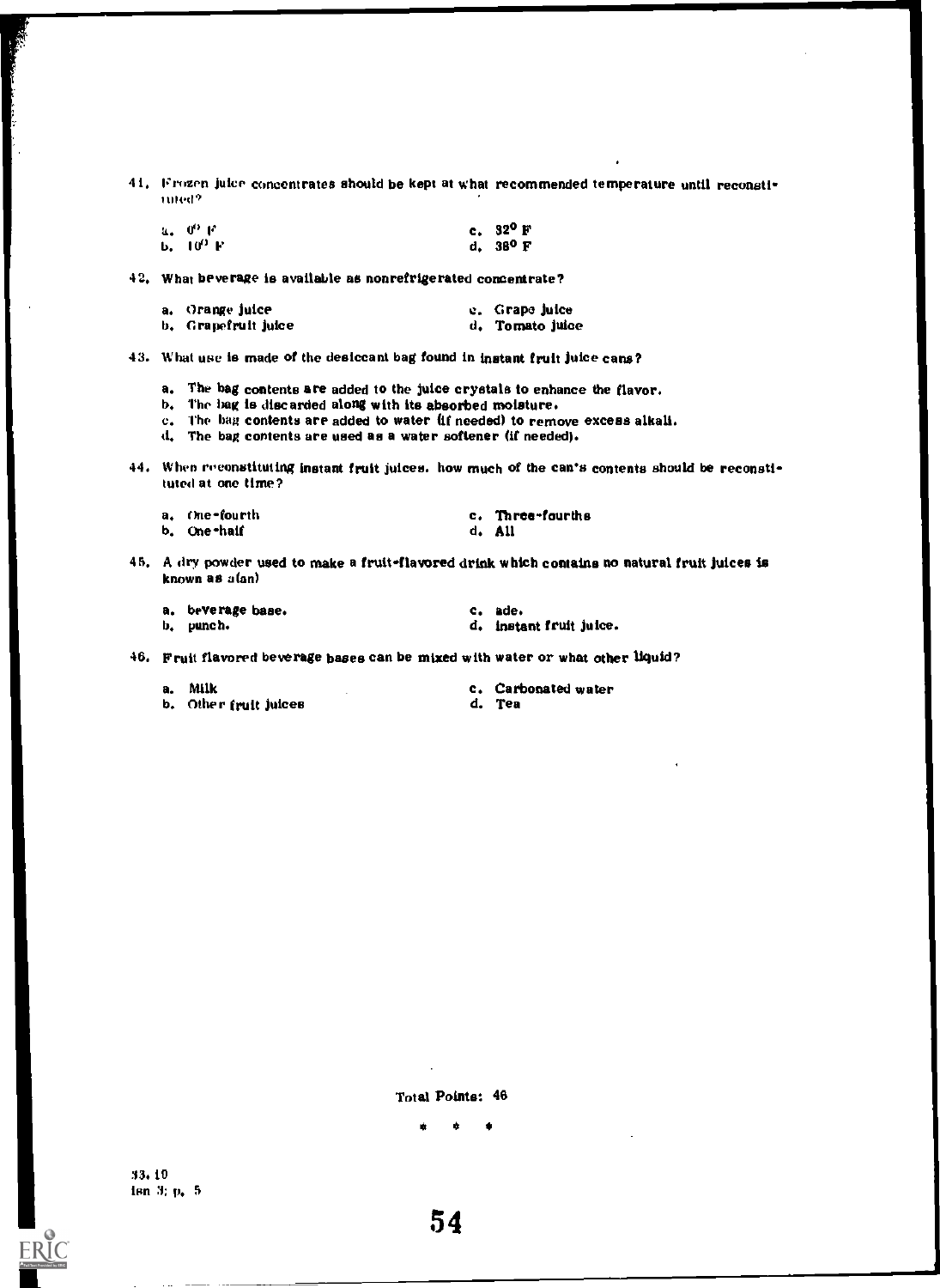41. Frozen juice concentrates should be kept at what recommended temperature until reconstituted?

a. $0^{\circ}$ F
b. $10^{\circ}$ F
c. $32^{\circ}$ F
d. $38^{\circ}$ F

42. What beverage is available as nonrefrigerated concentrate?

a. Orange juice
b. Grapefruit juice
c. Grape juice
d. Tomato juice

43. What use is made of the desiccant bag found in instant fruit juice cans?

a. The bag contents are added to the juice crystals to enhance the flavor.
b. The bag is discarded along with its absorbed moisture.
c. The bag contents are added to water (if needed) to remove excess alkali.
d. The bag contents are used as a water softener (if needed).

44. When reconstituting instant fruit juices, how much of the can's contents should be reconstituted at one time?

a. One-fourth
b. One-half
c. Three-fourths
d. All

45. A dry powder used to make a fruit-flavored drink which contains no natural fruit juices is known as a(an)

a. beverage base.
b. punch.
c. ade.
d. instant fruit juice.

46. Fruit flavored beverage bases can be mixed with water or what other liquid?

a. Milk
b. Other fruit juices
c. Carbonated water
d. Tea

Total Points: 46

\* \* \*

33.10
lsn 3; p. 5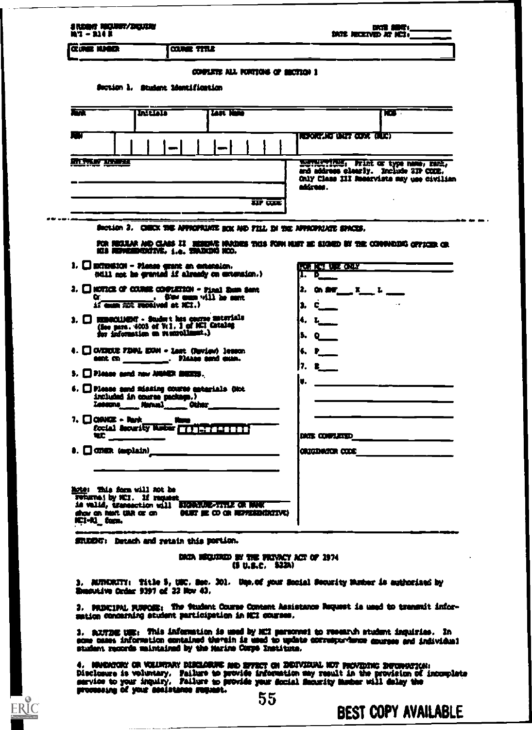STUDENT REQUEST/INQUIRY
MCI - R14 R

DATE SENT: ________
DATE RECEIVED AT MCI: ________

| COURSE NUMBER | COURSE TITLE |
|---|---|
| | |

COMPLETE ALL PORTIONS OF SECTION 1

Section 1. Student Identification

| Rank | Initials | Last Name | MOS |
|---|---|---|---|
| | | | |

| SSN | REPORTING UNIT CODE (RUC) |
|---|---|
| ___ ___ ___ - ___ ___ - ___ ___ ___ ___ | |

MILITARY ADDRESS

______________________________

______________________________ ZIP CODE

INSTRUCTIONS: Print or type name, rank, and address clearly. Include ZIP CODE. Only Class III Reservists may use civilian address.

Section 2. CHECK THE APPROPRIATE BOX AND FILL IN THE APPROPRIATE SPACES.

FOR REGULAR AND CLASS II RESERVE MARINES THIS FORM MUST BE SIGNED BY THE COMMANDING OFFICER OR HIS REPRESENTATIVE, i.e. TRAINING NCO.

1. ☐ EXTENSION - Please grant an extension. (Will not be granted if already on extension.)

2. ☐ NOTICE OF COURSE COMPLETION - Final Exam Sent On ____________. (New exam will be sent if exam not received at MCI.)

3. ☐ REENROLLMENT - Student has course materials (See para. 4003 of Vol. I of MCI Catalog for information on reenrollment.)

4. ☐ OVERDUE FINAL EXAM - Last (Review) lesson sent on ____________. Please send exam.

5. ☐ Please send new ANSWER SHEETS.

6. ☐ Please send missing course materials (Not included in course package.) Lessons____ Manual_____ Other_______________

7. ☐ CHANGE - Rank_______ Name_______________ Social Security Number ___ ___ ___ - ___ ___ - ___ ___ ___ ___ RUC ____________

8. ☐ OTHER (explain)______________________________

FOR MCI USE ONLY

1. D____

2. On SMF___ X___ L ____

3. C____

4. L____

5. Q____

6. P____

7. R____

8. ______________________

DATE COMPLETED______________

ORIGINATOR CODE______________

Note: This form will not be returned by MCI. If request is valid, transaction will show on next UAR or on MCI-R1_ form.

______________________________
SIGNATURE-TITLE OR RANK (MUST BE CO OR REPRESENTATIVE)

STUDENT: Detach and retain this portion.

DATA REQUIRED BY THE PRIVACY ACT OF 1974
(5 U.S.C. 522A)

1. AUTHORITY: Title 5, USC, Sec. 301. Use of your Social Security Number is authorized by Executive Order 9397 of 22 Nov 43.

2. PRINCIPAL PURPOSE: The Student Course Content Assistance Request is used to transmit information concerning student participation in MCI courses.

3. ROUTINE USE: This information is used by MCI personnel to research student inquiries. In some cases information contained therein is used to update correspondence courses and individual student records maintained by the Marine Corps Institute.

4. MANDATORY OR VOLUNTARY DISCLOSURE AND EFFECT ON INDIVIDUAL NOT PROVIDING INFORMATION: Disclosure is voluntary. Failure to provide information may result in the provision of incomplete service to your inquiry. Failure to provide your Social Security Number will delay the processing of your assistance request.

BEST COPY AVAILABLE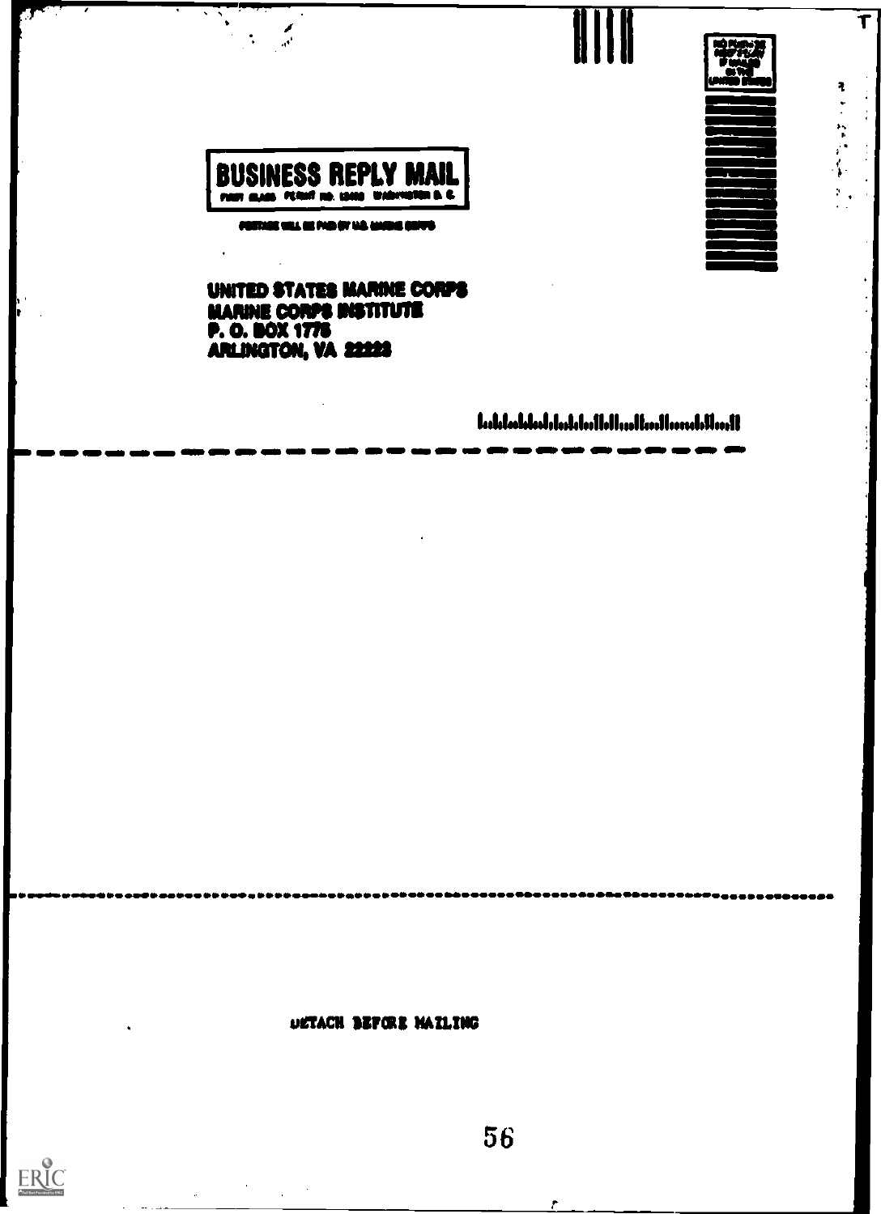**BUSINESS REPLY MAIL**
FIRST CLASS PERMIT NO. 12483 WASHINGTON D. C.

POSTAGE WILL BE PAID BY U.S. MARINE CORPS

NO POSTAGE NECESSARY IF MAILED IN THE UNITED STATES

**UNITED STATES MARINE CORPS**
**MARINE CORPS INSTITUTE**
**P. O. BOX 1775**
**ARLINGTON, VA 22222**

DETACH BEFORE MAILING